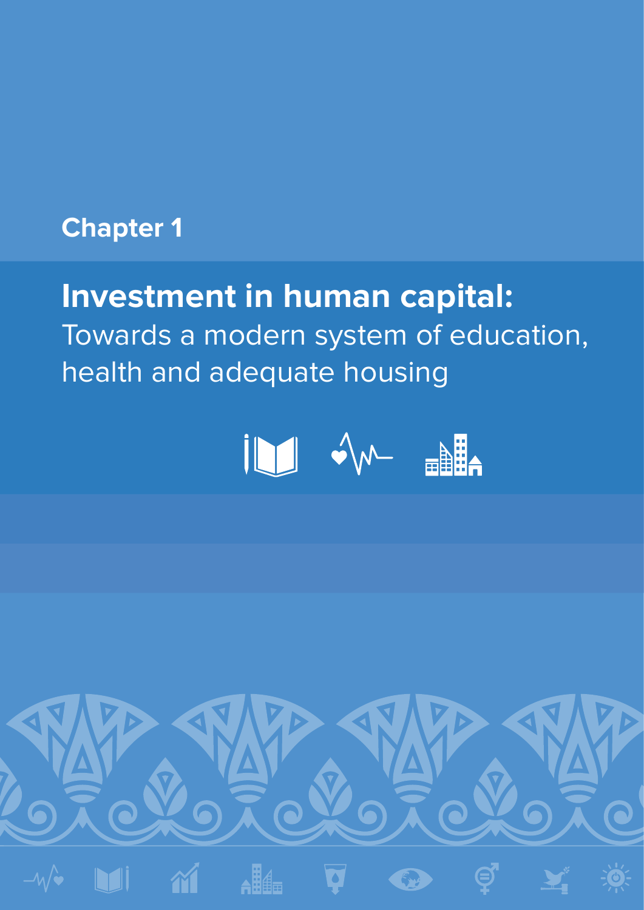# Chapter 1

## **Investment in human capital:** Towards a modern system of education, health and adequate housing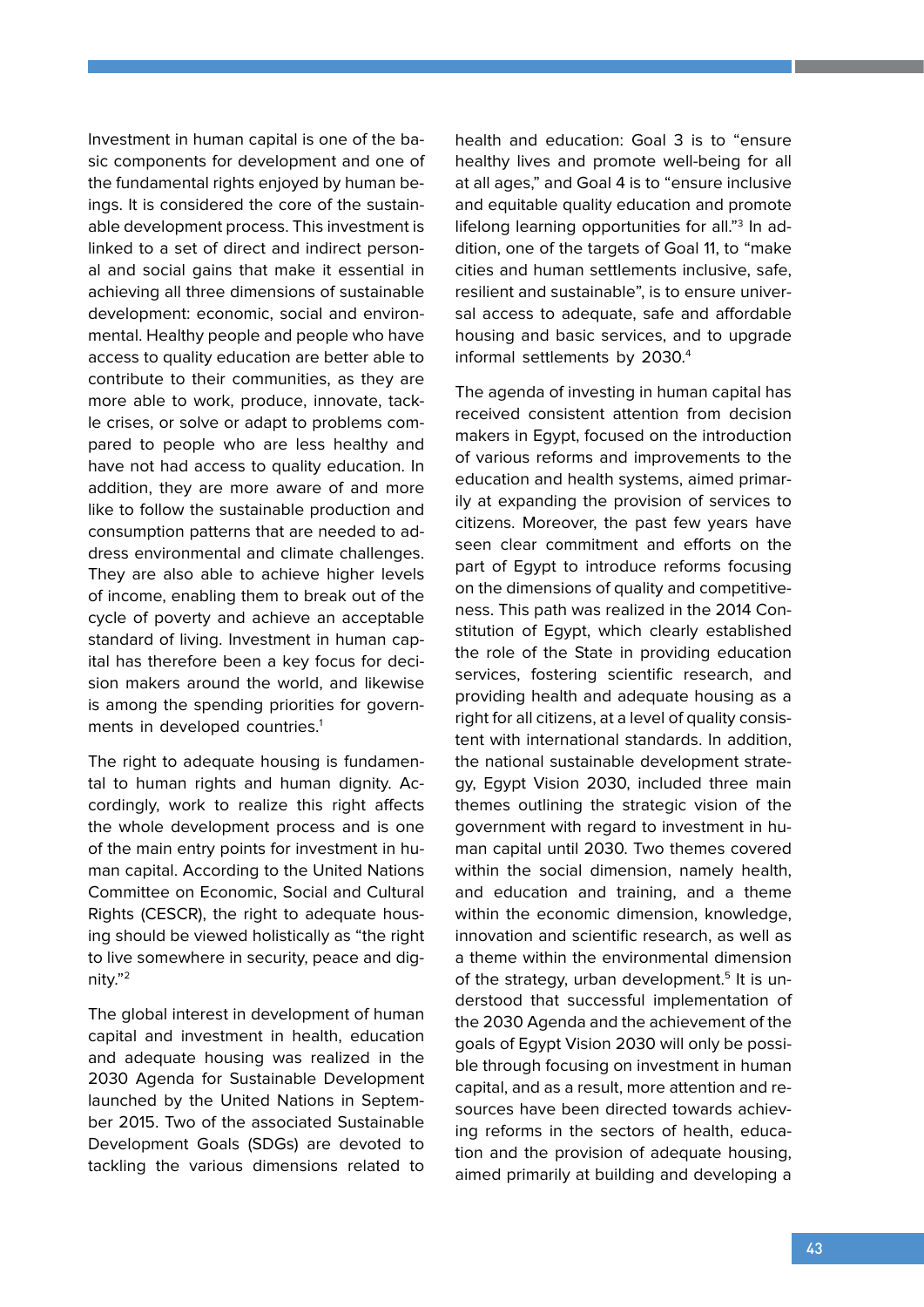Investment in human capital is one of the basic components for development and one of the fundamental rights enjoyed by human beings. It is considered the core of the sustainable development process. This investment is linked to a set of direct and indirect personal and social gains that make it essential in achieving all three dimensions of sustainable development: economic, social and environmental. Healthy people and people who have access to quality education are better able to contribute to their communities, as they are more able to work, produce, innovate, tackle crises, or solve or adapt to problems compared to people who are less healthy and have not had access to quality education. In addition, they are more aware of and more like to follow the sustainable production and consumption patterns that are needed to address environmental and climate challenges. They are also able to achieve higher levels of income, enabling them to break out of the cycle of poverty and achieve an acceptable standard of living. Investment in human capital has therefore been a key focus for decision makers around the world, and likewise is among the spending priorities for governments in developed countries.[1]

The right to adequate housing is fundamental to human rights and human dignity. Accordingly, work to realize this right affects the whole development process and is one of the main entry points for investment in human capital. According to the United Nations Committee on Economic, Social and Cultural Rights (CESCR), the right to adequate housing should be viewed holistically as "the right to live somewhere in security, peace and dignity."[2]

The global interest in development of human capital and investment in health, education and adequate housing was realized in the 2030 Agenda for Sustainable Development launched by the United Nations in September 2015. Two of the associated Sustainable Development Goals (SDGs) are devoted to tackling the various dimensions related to health and education: Goal 3 is to "ensure healthy lives and promote well-being for all at all ages," and Goal 4 is to "ensure inclusive and equitable quality education and promote lifelong learning opportunities for all."[3] In addition, one of the targets of Goal 11, to "make cities and human settlements inclusive, safe, resilient and sustainable", is to ensure universal access to adequate, safe and affordable housing and basic services, and to upgrade informal settlements by 2030.[4]

The agenda of investing in human capital has received consistent attention from decision makers in Egypt, focused on the introduction of various reforms and improvements to the education and health systems, aimed primarily at expanding the provision of services to citizens. Moreover, the past few years have seen clear commitment and efforts on the part of Egypt to introduce reforms focusing on the dimensions of quality and competitiveness. This path was realized in the 2014 Constitution of Egypt, which clearly established the role of the State in providing education services, fostering scientific research, and providing health and adequate housing as a right for all citizens, at a level of quality consistent with international standards. In addition, the national sustainable development strategy, Egypt Vision 2030, included three main themes outlining the strategic vision of the government with regard to investment in human capital until 2030. Two themes covered within the social dimension, namely health, and education and training, and a theme within the economic dimension, knowledge, innovation and scientific research, as well as a theme within the environmental dimension of the strategy, urban development.[5] It is understood that successful implementation of the 2030 Agenda and the achievement of the goals of Egypt Vision 2030 will only be possible through focusing on investment in human capital, and as a result, more attention and resources have been directed towards achieving reforms in the sectors of health, education and the provision of adequate housing, aimed primarily at building and developing a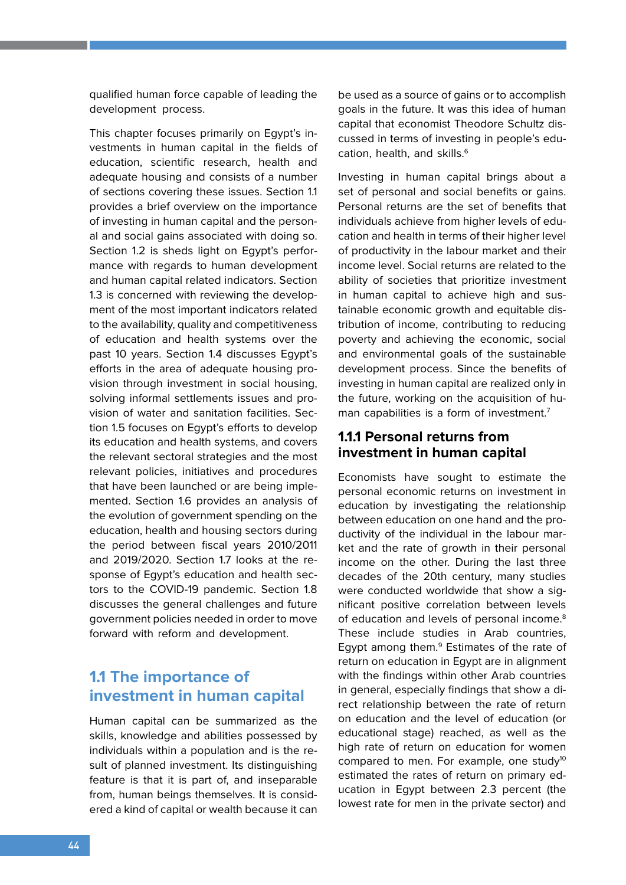qualified human force capable of leading the development process.

This chapter focuses primarily on Egypt's investments in human capital in the fields of education, scientific research, health and adequate housing and consists of a number of sections covering these issues. Section 1.1 provides a brief overview on the importance of investing in human capital and the personal and social gains associated with doing so. Section 1.2 is sheds light on Egypt's performance with regards to human development and human capital related indicators. Section 1.3 is concerned with reviewing the development of the most important indicators related to the availability, quality and competitiveness of education and health systems over the past 10 years. Section 1.4 discusses Egypt's efforts in the area of adequate housing provision through investment in social housing, solving informal settlements issues and provision of water and sanitation facilities. Section 1.5 focuses on Egypt's efforts to develop its education and health systems, and covers the relevant sectoral strategies and the most relevant policies, initiatives and procedures that have been launched or are being implemented. Section 1.6 provides an analysis of the evolution of government spending on the education, health and housing sectors during the period between fiscal years 2010/2011 and 2019/2020. Section 1.7 looks at the response of Egypt's education and health sectors to the COVID-19 pandemic. Section 1.8 discusses the general challenges and future government policies needed in order to move forward with reform and development.

## 1.1 The importance of investment in human capital

Human capital can be summarized as the skills, knowledge and abilities possessed by individuals within a population and is the result of planned investment. Its distinguishing feature is that it is part of, and inseparable from, human beings themselves. It is considered a kind of capital or wealth because it can be used as a source of gains or to accomplish goals in the future. It was this idea of human capital that economist Theodore Schultz discussed in terms of investing in people's education, health, and skills.[6]

Investing in human capital brings about a set of personal and social benefits or gains. Personal returns are the set of benefits that individuals achieve from higher levels of education and health in terms of their higher level of productivity in the labour market and their income level. Social returns are related to the ability of societies that prioritize investment in human capital to achieve high and sustainable economic growth and equitable distribution of income, contributing to reducing poverty and achieving the economic, social and environmental goals of the sustainable development process. Since the benefits of investing in human capital are realized only in the future, working on the acquisition of human capabilities is a form of investment.[7]

### 1.1.1 Personal returns from investment in human capital

Economists have sought to estimate the personal economic returns on investment in education by investigating the relationship between education on one hand and the productivity of the individual in the labour market and the rate of growth in their personal income on the other. During the last three decades of the 20th century, many studies were conducted worldwide that show a significant positive correlation between levels of education and levels of personal income.[8] These include studies in Arab countries, Egypt among them.[9] Estimates of the rate of return on education in Egypt are in alignment with the findings within other Arab countries in general, especially findings that show a direct relationship between the rate of return on education and the level of education (or educational stage) reached, as well as the high rate of return on education for women compared to men. For example, one study[10] estimated the rates of return on primary education in Egypt between 2.3 percent (the lowest rate for men in the private sector) and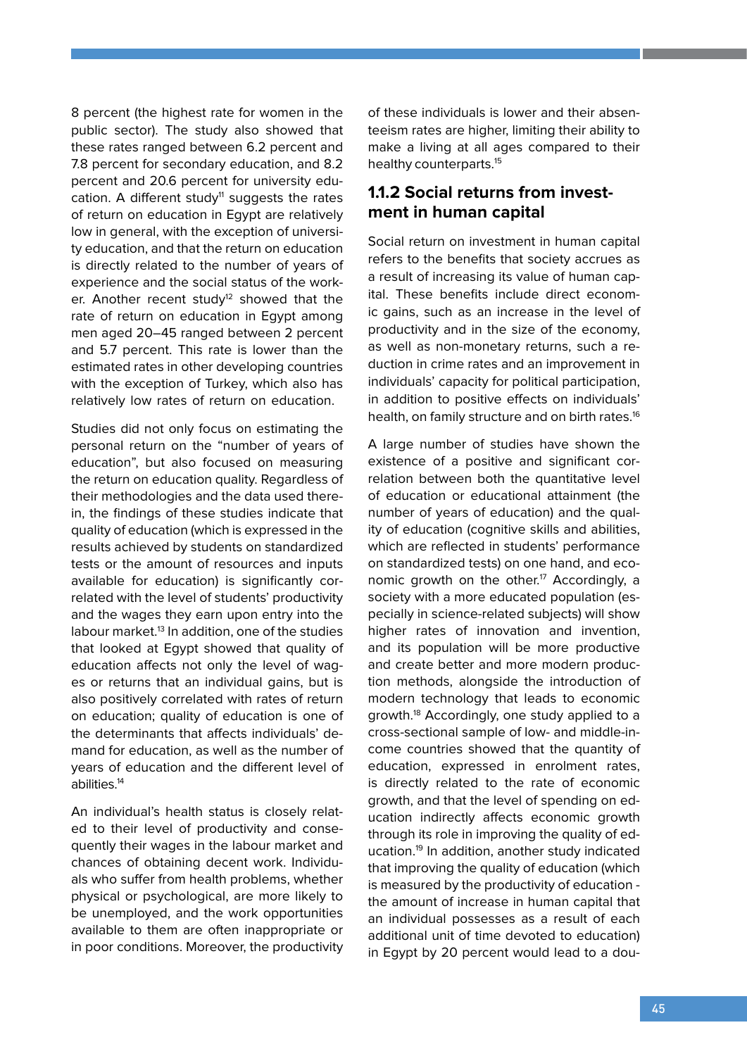8 percent (the highest rate for women in the public sector). The study also showed that these rates ranged between 6.2 percent and 7.8 percent for secondary education, and 8.2 percent and 20.6 percent for university education. A different study[11] suggests the rates of return on education in Egypt are relatively low in general, with the exception of university education, and that the return on education is directly related to the number of years of experience and the social status of the worker. Another recent study[12] showed that the rate of return on education in Egypt among men aged 20–45 ranged between 2 percent and 5.7 percent. This rate is lower than the estimated rates in other developing countries with the exception of Turkey, which also has relatively low rates of return on education.

Studies did not only focus on estimating the personal return on the "number of years of education", but also focused on measuring the return on education quality. Regardless of their methodologies and the data used therein, the findings of these studies indicate that quality of education (which is expressed in the results achieved by students on standardized tests or the amount of resources and inputs available for education) is significantly correlated with the level of students' productivity and the wages they earn upon entry into the labour market.[13] In addition, one of the studies that looked at Egypt showed that quality of education affects not only the level of wages or returns that an individual gains, but is also positively correlated with rates of return on education; quality of education is one of the determinants that affects individuals' demand for education, as well as the number of years of education and the different level of abilities.[14]

An individual's health status is closely related to their level of productivity and consequently their wages in the labour market and chances of obtaining decent work. Individuals who suffer from health problems, whether physical or psychological, are more likely to be unemployed, and the work opportunities available to them are often inappropriate or in poor conditions. Moreover, the productivity of these individuals is lower and their absenteeism rates are higher, limiting their ability to make a living at all ages compared to their healthy counterparts.[15]

### 1.1.2 Social returns from investment in human capital

Social return on investment in human capital refers to the benefits that society accrues as a result of increasing its value of human capital. These benefits include direct economic gains, such as an increase in the level of productivity and in the size of the economy, as well as non-monetary returns, such a reduction in crime rates and an improvement in individuals' capacity for political participation, in addition to positive effects on individuals' health, on family structure and on birth rates.[16]

A large number of studies have shown the existence of a positive and significant correlation between both the quantitative level of education or educational attainment (the number of years of education) and the quality of education (cognitive skills and abilities, which are reflected in students' performance on standardized tests) on one hand, and economic growth on the other.[17] Accordingly, a society with a more educated population (especially in science-related subjects) will show higher rates of innovation and invention, and its population will be more productive and create better and more modern production methods, alongside the introduction of modern technology that leads to economic growth.[18] Accordingly, one study applied to a cross-sectional sample of low- and middle-income countries showed that the quantity of education, expressed in enrolment rates, is directly related to the rate of economic growth, and that the level of spending on education indirectly affects economic growth through its role in improving the quality of education.[19] In addition, another study indicated that improving the quality of education (which is measured by the productivity of education - the amount of increase in human capital that an individual possesses as a result of each additional unit of time devoted to education) in Egypt by 20 percent would lead to a dou-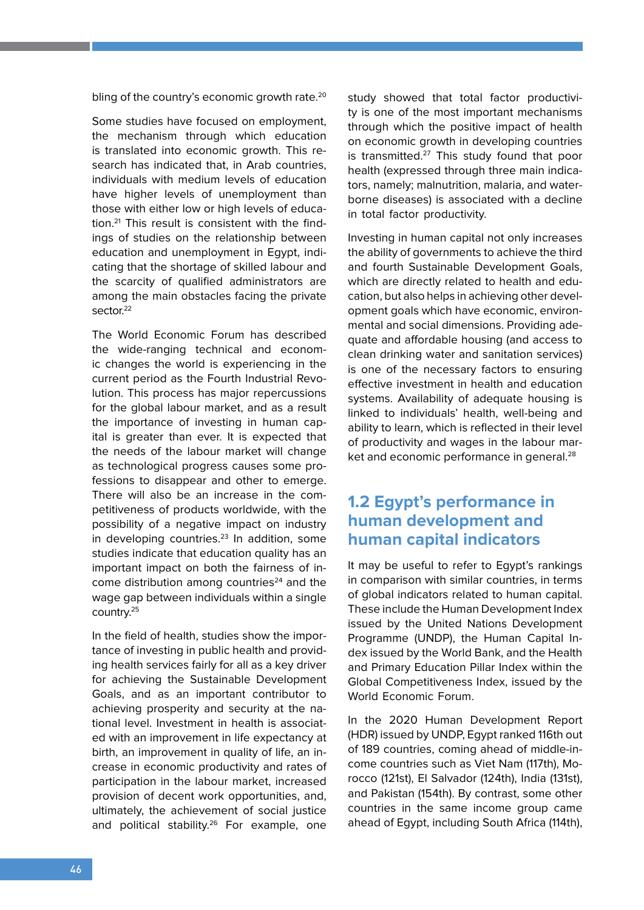bling of the country's economic growth rate.[20]

Some studies have focused on employment, the mechanism through which education is translated into economic growth. This research has indicated that, in Arab countries, individuals with medium levels of education have higher levels of unemployment than those with either low or high levels of education.[21] This result is consistent with the findings of studies on the relationship between education and unemployment in Egypt, indicating that the shortage of skilled labour and the scarcity of qualified administrators are among the main obstacles facing the private sector.[22]

The World Economic Forum has described the wide-ranging technical and economic changes the world is experiencing in the current period as the Fourth Industrial Revolution. This process has major repercussions for the global labour market, and as a result the importance of investing in human capital is greater than ever. It is expected that the needs of the labour market will change as technological progress causes some professions to disappear and other to emerge. There will also be an increase in the competitiveness of products worldwide, with the possibility of a negative impact on industry in developing countries.[23] In addition, some studies indicate that education quality has an important impact on both the fairness of income distribution among countries[24] and the wage gap between individuals within a single country.[25]

In the field of health, studies show the importance of investing in public health and providing health services fairly for all as a key driver for achieving the Sustainable Development Goals, and as an important contributor to achieving prosperity and security at the national level. Investment in health is associated with an improvement in life expectancy at birth, an improvement in quality of life, an increase in economic productivity and rates of participation in the labour market, increased provision of decent work opportunities, and, ultimately, the achievement of social justice and political stability.[26] For example, one study showed that total factor productivity is one of the most important mechanisms through which the positive impact of health on economic growth in developing countries is transmitted.[27] This study found that poor health (expressed through three main indicators, namely; malnutrition, malaria, and water-borne diseases) is associated with a decline in total factor productivity.

Investing in human capital not only increases the ability of governments to achieve the third and fourth Sustainable Development Goals, which are directly related to health and education, but also helps in achieving other development goals which have economic, environmental and social dimensions. Providing adequate and affordable housing (and access to clean drinking water and sanitation services) is one of the necessary factors to ensuring effective investment in health and education systems. Availability of adequate housing is linked to individuals' health, well-being and ability to learn, which is reflected in their level of productivity and wages in the labour market and economic performance in general.[28]

## 1.2 Egypt's performance in human development and human capital indicators

It may be useful to refer to Egypt's rankings in comparison with similar countries, in terms of global indicators related to human capital. These include the Human Development Index issued by the United Nations Development Programme (UNDP), the Human Capital Index issued by the World Bank, and the Health and Primary Education Pillar Index within the Global Competitiveness Index, issued by the World Economic Forum.

In the 2020 Human Development Report (HDR) issued by UNDP, Egypt ranked 116th out of 189 countries, coming ahead of middle-income countries such as Viet Nam (117th), Morocco (121st), El Salvador (124th), India (131st), and Pakistan (154th). By contrast, some other countries in the same income group came ahead of Egypt, including South Africa (114th),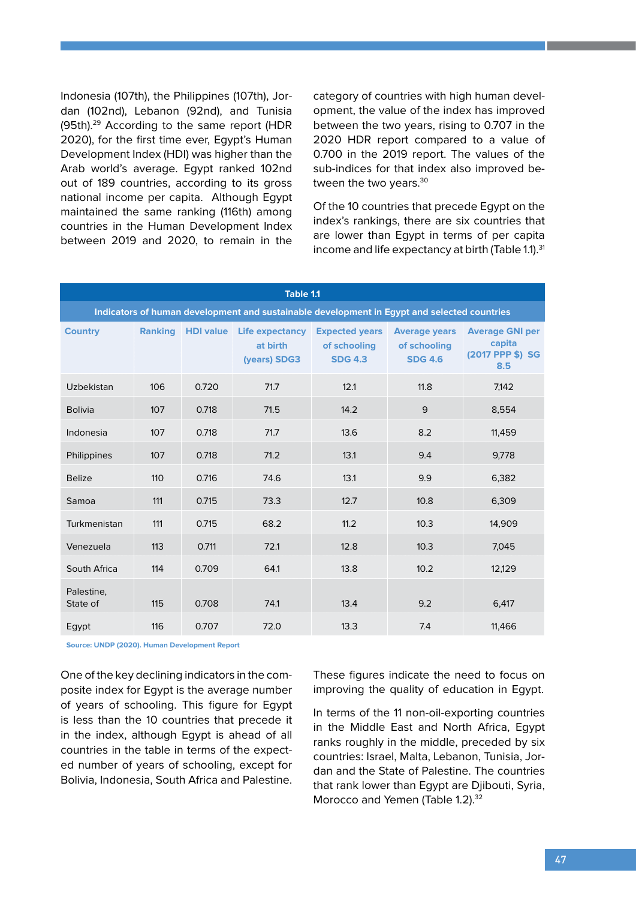Indonesia (107th), the Philippines (107th), Jordan (102nd), Lebanon (92nd), and Tunisia (95th).[29] According to the same report (HDR 2020), for the first time ever, Egypt's Human Development Index (HDI) was higher than the Arab world's average. Egypt ranked 102nd out of 189 countries, according to its gross national income per capita. Although Egypt maintained the same ranking (116th) among countries in the Human Development Index between 2019 and 2020, to remain in the category of countries with high human development, the value of the index has improved between the two years, rising to 0.707 in the 2020 HDR report compared to a value of 0.700 in the 2019 report. The values of the sub-indices for that index also improved between the two years.[30]

Of the 10 countries that precede Egypt on the index's rankings, there are six countries that are lower than Egypt in terms of per capita income and life expectancy at birth (Table 1.1).[31]

**Table 1.1**

**Indicators of human development and sustainable development in Egypt and selected countries**

| Country | Ranking | HDI value | Life expectancy at birth (years) SDG3 | Expected years of schooling SDG 4.3 | Average years of schooling SDG 4.6 | Average GNI per capita (2017 PPP $) SG 8.5 |
|---|---|---|---|---|---|---|
| Uzbekistan | 106 | 0.720 | 71.7 | 12.1 | 11.8 | 7,142 |
| Bolivia | 107 | 0.718 | 71.5 | 14.2 | 9 | 8,554 |
| Indonesia | 107 | 0.718 | 71.7 | 13.6 | 8.2 | 11,459 |
| Philippines | 107 | 0.718 | 71.2 | 13.1 | 9.4 | 9,778 |
| Belize | 110 | 0.716 | 74.6 | 13.1 | 9.9 | 6,382 |
| Samoa | 111 | 0.715 | 73.3 | 12.7 | 10.8 | 6,309 |
| Turkmenistan | 111 | 0.715 | 68.2 | 11.2 | 10.3 | 14,909 |
| Venezuela | 113 | 0.711 | 72.1 | 12.8 | 10.3 | 7,045 |
| South Africa | 114 | 0.709 | 64.1 | 13.8 | 10.2 | 12,129 |
| Palestine, State of | 115 | 0.708 | 74.1 | 13.4 | 9.2 | 6,417 |
| Egypt | 116 | 0.707 | 72.0 | 13.3 | 7.4 | 11,466 |

Source: UNDP (2020). Human Development Report

One of the key declining indicators in the composite index for Egypt is the average number of years of schooling. This figure for Egypt is less than the 10 countries that precede it in the index, although Egypt is ahead of all countries in the table in terms of the expected number of years of schooling, except for Bolivia, Indonesia, South Africa and Palestine. These figures indicate the need to focus on improving the quality of education in Egypt.

In terms of the 11 non-oil-exporting countries in the Middle East and North Africa, Egypt ranks roughly in the middle, preceded by six countries: Israel, Malta, Lebanon, Tunisia, Jordan and the State of Palestine. The countries that rank lower than Egypt are Djibouti, Syria, Morocco and Yemen (Table 1.2).[32]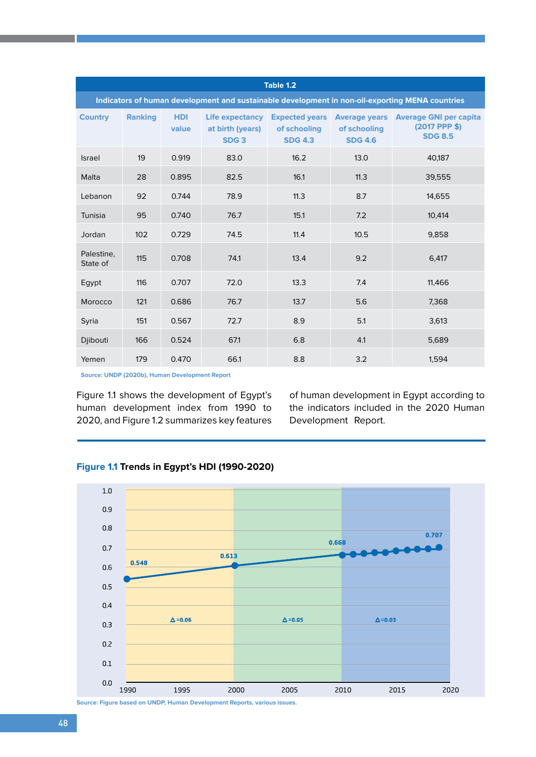**Table 1.2**

**Indicators of human development and sustainable development in non-oil-exporting MENA countries**

| Country | Ranking | HDI value | Life expectancy at birth (years) SDG 3 | Expected years of schooling SDG 4.3 | Average years of schooling SDG 4.6 | Average GNI per capita (2017 PPP $) SDG 8.5 |
|---|---|---|---|---|---|---|
| Israel | 19 | 0.919 | 83.0 | 16.2 | 13.0 | 40,187 |
| Malta | 28 | 0.895 | 82.5 | 16.1 | 11.3 | 39,555 |
| Lebanon | 92 | 0.744 | 78.9 | 11.3 | 8.7 | 14,655 |
| Tunisia | 95 | 0.740 | 76.7 | 15.1 | 7.2 | 10,414 |
| Jordan | 102 | 0.729 | 74.5 | 11.4 | 10.5 | 9,858 |
| Palestine, State of | 115 | 0.708 | 74.1 | 13.4 | 9.2 | 6,417 |
| Egypt | 116 | 0.707 | 72.0 | 13.3 | 7.4 | 11,466 |
| Morocco | 121 | 0.686 | 76.7 | 13.7 | 5.6 | 7,368 |
| Syria | 151 | 0.567 | 72.7 | 8.9 | 5.1 | 3,613 |
| Djibouti | 166 | 0.524 | 67.1 | 6.8 | 4.1 | 5,689 |
| Yemen | 179 | 0.470 | 66.1 | 8.8 | 3.2 | 1,594 |

Source: UNDP (2020b), Human Development Report

Figure 1.1 shows the development of Egypt's human development index from 1990 to 2020, and Figure 1.2 summarizes key features of human development in Egypt according to the indicators included in the 2020 Human Development Report.

**Figure 1.1 Trends in Egypt's HDI (1990-2020)**

Source: Figure based on UNDP, Human Development Reports, various issues.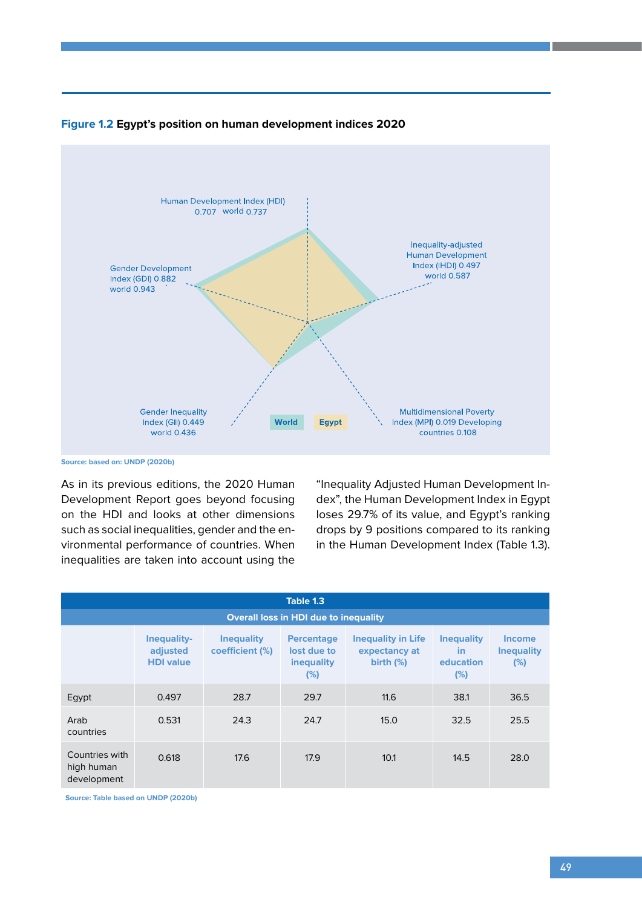**Figure 1.2** Egypt's position on human development indices 2020

Human Development Index (HDI) 0.707 world 0.737

Inequality-adjusted Human Development Index (IHDI) 0.497 world 0.587

Gender Development Index (GDI) 0.882 world 0.943

Gender Inequality Index (GII) 0.449 world 0.436

Multidimensional Poverty Index (MPI) 0.019 Developing countries 0.108

World Egypt

Source: based on: UNDP (2020b)

As in its previous editions, the 2020 Human Development Report goes beyond focusing on the HDI and looks at other dimensions such as social inequalities, gender and the environmental performance of countries. When inequalities are taken into account using the "Inequality Adjusted Human Development Index", the Human Development Index in Egypt loses 29.7% of its value, and Egypt's ranking drops by 9 positions compared to its ranking in the Human Development Index (Table 1.3).

**Table 1.3**

**Overall loss in HDI due to inequality**

| | Inequality-adjusted HDI value | Inequality coefficient (%) | Percentage lost due to inequality (%) | Inequality in Life expectancy at birth (%) | Inequality in education (%) | Income Inequality (%) |
|---|---|---|---|---|---|---|
| Egypt | 0.497 | 28.7 | 29.7 | 11.6 | 38.1 | 36.5 |
| Arab countries | 0.531 | 24.3 | 24.7 | 15.0 | 32.5 | 25.5 |
| Countries with high human development | 0.618 | 17.6 | 17.9 | 10.1 | 14.5 | 28.0 |

Source: Table based on UNDP (2020b)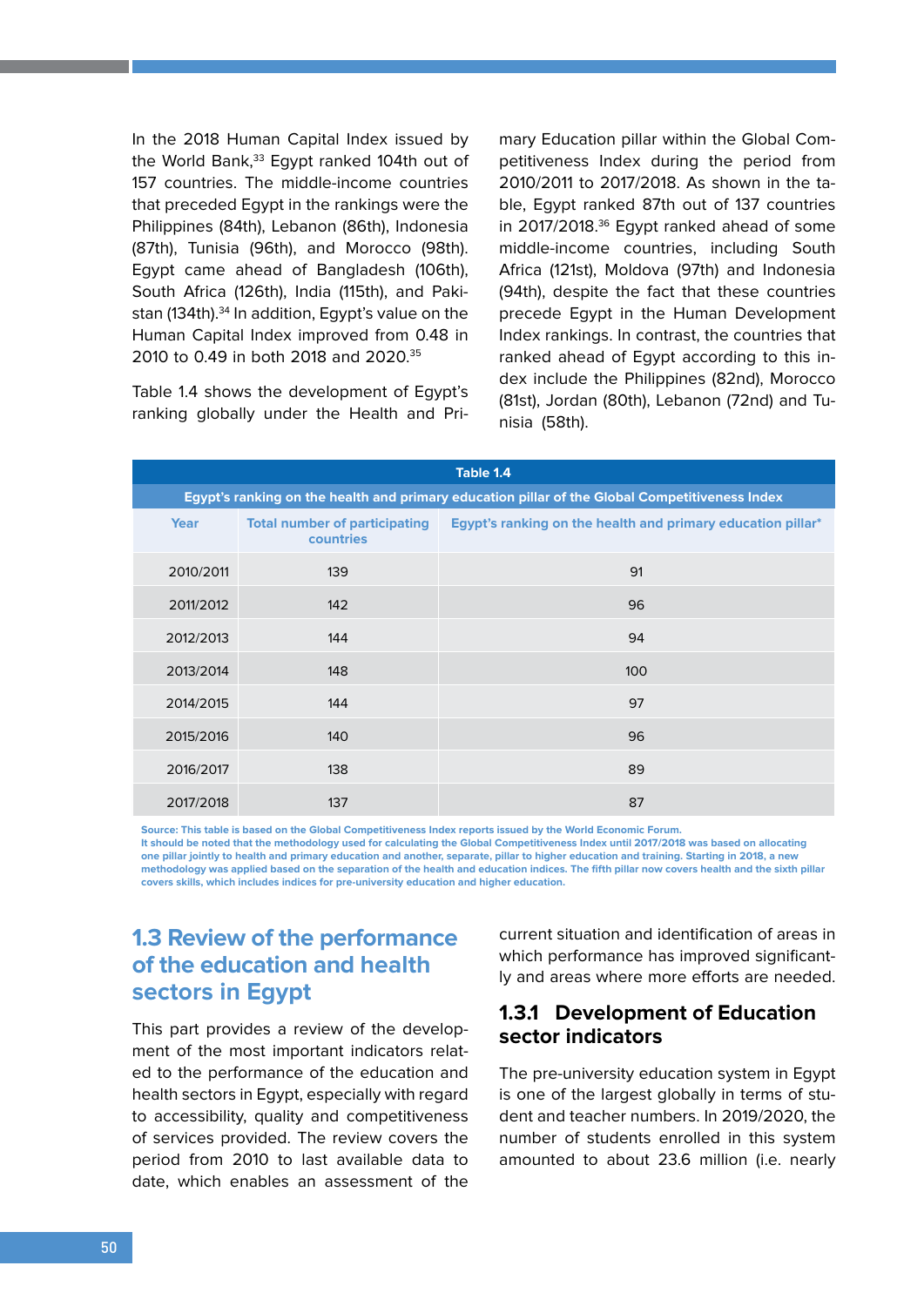In the 2018 Human Capital Index issued by the World Bank,[33] Egypt ranked 104th out of 157 countries. The middle-income countries that preceded Egypt in the rankings were the Philippines (84th), Lebanon (86th), Indonesia (87th), Tunisia (96th), and Morocco (98th). Egypt came ahead of Bangladesh (106th), South Africa (126th), India (115th), and Pakistan (134th).[34] In addition, Egypt's value on the Human Capital Index improved from 0.48 in 2010 to 0.49 in both 2018 and 2020.[35]

Table 1.4 shows the development of Egypt's ranking globally under the Health and Primary Education pillar within the Global Competitiveness Index during the period from 2010/2011 to 2017/2018. As shown in the table, Egypt ranked 87th out of 137 countries in 2017/2018.[36] Egypt ranked ahead of some middle-income countries, including South Africa (121st), Moldova (97th) and Indonesia (94th), despite the fact that these countries precede Egypt in the Human Development Index rankings. In contrast, the countries that ranked ahead of Egypt according to this index include the Philippines (82nd), Morocco (81st), Jordan (80th), Lebanon (72nd) and Tunisia (58th).

**Table 1.4**

**Egypt's ranking on the health and primary education pillar of the Global Competitiveness Index**

| Year | Total number of participating countries | Egypt's ranking on the health and primary education pillar* |
|---|---|---|
| 2010/2011 | 139 | 91 |
| 2011/2012 | 142 | 96 |
| 2012/2013 | 144 | 94 |
| 2013/2014 | 148 | 100 |
| 2014/2015 | 144 | 97 |
| 2015/2016 | 140 | 96 |
| 2016/2017 | 138 | 89 |
| 2017/2018 | 137 | 87 |

Source: This table is based on the Global Competitiveness Index reports issued by the World Economic Forum.
It should be noted that the methodology used for calculating the Global Competitiveness Index until 2017/2018 was based on allocating one pillar jointly to health and primary education and another, separate, pillar to higher education and training. Starting in 2018, a new methodology was applied based on the separation of the health and education indices. The fifth pillar now covers health and the sixth pillar covers skills, which includes indices for pre-university education and higher education.

## 1.3 Review of the performance of the education and health sectors in Egypt

This part provides a review of the development of the most important indicators related to the performance of the education and health sectors in Egypt, especially with regard to accessibility, quality and competitiveness of services provided. The review covers the period from 2010 to last available data to date, which enables an assessment of the current situation and identification of areas in which performance has improved significantly and areas where more efforts are needed.

### 1.3.1 Development of Education sector indicators

The pre-university education system in Egypt is one of the largest globally in terms of student and teacher numbers. In 2019/2020, the number of students enrolled in this system amounted to about 23.6 million (i.e. nearly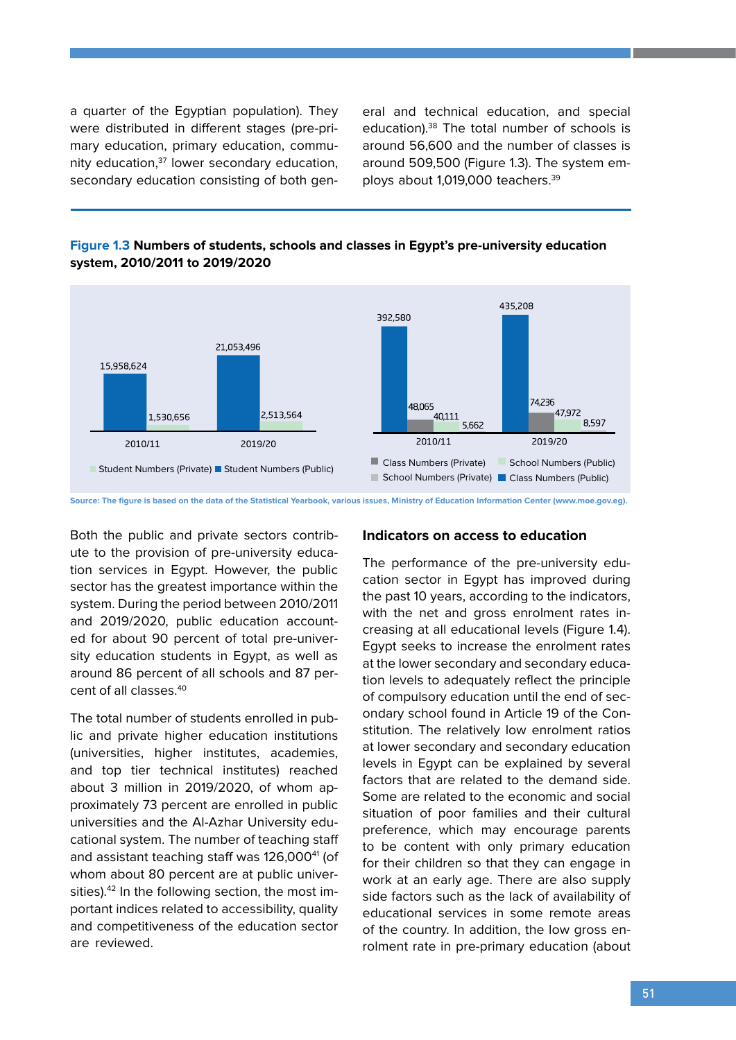a quarter of the Egyptian population). They were distributed in different stages (pre-primary education, primary education, community education,[37] lower secondary education, secondary education consisting of both general and technical education, and special education).[38] The total number of schools is around 56,600 and the number of classes is around 509,500 (Figure 1.3). The system employs about 1,019,000 teachers.[39]

**Figure 1.3 Numbers of students, schools and classes in Egypt's pre-university education system, 2010/2011 to 2019/2020**

| | 2010/11 | 2019/20 |
|---|---|---|
| Student Numbers (Public) | 15,958,624 | 21,053,496 |
| Student Numbers (Private) | 1,530,656 | 2,513,564 |

| | 2010/11 | 2019/20 |
|---|---|---|
| Class Numbers (Public) | 392,580 | 435,208 |
| Class Numbers (Private) | 48,065 | 74,236 |
| School Numbers (Public) | 40,111 | 47,972 |
| School Numbers (Private) | 5,662 | 8,597 |

Source: The figure is based on the data of the Statistical Yearbook, various issues, Ministry of Education Information Center (www.moe.gov.eg).

Both the public and private sectors contribute to the provision of pre-university education services in Egypt. However, the public sector has the greatest importance within the system. During the period between 2010/2011 and 2019/2020, public education accounted for about 90 percent of total pre-university education students in Egypt, as well as around 86 percent of all schools and 87 percent of all classes.[40]

The total number of students enrolled in public and private higher education institutions (universities, higher institutes, academies, and top tier technical institutes) reached about 3 million in 2019/2020, of whom approximately 73 percent are enrolled in public universities and the Al-Azhar University educational system. The number of teaching staff and assistant teaching staff was 126,000[41] (of whom about 80 percent are at public universities).[42] In the following section, the most important indices related to accessibility, quality and competitiveness of the education sector are reviewed.

## Indicators on access to education

The performance of the pre-university education sector in Egypt has improved during the past 10 years, according to the indicators, with the net and gross enrolment rates increasing at all educational levels (Figure 1.4). Egypt seeks to increase the enrolment rates at the lower secondary and secondary education levels to adequately reflect the principle of compulsory education until the end of secondary school found in Article 19 of the Constitution. The relatively low enrolment ratios at lower secondary and secondary education levels in Egypt can be explained by several factors that are related to the demand side. Some are related to the economic and social situation of poor families and their cultural preference, which may encourage parents to be content with only primary education for their children so that they can engage in work at an early age. There are also supply side factors such as the lack of availability of educational services in some remote areas of the country. In addition, the low gross enrolment rate in pre-primary education (about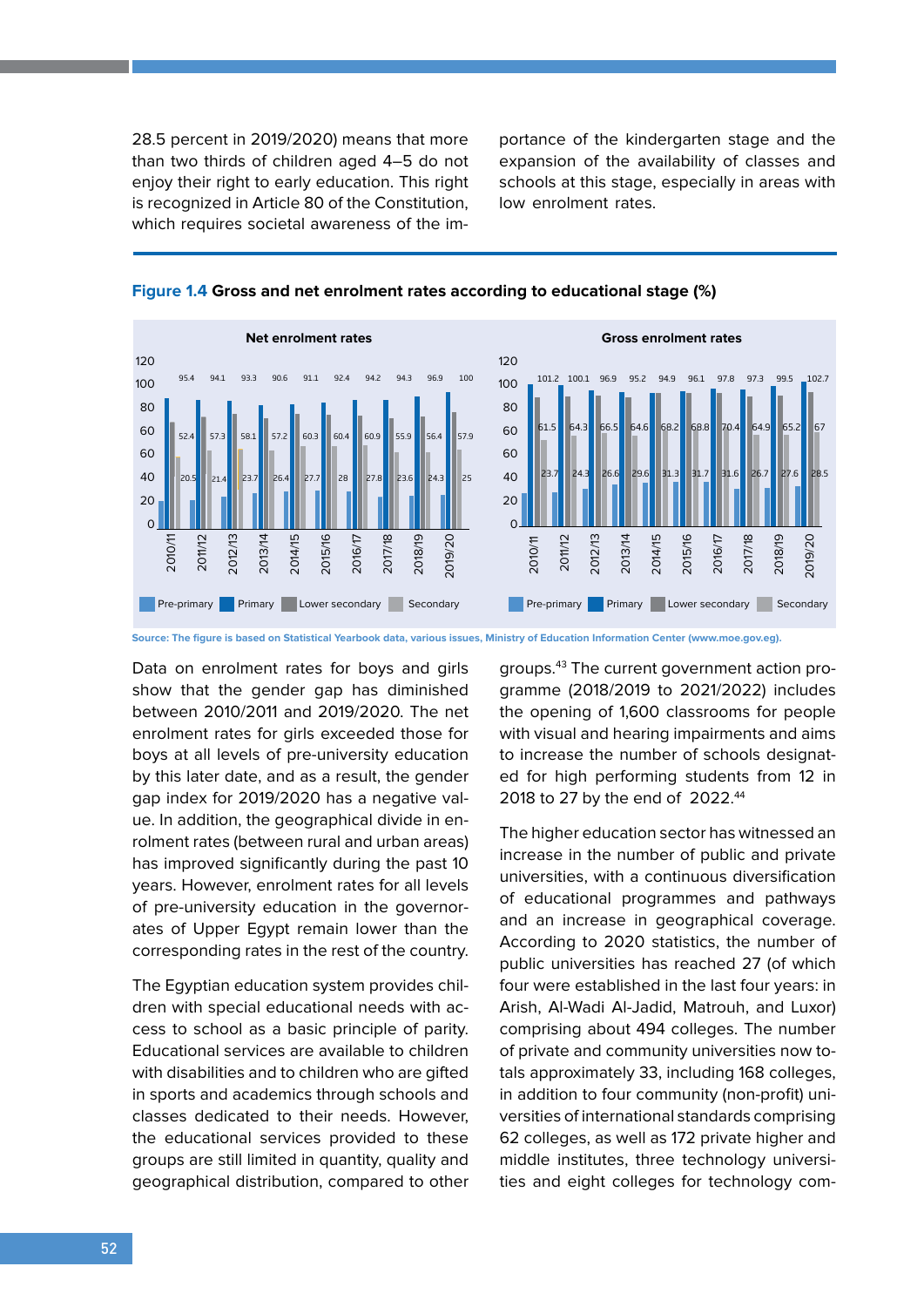28.5 percent in 2019/2020) means that more than two thirds of children aged 4–5 do not enjoy their right to early education. This right is recognized in Article 80 of the Constitution, which requires societal awareness of the importance of the kindergarten stage and the expansion of the availability of classes and schools at this stage, especially in areas with low enrolment rates.

**Figure 1.4** **Gross and net enrolment rates according to educational stage (%)**

Net enrolment rates

| Year | Pre-primary | Primary | Lower secondary | Secondary |
|---|---|---|---|---|
| 2010/11 | 20.5 | 95.4 | 52.4 | |
| 2011/12 | 21.4 | 94.1 | 57.3 | |
| 2012/13 | 23.7 | 93.3 | 58.1 | |
| 2013/14 | 26.4 | 90.6 | 57.2 | |
| 2014/15 | 27.7 | 91.1 | 60.3 | |
| 2015/16 | 28 | 92.4 | 60.4 | |
| 2016/17 | 27.8 | 94.2 | 60.9 | |
| 2017/18 | 23.6 | 94.3 | 55.9 | |
| 2018/19 | 24.3 | 96.9 | 56.4 | |
| 2019/20 | 25 | 100 | 57.9 | |

Gross enrolment rates

| Year | Pre-primary | Primary | Lower secondary | Secondary |
|---|---|---|---|---|
| 2010/11 | 23.7 | 101.2 | 61.5 | |
| 2011/12 | 24.3 | 100.1 | 64.3 | |
| 2012/13 | 26.6 | 96.9 | 66.5 | |
| 2013/14 | 29.6 | 95.2 | 64.6 | |
| 2014/15 | 31.3 | 94.9 | 68.2 | |
| 2015/16 | 31.7 | 96.1 | 68.8 | |
| 2016/17 | 31.6 | 97.8 | 70.4 | |
| 2017/18 | 26.7 | 97.3 | 64.9 | |
| 2018/19 | 27.6 | 99.5 | 65.2 | |
| 2019/20 | 28.5 | 102.7 | 67 | |

Source: The figure is based on Statistical Yearbook data, various issues, Ministry of Education Information Center (www.moe.gov.eg).

Data on enrolment rates for boys and girls show that the gender gap has diminished between 2010/2011 and 2019/2020. The net enrolment rates for girls exceeded those for boys at all levels of pre-university education by this later date, and as a result, the gender gap index for 2019/2020 has a negative value. In addition, the geographical divide in enrolment rates (between rural and urban areas) has improved significantly during the past 10 years. However, enrolment rates for all levels of pre-university education in the governorates of Upper Egypt remain lower than the corresponding rates in the rest of the country.

The Egyptian education system provides children with special educational needs with access to school as a basic principle of parity. Educational services are available to children with disabilities and to children who are gifted in sports and academics through schools and classes dedicated to their needs. However, the educational services provided to these groups are still limited in quantity, quality and geographical distribution, compared to other groups.[43] The current government action programme (2018/2019 to 2021/2022) includes the opening of 1,600 classrooms for people with visual and hearing impairments and aims to increase the number of schools designated for high performing students from 12 in 2018 to 27 by the end of 2022.[44]

The higher education sector has witnessed an increase in the number of public and private universities, with a continuous diversification of educational programmes and pathways and an increase in geographical coverage. According to 2020 statistics, the number of public universities has reached 27 (of which four were established in the last four years: in Arish, Al-Wadi Al-Jadid, Matrouh, and Luxor) comprising about 494 colleges. The number of private and community universities now totals approximately 33, including 168 colleges, in addition to four community (non-profit) universities of international standards comprising 62 colleges, as well as 172 private higher and middle institutes, three technology universities and eight colleges for technology com-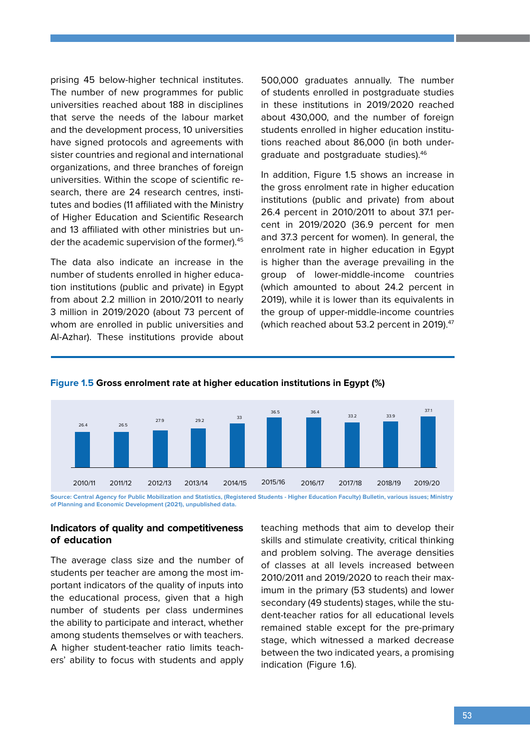prising 45 below-higher technical institutes. The number of new programmes for public universities reached about 188 in disciplines that serve the needs of the labour market and the development process, 10 universities have signed protocols and agreements with sister countries and regional and international organizations, and three branches of foreign universities. Within the scope of scientific research, there are 24 research centres, institutes and bodies (11 affiliated with the Ministry of Higher Education and Scientific Research and 13 affiliated with other ministries but under the academic supervision of the former).[45]

The data also indicate an increase in the number of students enrolled in higher education institutions (public and private) in Egypt from about 2.2 million in 2010/2011 to nearly 3 million in 2019/2020 (about 73 percent of whom are enrolled in public universities and Al-Azhar). These institutions provide about 500,000 graduates annually. The number of students enrolled in postgraduate studies in these institutions in 2019/2020 reached about 430,000, and the number of foreign students enrolled in higher education institutions reached about 86,000 (in both undergraduate and postgraduate studies).[46]

In addition, Figure 1.5 shows an increase in the gross enrolment rate in higher education institutions (public and private) from about 26.4 percent in 2010/2011 to about 37.1 percent in 2019/2020 (36.9 percent for men and 37.3 percent for women). In general, the enrolment rate in higher education in Egypt is higher than the average prevailing in the group of lower-middle-income countries (which amounted to about 24.2 percent in 2019), while it is lower than its equivalents in the group of upper-middle-income countries (which reached about 53.2 percent in 2019).[47]

**Figure 1.5** **Gross enrolment rate at higher education institutions in Egypt (%)**

| 2010/11 | 2011/12 | 2012/13 | 2013/14 | 2014/15 | 2015/16 | 2016/17 | 2017/18 | 2018/19 | 2019/20 |
|---|---|---|---|---|---|---|---|---|---|
| 26.4 | 26.5 | 27.9 | 29.2 | 33 | 36.5 | 36.4 | 33.2 | 33.9 | 37.1 |

Source: Central Agency for Public Mobilization and Statistics, (Registered Students - Higher Education Faculty) Bulletin, various issues; Ministry of Planning and Economic Development (2021), unpublished data.

## Indicators of quality and competitiveness of education

The average class size and the number of students per teacher are among the most important indicators of the quality of inputs into the educational process, given that a high number of students per class undermines the ability to participate and interact, whether among students themselves or with teachers. A higher student-teacher ratio limits teachers' ability to focus with students and apply teaching methods that aim to develop their skills and stimulate creativity, critical thinking and problem solving. The average densities of classes at all levels increased between 2010/2011 and 2019/2020 to reach their maximum in the primary (53 students) and lower secondary (49 students) stages, while the student-teacher ratios for all educational levels remained stable except for the pre-primary stage, which witnessed a marked decrease between the two indicated years, a promising indication (Figure 1.6).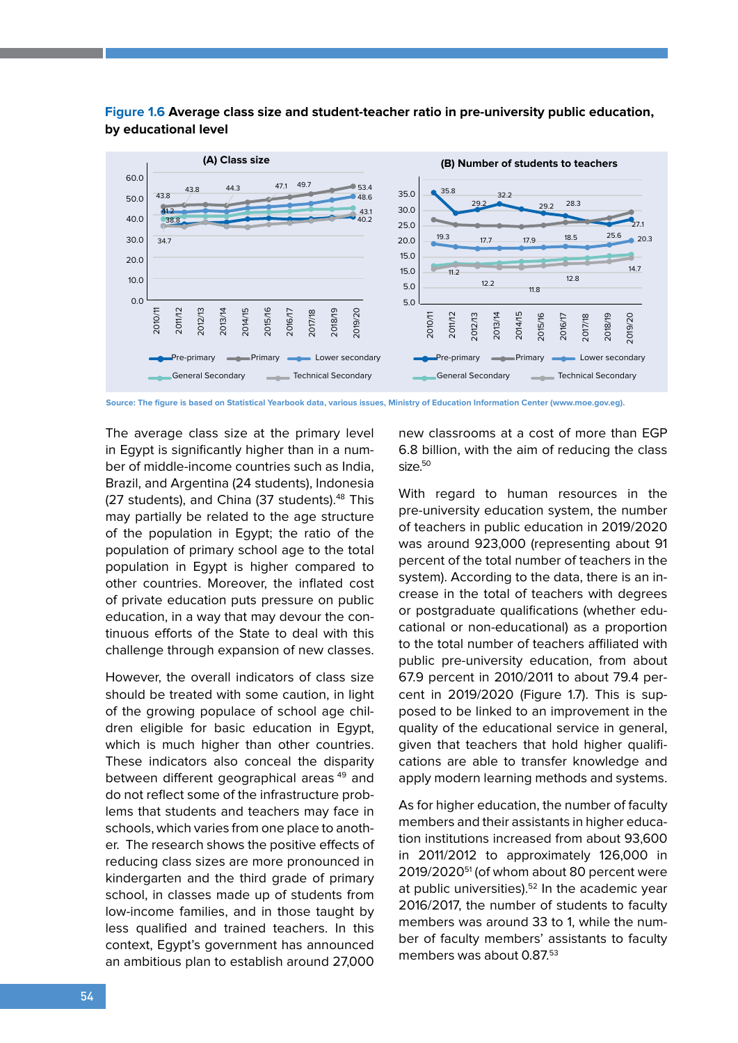**Figure 1.6 Average class size and student-teacher ratio in pre-university public education, by educational level**

Source: The figure is based on Statistical Yearbook data, various issues, Ministry of Education Information Center (www.moe.gov.eg).

The average class size at the primary level in Egypt is significantly higher than in a number of middle-income countries such as India, Brazil, and Argentina (24 students), Indonesia (27 students), and China (37 students).[48] This may partially be related to the age structure of the population in Egypt; the ratio of the population of primary school age to the total population in Egypt is higher compared to other countries. Moreover, the inflated cost of private education puts pressure on public education, in a way that may devour the continuous efforts of the State to deal with this challenge through expansion of new classes.

However, the overall indicators of class size should be treated with some caution, in light of the growing populace of school age children eligible for basic education in Egypt, which is much higher than other countries. These indicators also conceal the disparity between different geographical areas [49] and do not reflect some of the infrastructure problems that students and teachers may face in schools, which varies from one place to another. The research shows the positive effects of reducing class sizes are more pronounced in kindergarten and the third grade of primary school, in classes made up of students from low-income families, and in those taught by less qualified and trained teachers. In this context, Egypt's government has announced an ambitious plan to establish around 27,000 new classrooms at a cost of more than EGP 6.8 billion, with the aim of reducing the class size.[50]

With regard to human resources in the pre-university education system, the number of teachers in public education in 2019/2020 was around 923,000 (representing about 91 percent of the total number of teachers in the system). According to the data, there is an increase in the total of teachers with degrees or postgraduate qualifications (whether educational or non-educational) as a proportion to the total number of teachers affiliated with public pre-university education, from about 67.9 percent in 2010/2011 to about 79.4 percent in 2019/2020 (Figure 1.7). This is supposed to be linked to an improvement in the quality of the educational service in general, given that teachers that hold higher qualifications are able to transfer knowledge and apply modern learning methods and systems.

As for higher education, the number of faculty members and their assistants in higher education institutions increased from about 93,600 in 2011/2012 to approximately 126,000 in 2019/2020[51] (of whom about 80 percent were at public universities).[52] In the academic year 2016/2017, the number of students to faculty members was around 33 to 1, while the number of faculty members' assistants to faculty members was about 0.87.[53]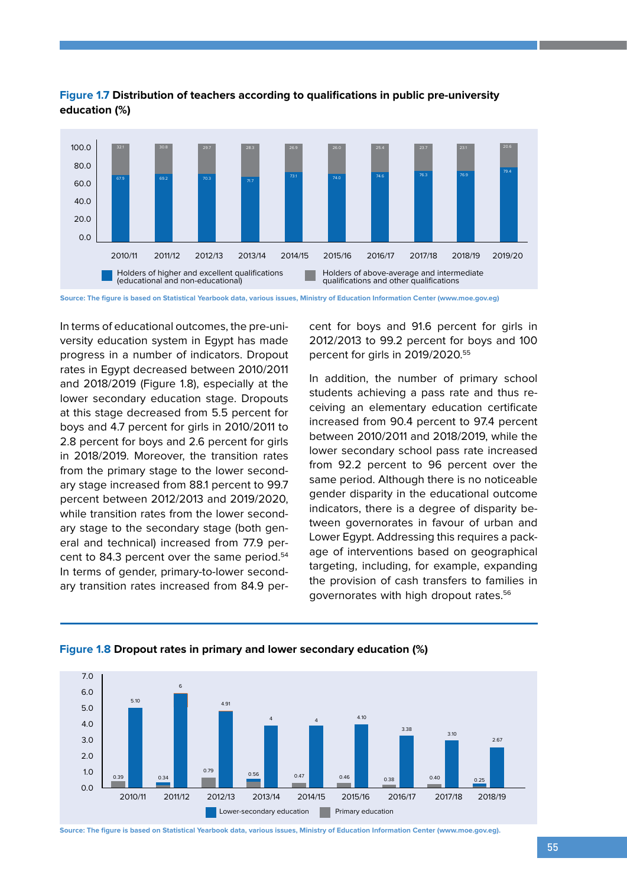**Figure 1.7** Distribution of teachers according to qualifications in public pre-university education (%)

| Year | Holders of higher and excellent qualifications (educational and non-educational) | Holders of above-average and intermediate qualifications and other qualifications |
|---|---|---|
| 2010/11 | 67.9 | 32.1 |
| 2011/12 | 69.2 | 30.8 |
| 2012/13 | 70.3 | 29.7 |
| 2013/14 | 71.7 | 28.3 |
| 2014/15 | 73.1 | 26.9 |
| 2015/16 | 74.0 | 26.0 |
| 2016/17 | 74.6 | 25.4 |
| 2017/18 | 76.3 | 23.7 |
| 2018/19 | 76.9 | 23.1 |
| 2019/20 | 79.4 | 20.6 |

Source: The figure is based on Statistical Yearbook data, various issues, Ministry of Education Information Center (www.moe.gov.eg)

In terms of educational outcomes, the pre-university education system in Egypt has made progress in a number of indicators. Dropout rates in Egypt decreased between 2010/2011 and 2018/2019 (Figure 1.8), especially at the lower secondary education stage. Dropouts at this stage decreased from 5.5 percent for boys and 4.7 percent for girls in 2010/2011 to 2.8 percent for boys and 2.6 percent for girls in 2018/2019. Moreover, the transition rates from the primary stage to the lower secondary stage increased from 88.1 percent to 99.7 percent between 2012/2013 and 2019/2020, while transition rates from the lower secondary stage to the secondary stage (both general and technical) increased from 77.9 percent to 84.3 percent over the same period.[54] In terms of gender, primary-to-lower secondary transition rates increased from 84.9 percent for boys and 91.6 percent for girls in 2012/2013 to 99.2 percent for boys and 100 percent for girls in 2019/2020.[55]

In addition, the number of primary school students achieving a pass rate and thus receiving an elementary education certificate increased from 90.4 percent to 97.4 percent between 2010/2011 and 2018/2019, while the lower secondary school pass rate increased from 92.2 percent to 96 percent over the same period. Although there is no noticeable gender disparity in the educational outcome indicators, there is a degree of disparity between governorates in favour of urban and Lower Egypt. Addressing this requires a package of interventions based on geographical targeting, including, for example, expanding the provision of cash transfers to families in governorates with high dropout rates.[56]

**Figure 1.8** Dropout rates in primary and lower secondary education (%)

| Year | Primary education | Lower-secondary education |
|---|---|---|
| 2010/11 | 0.39 | 5.10 |
| 2011/12 | 0.34 | 6 |
| 2012/13 | 0.79 | 4.91 |
| 2013/14 | 0.56 | 4 |
| 2014/15 | 0.47 | 4 |
| 2015/16 | 0.46 | 4.10 |
| 2016/17 | 0.38 | 3.38 |
| 2017/18 | 0.40 | 3.10 |
| 2018/19 | 0.25 | 2.67 |

Source: The figure is based on Statistical Yearbook data, various issues, Ministry of Education Information Center (www.moe.gov.eg).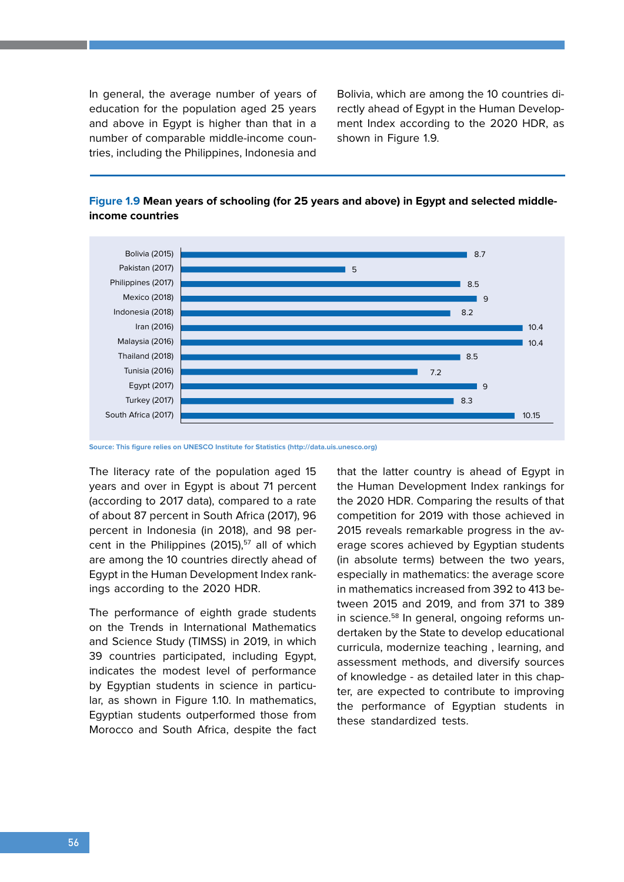In general, the average number of years of education for the population aged 25 years and above in Egypt is higher than that in a number of comparable middle-income countries, including the Philippines, Indonesia and Bolivia, which are among the 10 countries directly ahead of Egypt in the Human Development Index according to the 2020 HDR, as shown in Figure 1.9.

**Figure 1.9 Mean years of schooling (for 25 years and above) in Egypt and selected middle-income countries**

| Country | Mean years of schooling |
|---|---|
| Bolivia (2015) | 8.7 |
| Pakistan (2017) | 5 |
| Philippines (2017) | 8.5 |
| Mexico (2018) | 9 |
| Indonesia (2018) | 8.2 |
| Iran (2016) | 10.4 |
| Malaysia (2016) | 10.4 |
| Thailand (2018) | 8.5 |
| Tunisia (2016) | 7.2 |
| Egypt (2017) | 9 |
| Turkey (2017) | 8.3 |
| South Africa (2017) | 10.15 |

Source: This figure relies on UNESCO Institute for Statistics (http://data.uis.unesco.org)

The literacy rate of the population aged 15 years and over in Egypt is about 71 percent (according to 2017 data), compared to a rate of about 87 percent in South Africa (2017), 96 percent in Indonesia (in 2018), and 98 percent in the Philippines (2015),[57] all of which are among the 10 countries directly ahead of Egypt in the Human Development Index rankings according to the 2020 HDR.

The performance of eighth grade students on the Trends in International Mathematics and Science Study (TIMSS) in 2019, in which 39 countries participated, including Egypt, indicates the modest level of performance by Egyptian students in science in particular, as shown in Figure 1.10. In mathematics, Egyptian students outperformed those from Morocco and South Africa, despite the fact that the latter country is ahead of Egypt in the Human Development Index rankings for the 2020 HDR. Comparing the results of that competition for 2019 with those achieved in 2015 reveals remarkable progress in the average scores achieved by Egyptian students (in absolute terms) between the two years, especially in mathematics: the average score in mathematics increased from 392 to 413 between 2015 and 2019, and from 371 to 389 in science.[58] In general, ongoing reforms undertaken by the State to develop educational curricula, modernize teaching , learning, and assessment methods, and diversify sources of knowledge - as detailed later in this chapter, are expected to contribute to improving the performance of Egyptian students in these standardized tests.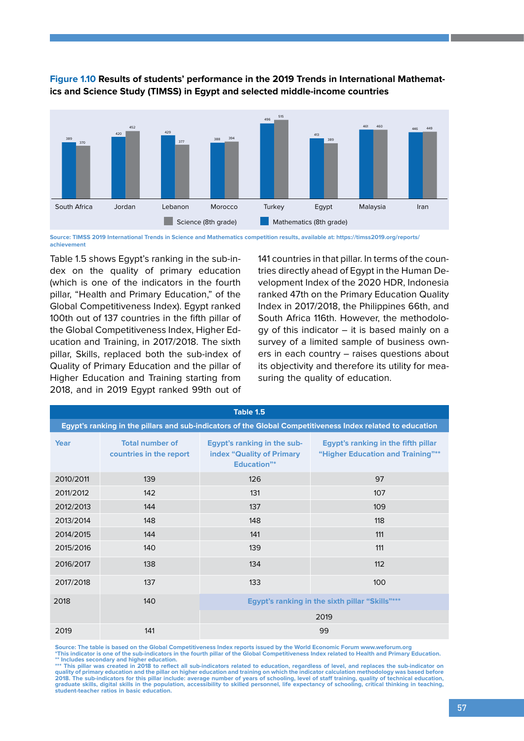**Figure 1.10 Results of students' performance in the 2019 Trends in International Mathematics and Science Study (TIMSS) in Egypt and selected middle-income countries**

| Country | Mathematics (8th grade) | Science (8th grade) |
|---|---|---|
| South Africa | 389 | 370 |
| Jordan | 420 | 452 |
| Lebanon | 429 | 377 |
| Morocco | 388 | 394 |
| Turkey | 496 | 515 |
| Egypt | 413 | 389 |
| Malaysia | 461 | 460 |
| Iran | 446 | 449 |

Source: TIMSS 2019 International Trends in Science and Mathematics competition results, available at: https://timss2019.org/reports/achievement

Table 1.5 shows Egypt's ranking in the sub-index on the quality of primary education (which is one of the indicators in the fourth pillar, "Health and Primary Education," of the Global Competitiveness Index). Egypt ranked 100th out of 137 countries in the fifth pillar of the Global Competitiveness Index, Higher Education and Training, in 2017/2018. The sixth pillar, Skills, replaced both the sub-index of Quality of Primary Education and the pillar of Higher Education and Training starting from 2018, and in 2019 Egypt ranked 99th out of 141 countries in that pillar. In terms of the countries directly ahead of Egypt in the Human Development Index of the 2020 HDR, Indonesia ranked 47th on the Primary Education Quality Index in 2017/2018, the Philippines 66th, and South Africa 116th. However, the methodology of this indicator – it is based mainly on a survey of a limited sample of business owners in each country – raises questions about its objectivity and therefore its utility for measuring the quality of education.

**Table 1.5**

**Egypt's ranking in the pillars and sub-indicators of the Global Competitiveness Index related to education**

| Year | Total number of countries in the report | Egypt's ranking in the sub-index "Quality of Primary Education"* | Egypt's ranking in the fifth pillar "Higher Education and Training"** |
|---|---|---|---|
| 2010/2011 | 139 | 126 | 97 |
| 2011/2012 | 142 | 131 | 107 |
| 2012/2013 | 144 | 137 | 109 |
| 2013/2014 | 148 | 148 | 118 |
| 2014/2015 | 144 | 141 | 111 |
| 2015/2016 | 140 | 139 | 111 |
| 2016/2017 | 138 | 134 | 112 |
| 2017/2018 | 137 | 133 | 100 |
| 2018 | 140 | Egypt's ranking in the sixth pillar "Skills"*** | |
| | | 2019 | |
| 2019 | 141 | 99 | |

Source: The table is based on the Global Competitiveness Index reports issued by the World Economic Forum www.weforum.org
*This indicator is one of the sub-indicators in the fourth pillar of the Global Competitiveness Index related to Health and Primary Education.
** Includes secondary and higher education.
*** This pillar was created in 2018 to reflect all sub-indicators related to education, regardless of level, and replaces the sub-indicator on quality of primary education and the pillar on higher education and training on which the indicator calculation methodology was based before 2018. The sub-indicators for this pillar include: average number of years of schooling, level of staff training, quality of technical education, graduate skills, digital skills in the population, accessibility to skilled personnel, life expectancy of schooling, critical thinking in teaching, student-teacher ratios in basic education.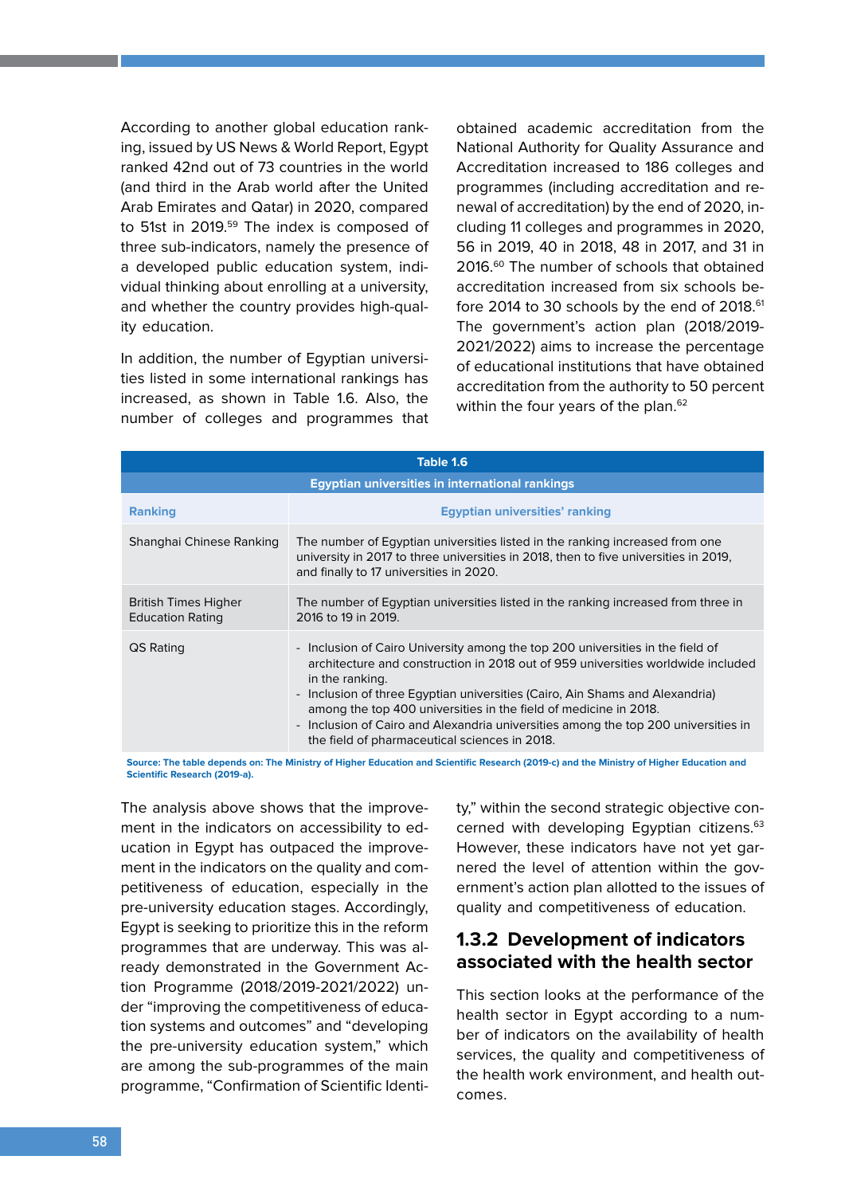According to another global education ranking, issued by US News & World Report, Egypt ranked 42nd out of 73 countries in the world (and third in the Arab world after the United Arab Emirates and Qatar) in 2020, compared to 51st in 2019.[59] The index is composed of three sub-indicators, namely the presence of a developed public education system, individual thinking about enrolling at a university, and whether the country provides high-quality education.

In addition, the number of Egyptian universities listed in some international rankings has increased, as shown in Table 1.6. Also, the number of colleges and programmes that obtained academic accreditation from the National Authority for Quality Assurance and Accreditation increased to 186 colleges and programmes (including accreditation and renewal of accreditation) by the end of 2020, including 11 colleges and programmes in 2020, 56 in 2019, 40 in 2018, 48 in 2017, and 31 in 2016.[60] The number of schools that obtained accreditation increased from six schools before 2014 to 30 schools by the end of 2018.[61] The government's action plan (2018/2019-2021/2022) aims to increase the percentage of educational institutions that have obtained accreditation from the authority to 50 percent within the four years of the plan.[62]

**Table 1.6**

**Egyptian universities in international rankings**

| Ranking | Egyptian universities' ranking |
|---|---|
| Shanghai Chinese Ranking | The number of Egyptian universities listed in the ranking increased from one university in 2017 to three universities in 2018, then to five universities in 2019, and finally to 17 universities in 2020. |
| British Times Higher Education Rating | The number of Egyptian universities listed in the ranking increased from three in 2016 to 19 in 2019. |
| QS Rating | - Inclusion of Cairo University among the top 200 universities in the field of architecture and construction in 2018 out of 959 universities worldwide included in the ranking.<br>- Inclusion of three Egyptian universities (Cairo, Ain Shams and Alexandria) among the top 400 universities in the field of medicine in 2018.<br>- Inclusion of Cairo and Alexandria universities among the top 200 universities in the field of pharmaceutical sciences in 2018. |

Source: The table depends on: The Ministry of Higher Education and Scientific Research (2019-c) and the Ministry of Higher Education and Scientific Research (2019-a).

The analysis above shows that the improvement in the indicators on accessibility to education in Egypt has outpaced the improvement in the indicators on the quality and competitiveness of education, especially in the pre-university education stages. Accordingly, Egypt is seeking to prioritize this in the reform programmes that are underway. This was already demonstrated in the Government Action Programme (2018/2019-2021/2022) under "improving the competitiveness of education systems and outcomes" and "developing the pre-university education system," which are among the sub-programmes of the main programme, "Confirmation of Scientific Identity," within the second strategic objective concerned with developing Egyptian citizens.[63] However, these indicators have not yet garnered the level of attention within the government's action plan allotted to the issues of quality and competitiveness of education.

### 1.3.2 Development of indicators associated with the health sector

This section looks at the performance of the health sector in Egypt according to a number of indicators on the availability of health services, the quality and competitiveness of the health work environment, and health outcomes.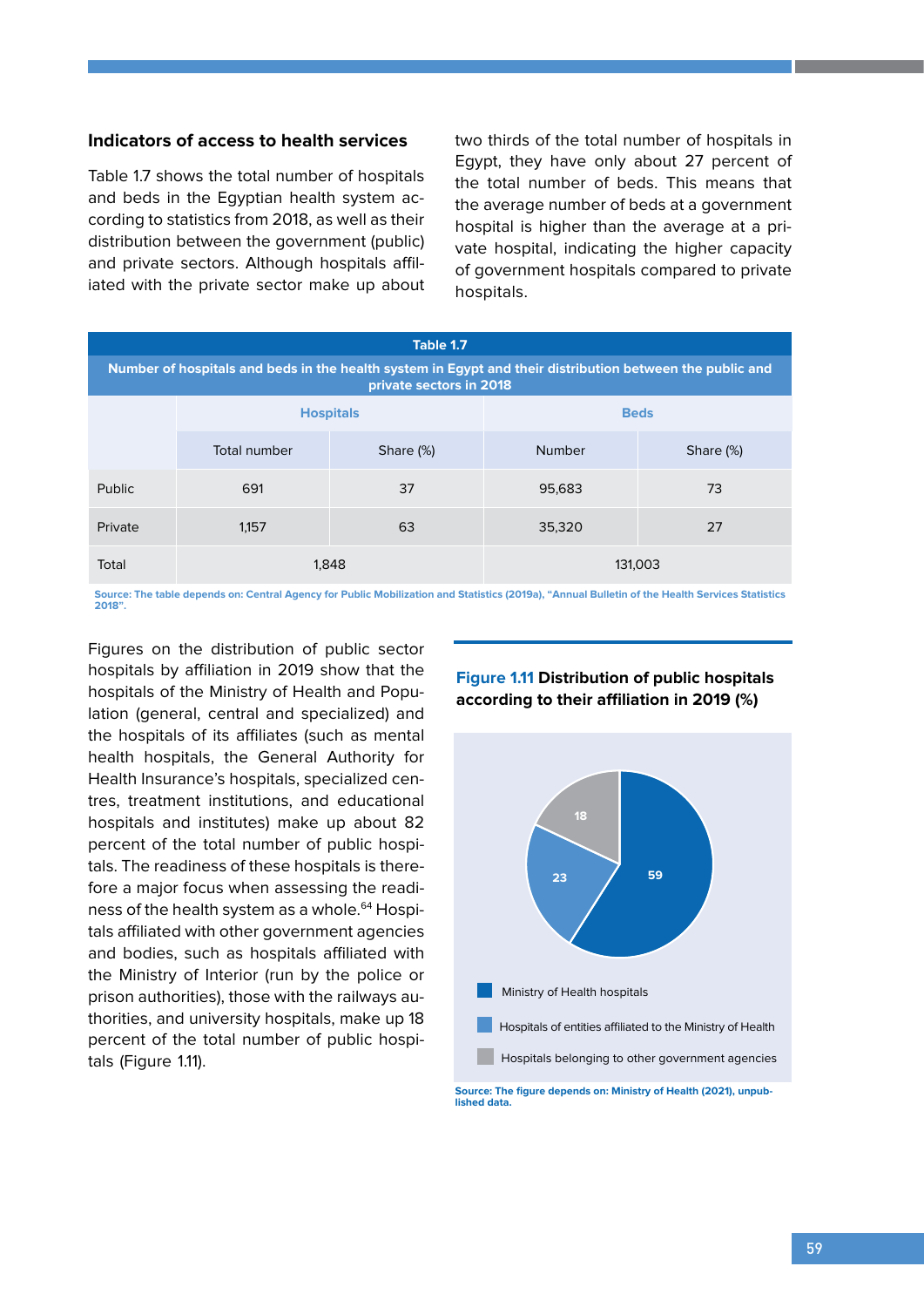### Indicators of access to health services

Table 1.7 shows the total number of hospitals and beds in the Egyptian health system according to statistics from 2018, as well as their distribution between the government (public) and private sectors. Although hospitals affiliated with the private sector make up about two thirds of the total number of hospitals in Egypt, they have only about 27 percent of the total number of beds. This means that the average number of beds at a government hospital is higher than the average at a private hospital, indicating the higher capacity of government hospitals compared to private hospitals.

**Table 1.7**

**Number of hospitals and beds in the health system in Egypt and their distribution between the public and private sectors in 2018**

| | Hospitals | | Beds | |
|---|---|---|---|---|
| | Total number | Share (%) | Number | Share (%) |
| Public | 691 | 37 | 95,683 | 73 |
| Private | 1,157 | 63 | 35,320 | 27 |
| Total | 1,848 | | 131,003 | |

Source: The table depends on: Central Agency for Public Mobilization and Statistics (2019a), "Annual Bulletin of the Health Services Statistics 2018".

Figures on the distribution of public sector hospitals by affiliation in 2019 show that the hospitals of the Ministry of Health and Population (general, central and specialized) and the hospitals of its affiliates (such as mental health hospitals, the General Authority for Health Insurance's hospitals, specialized centres, treatment institutions, and educational hospitals and institutes) make up about 82 percent of the total number of public hospitals. The readiness of these hospitals is therefore a major focus when assessing the readiness of the health system as a whole.[64] Hospitals affiliated with other government agencies and bodies, such as hospitals affiliated with the Ministry of Interior (run by the police or prison authorities), those with the railways authorities, and university hospitals, make up 18 percent of the total number of public hospitals (Figure 1.11).

**Figure 1.11 Distribution of public hospitals according to their affiliation in 2019 (%)**

| Affiliation | % |
|---|---|
| Ministry of Health hospitals | 59 |
| Hospitals of entities affiliated to the Ministry of Health | 23 |
| Hospitals belonging to other government agencies | 18 |

Source: The figure depends on: Ministry of Health (2021), unpublished data.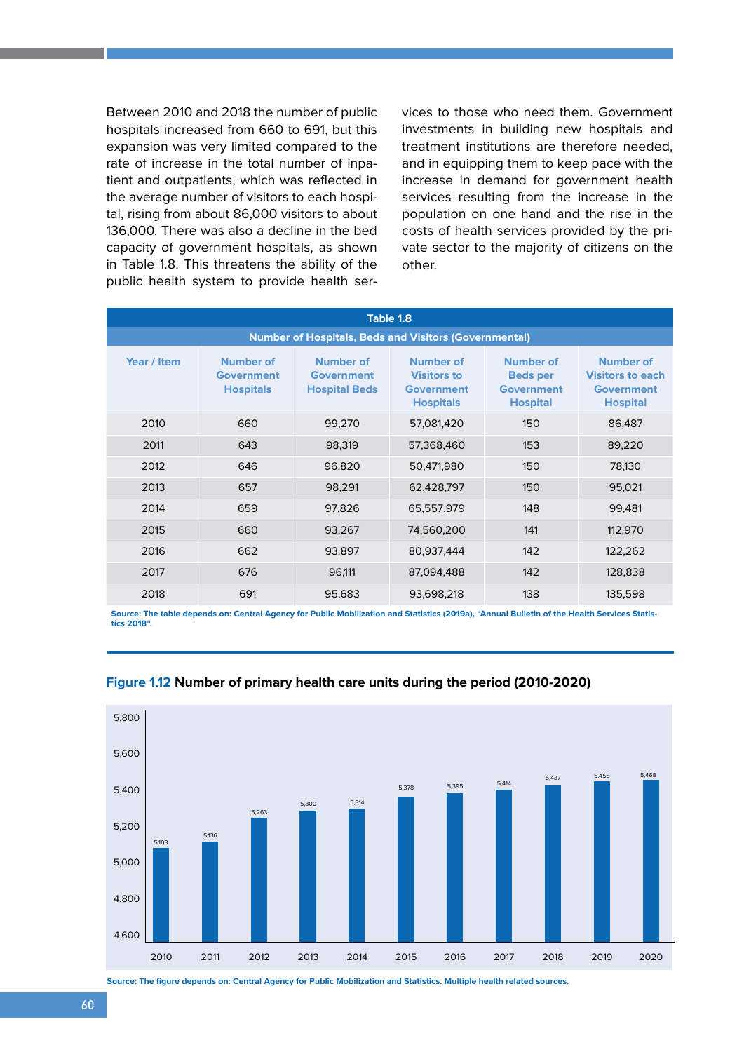Between 2010 and 2018 the number of public hospitals increased from 660 to 691, but this expansion was very limited compared to the rate of increase in the total number of inpatient and outpatients, which was reflected in the average number of visitors to each hospital, rising from about 86,000 visitors to about 136,000. There was also a decline in the bed capacity of government hospitals, as shown in Table 1.8. This threatens the ability of the public health system to provide health services to those who need them. Government investments in building new hospitals and treatment institutions are therefore needed, and in equipping them to keep pace with the increase in demand for government health services resulting from the increase in the population on one hand and the rise in the costs of health services provided by the private sector to the majority of citizens on the other.

**Table 1.8**

**Number of Hospitals, Beds and Visitors (Governmental)**

| Year / Item | Number of Government Hospitals | Number of Government Hospital Beds | Number of Visitors to Government Hospitals | Number of Beds per Government Hospital | Number of Visitors to each Government Hospital |
|---|---|---|---|---|---|
| 2010 | 660 | 99,270 | 57,081,420 | 150 | 86,487 |
| 2011 | 643 | 98,319 | 57,368,460 | 153 | 89,220 |
| 2012 | 646 | 96,820 | 50,471,980 | 150 | 78,130 |
| 2013 | 657 | 98,291 | 62,428,797 | 150 | 95,021 |
| 2014 | 659 | 97,826 | 65,557,979 | 148 | 99,481 |
| 2015 | 660 | 93,267 | 74,560,200 | 141 | 112,970 |
| 2016 | 662 | 93,897 | 80,937,444 | 142 | 122,262 |
| 2017 | 676 | 96,111 | 87,094,488 | 142 | 128,838 |
| 2018 | 691 | 95,683 | 93,698,218 | 138 | 135,598 |

Source: The table depends on: Central Agency for Public Mobilization and Statistics (2019a), "Annual Bulletin of the Health Services Statistics 2018".

**Figure 1.12 Number of primary health care units during the period (2010-2020)**

| Year | Number of primary health care units |
|---|---|
| 2010 | 5,103 |
| 2011 | 5,136 |
| 2012 | 5,263 |
| 2013 | 5,300 |
| 2014 | 5,314 |
| 2015 | 5,378 |
| 2016 | 5,395 |
| 2017 | 5,414 |
| 2018 | 5,437 |
| 2019 | 5,458 |
| 2020 | 5,468 |

Source: The figure depends on: Central Agency for Public Mobilization and Statistics. Multiple health related sources.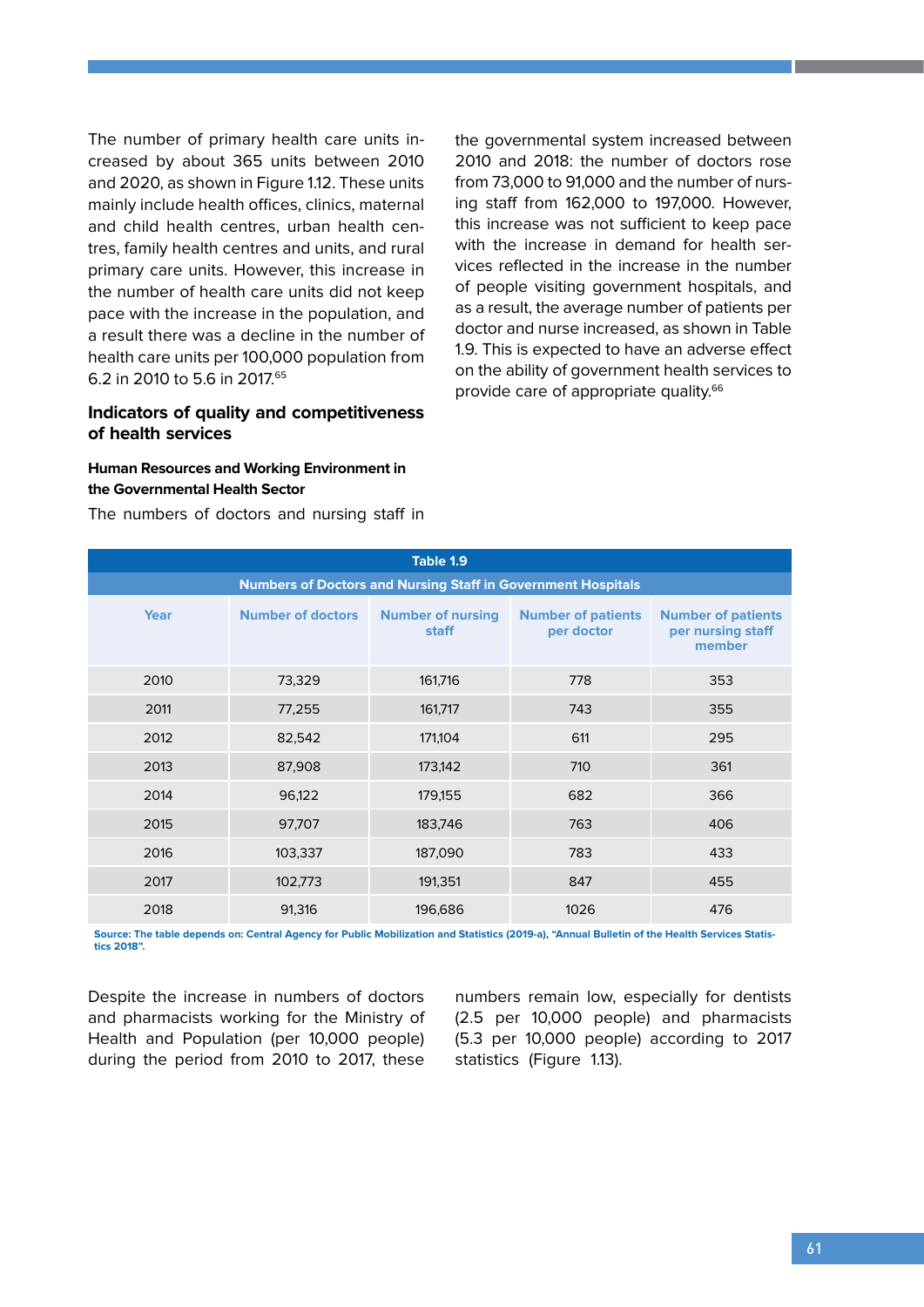The number of primary health care units increased by about 365 units between 2010 and 2020, as shown in Figure 1.12. These units mainly include health offices, clinics, maternal and child health centres, urban health centres, family health centres and units, and rural primary care units. However, this increase in the number of health care units did not keep pace with the increase in the population, and a result there was a decline in the number of health care units per 100,000 population from 6.2 in 2010 to 5.6 in 2017.[65]

### Indicators of quality and competitiveness of health services

#### Human Resources and Working Environment in the Governmental Health Sector

The numbers of doctors and nursing staff in the governmental system increased between 2010 and 2018: the number of doctors rose from 73,000 to 91,000 and the number of nursing staff from 162,000 to 197,000. However, this increase was not sufficient to keep pace with the increase in demand for health services reflected in the increase in the number of people visiting government hospitals, and as a result, the average number of patients per doctor and nurse increased, as shown in Table 1.9. This is expected to have an adverse effect on the ability of government health services to provide care of appropriate quality.[66]

**Table 1.9**

**Numbers of Doctors and Nursing Staff in Government Hospitals**

| Year | Number of doctors | Number of nursing staff | Number of patients per doctor | Number of patients per nursing staff member |
|---|---|---|---|---|
| 2010 | 73,329 | 161,716 | 778 | 353 |
| 2011 | 77,255 | 161,717 | 743 | 355 |
| 2012 | 82,542 | 171,104 | 611 | 295 |
| 2013 | 87,908 | 173,142 | 710 | 361 |
| 2014 | 96,122 | 179,155 | 682 | 366 |
| 2015 | 97,707 | 183,746 | 763 | 406 |
| 2016 | 103,337 | 187,090 | 783 | 433 |
| 2017 | 102,773 | 191,351 | 847 | 455 |
| 2018 | 91,316 | 196,686 | 1026 | 476 |

**Source: The table depends on: Central Agency for Public Mobilization and Statistics (2019-a), "Annual Bulletin of the Health Services Statistics 2018".**

Despite the increase in numbers of doctors and pharmacists working for the Ministry of Health and Population (per 10,000 people) during the period from 2010 to 2017, these numbers remain low, especially for dentists (2.5 per 10,000 people) and pharmacists (5.3 per 10,000 people) according to 2017 statistics (Figure 1.13).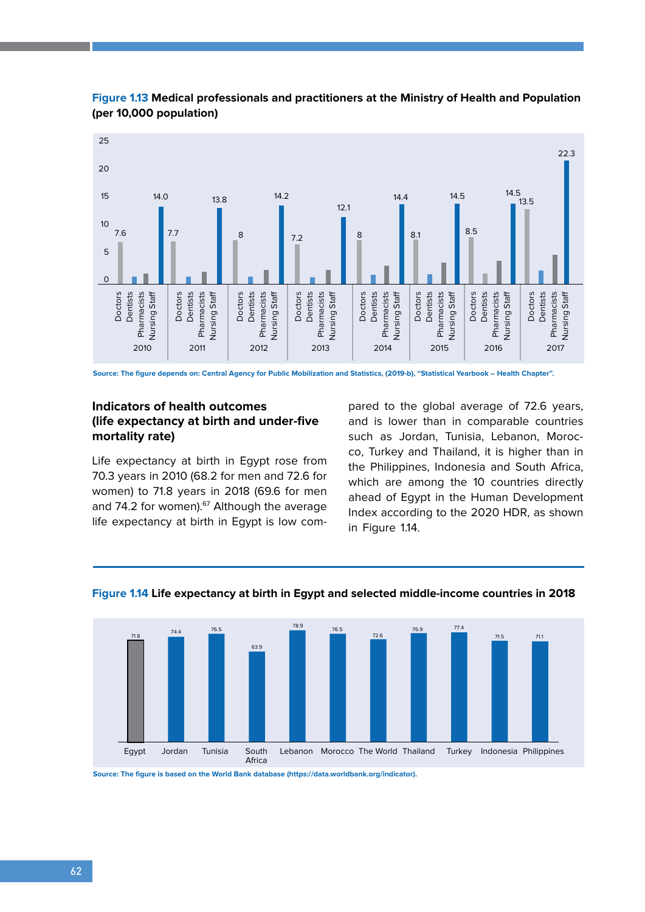**Figure 1.13 Medical professionals and practitioners at the Ministry of Health and Population (per 10,000 population)**

Source: The figure depends on: Central Agency for Public Mobilization and Statistics, (2019-b), "Statistical Yearbook – Health Chapter".

### Indicators of health outcomes (life expectancy at birth and under-five mortality rate)

Life expectancy at birth in Egypt rose from 70.3 years in 2010 (68.2 for men and 72.6 for women) to 71.8 years in 2018 (69.6 for men and 74.2 for women).[67] Although the average life expectancy at birth in Egypt is low compared to the global average of 72.6 years, and is lower than in comparable countries such as Jordan, Tunisia, Lebanon, Morocco, Turkey and Thailand, it is higher than in the Philippines, Indonesia and South Africa, which are among the 10 countries directly ahead of Egypt in the Human Development Index according to the 2020 HDR, as shown in Figure 1.14.

**Figure 1.14 Life expectancy at birth in Egypt and selected middle-income countries in 2018**

Source: The figure is based on the World Bank database (https://data.worldbank.org/indicator).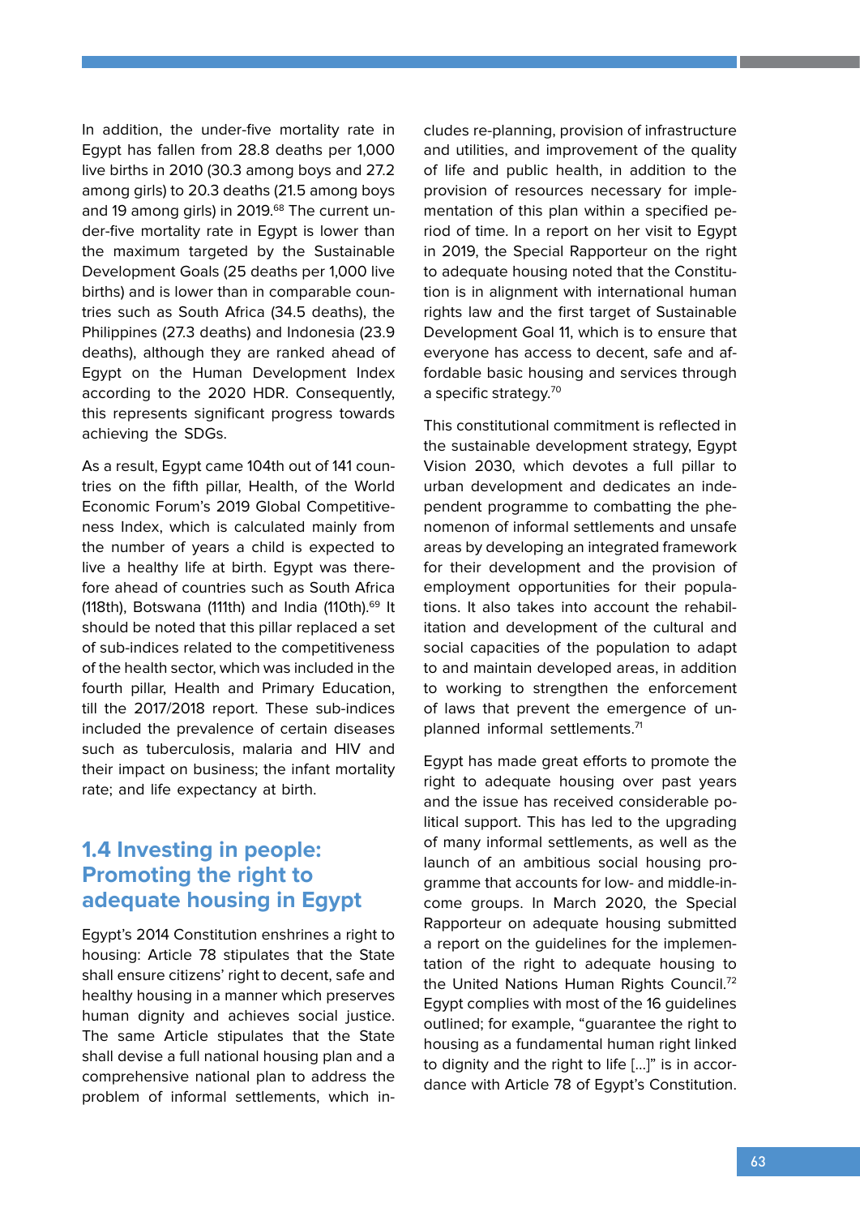In addition, the under-five mortality rate in Egypt has fallen from 28.8 deaths per 1,000 live births in 2010 (30.3 among boys and 27.2 among girls) to 20.3 deaths (21.5 among boys and 19 among girls) in 2019.[68] The current under-five mortality rate in Egypt is lower than the maximum targeted by the Sustainable Development Goals (25 deaths per 1,000 live births) and is lower than in comparable countries such as South Africa (34.5 deaths), the Philippines (27.3 deaths) and Indonesia (23.9 deaths), although they are ranked ahead of Egypt on the Human Development Index according to the 2020 HDR. Consequently, this represents significant progress towards achieving the SDGs.

As a result, Egypt came 104th out of 141 countries on the fifth pillar, Health, of the World Economic Forum's 2019 Global Competitiveness Index, which is calculated mainly from the number of years a child is expected to live a healthy life at birth. Egypt was therefore ahead of countries such as South Africa (118th), Botswana (111th) and India (110th).[69] It should be noted that this pillar replaced a set of sub-indices related to the competitiveness of the health sector, which was included in the fourth pillar, Health and Primary Education, till the 2017/2018 report. These sub-indices included the prevalence of certain diseases such as tuberculosis, malaria and HIV and their impact on business; the infant mortality rate; and life expectancy at birth.

## 1.4 Investing in people: Promoting the right to adequate housing in Egypt

Egypt's 2014 Constitution enshrines a right to housing: Article 78 stipulates that the State shall ensure citizens' right to decent, safe and healthy housing in a manner which preserves human dignity and achieves social justice. The same Article stipulates that the State shall devise a full national housing plan and a comprehensive national plan to address the problem of informal settlements, which includes re-planning, provision of infrastructure and utilities, and improvement of the quality of life and public health, in addition to the provision of resources necessary for implementation of this plan within a specified period of time. In a report on her visit to Egypt in 2019, the Special Rapporteur on the right to adequate housing noted that the Constitution is in alignment with international human rights law and the first target of Sustainable Development Goal 11, which is to ensure that everyone has access to decent, safe and affordable basic housing and services through a specific strategy.[70]

This constitutional commitment is reflected in the sustainable development strategy, Egypt Vision 2030, which devotes a full pillar to urban development and dedicates an independent programme to combatting the phenomenon of informal settlements and unsafe areas by developing an integrated framework for their development and the provision of employment opportunities for their populations. It also takes into account the rehabilitation and development of the cultural and social capacities of the population to adapt to and maintain developed areas, in addition to working to strengthen the enforcement of laws that prevent the emergence of unplanned informal settlements.[71]

Egypt has made great efforts to promote the right to adequate housing over past years and the issue has received considerable political support. This has led to the upgrading of many informal settlements, as well as the launch of an ambitious social housing programme that accounts for low- and middle-income groups. In March 2020, the Special Rapporteur on adequate housing submitted a report on the guidelines for the implementation of the right to adequate housing to the United Nations Human Rights Council.[72] Egypt complies with most of the 16 guidelines outlined; for example, "guarantee the right to housing as a fundamental human right linked to dignity and the right to life [...]" is in accordance with Article 78 of Egypt's Constitution.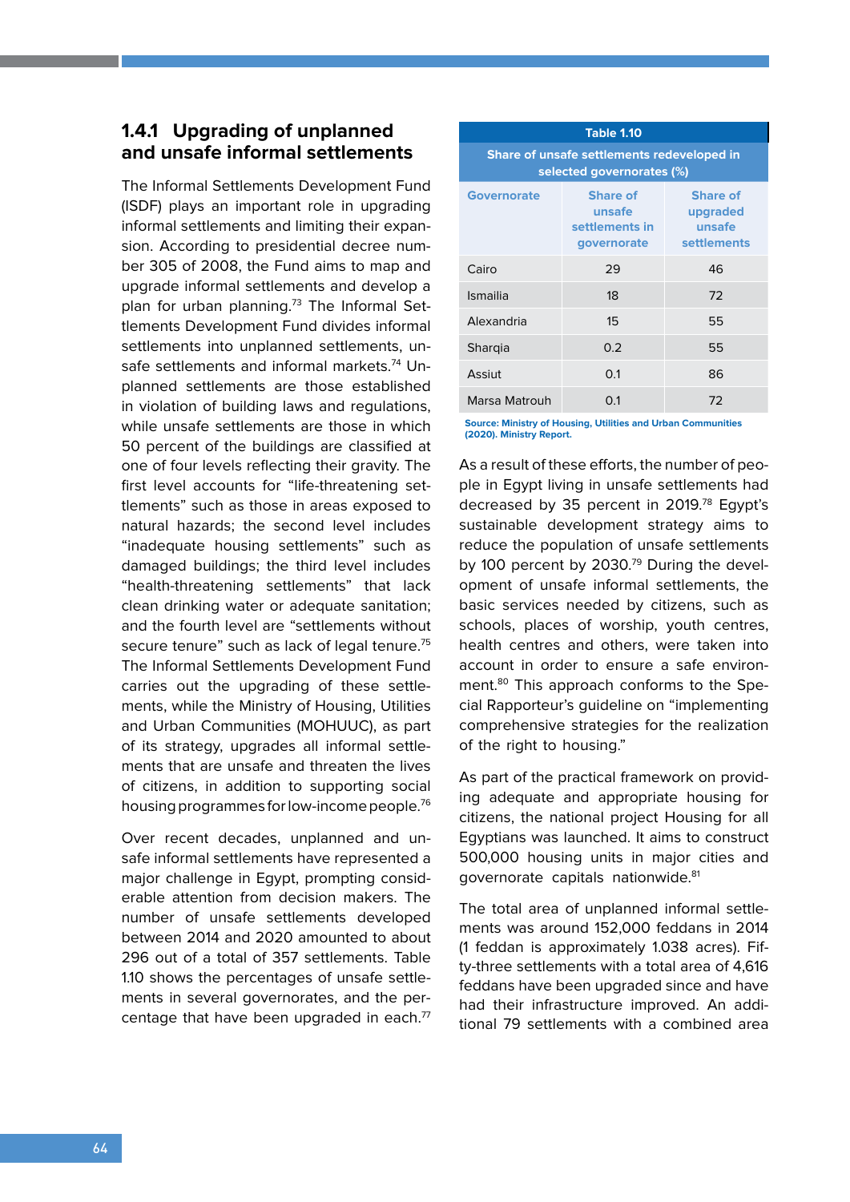### 1.4.1 Upgrading of unplanned and unsafe informal settlements

The Informal Settlements Development Fund (ISDF) plays an important role in upgrading informal settlements and limiting their expansion. According to presidential decree number 305 of 2008, the Fund aims to map and upgrade informal settlements and develop a plan for urban planning.[73] The Informal Settlements Development Fund divides informal settlements into unplanned settlements, unsafe settlements and informal markets.[74] Unplanned settlements are those established in violation of building laws and regulations, while unsafe settlements are those in which 50 percent of the buildings are classified at one of four levels reflecting their gravity. The first level accounts for "life-threatening settlements" such as those in areas exposed to natural hazards; the second level includes "inadequate housing settlements" such as damaged buildings; the third level includes "health-threatening settlements" that lack clean drinking water or adequate sanitation; and the fourth level are "settlements without secure tenure" such as lack of legal tenure.[75] The Informal Settlements Development Fund carries out the upgrading of these settlements, while the Ministry of Housing, Utilities and Urban Communities (MOHUUC), as part of its strategy, upgrades all informal settlements that are unsafe and threaten the lives of citizens, in addition to supporting social housing programmes for low-income people.[76]

Over recent decades, unplanned and unsafe informal settlements have represented a major challenge in Egypt, prompting considerable attention from decision makers. The number of unsafe settlements developed between 2014 and 2020 amounted to about 296 out of a total of 357 settlements. Table 1.10 shows the percentages of unsafe settlements in several governorates, and the percentage that have been upgraded in each.[77]

**Table 1.10**

**Share of unsafe settlements redeveloped in selected governorates (%)**

| Governorate | Share of unsafe settlements in governorate | Share of upgraded unsafe settlements |
|---|---|---|
| Cairo | 29 | 46 |
| Ismailia | 18 | 72 |
| Alexandria | 15 | 55 |
| Sharqia | 0.2 | 55 |
| Assiut | 0.1 | 86 |
| Marsa Matrouh | 0.1 | 72 |

Source: Ministry of Housing, Utilities and Urban Communities (2020). Ministry Report.

As a result of these efforts, the number of people in Egypt living in unsafe settlements had decreased by 35 percent in 2019.[78] Egypt's sustainable development strategy aims to reduce the population of unsafe settlements by 100 percent by 2030.[79] During the development of unsafe informal settlements, the basic services needed by citizens, such as schools, places of worship, youth centres, health centres and others, were taken into account in order to ensure a safe environment.[80] This approach conforms to the Special Rapporteur's guideline on "implementing comprehensive strategies for the realization of the right to housing."

As part of the practical framework on providing adequate and appropriate housing for citizens, the national project Housing for all Egyptians was launched. It aims to construct 500,000 housing units in major cities and governorate capitals nationwide.[81]

The total area of unplanned informal settlements was around 152,000 feddans in 2014 (1 feddan is approximately 1.038 acres). Fifty-three settlements with a total area of 4,616 feddans have been upgraded since and have had their infrastructure improved. An additional 79 settlements with a combined area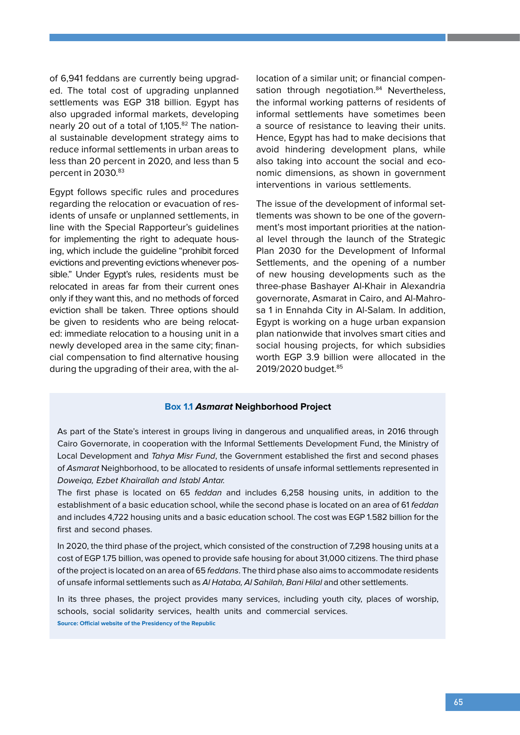of 6,941 feddans are currently being upgraded. The total cost of upgrading unplanned settlements was EGP 318 billion. Egypt has also upgraded informal markets, developing nearly 20 out of a total of 1,105.[82] The national sustainable development strategy aims to reduce informal settlements in urban areas to less than 20 percent in 2020, and less than 5 percent in 2030.[83]

Egypt follows specific rules and procedures regarding the relocation or evacuation of residents of unsafe or unplanned settlements, in line with the Special Rapporteur's guidelines for implementing the right to adequate housing, which include the guideline "prohibit forced evictions and preventing evictions whenever possible." Under Egypt's rules, residents must be relocated in areas far from their current ones only if they want this, and no methods of forced eviction shall be taken. Three options should be given to residents who are being relocated: immediate relocation to a housing unit in a newly developed area in the same city; financial compensation to find alternative housing during the upgrading of their area, with the allocation of a similar unit; or financial compensation through negotiation.[84] Nevertheless, the informal working patterns of residents of informal settlements have sometimes been a source of resistance to leaving their units. Hence, Egypt has had to make decisions that avoid hindering development plans, while also taking into account the social and economic dimensions, as shown in government interventions in various settlements.

The issue of the development of informal settlements was shown to be one of the government's most important priorities at the national level through the launch of the Strategic Plan 2030 for the Development of Informal Settlements, and the opening of a number of new housing developments such as the three-phase Bashayer Al-Khair in Alexandria governorate, Asmarat in Cairo, and Al-Mahrosa 1 in Ennahda City in Al-Salam. In addition, Egypt is working on a huge urban expansion plan nationwide that involves smart cities and social housing projects, for which subsidies worth EGP 3.9 billion were allocated in the 2019/2020 budget.[85]

### Box 1.1 *Asmarat* Neighborhood Project

As part of the State's interest in groups living in dangerous and unqualified areas, in 2016 through Cairo Governorate, in cooperation with the Informal Settlements Development Fund, the Ministry of Local Development and *Tahya Misr Fund*, the Government established the first and second phases of *Asmarat* Neighborhood, to be allocated to residents of unsafe informal settlements represented in *Doweiqa, Ezbet Khairallah and Istabl Antar.*

The first phase is located on 65 *feddan* and includes 6,258 housing units, in addition to the establishment of a basic education school, while the second phase is located on an area of 61 *feddan* and includes 4,722 housing units and a basic education school. The cost was EGP 1.582 billion for the first and second phases.

In 2020, the third phase of the project, which consisted of the construction of 7,298 housing units at a cost of EGP 1.75 billion, was opened to provide safe housing for about 31,000 citizens. The third phase of the project is located on an area of 65 *feddans*. The third phase also aims to accommodate residents of unsafe informal settlements such as *Al Hataba, Al Sahilah, Bani Hilal* and other settlements.

In its three phases, the project provides many services, including youth city, places of worship, schools, social solidarity services, health units and commercial services.

**Source: Official website of the Presidency of the Republic**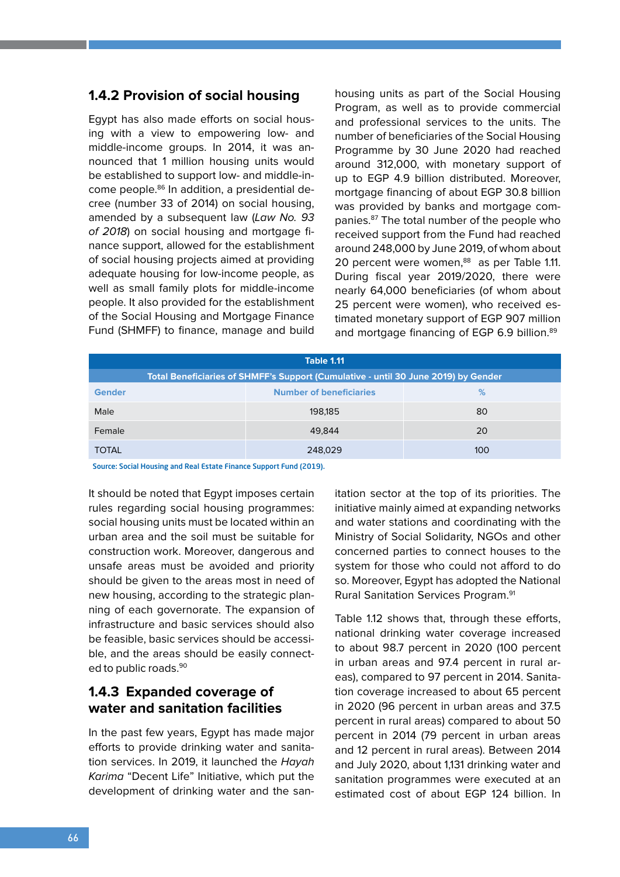### 1.4.2 Provision of social housing

Egypt has also made efforts on social housing with a view to empowering low- and middle-income groups. In 2014, it was announced that 1 million housing units would be established to support low- and middle-income people.[86] In addition, a presidential decree (number 33 of 2014) on social housing, amended by a subsequent law (*Law No. 93 of 2018*) on social housing and mortgage finance support, allowed for the establishment of social housing projects aimed at providing adequate housing for low-income people, as well as small family plots for middle-income people. It also provided for the establishment of the Social Housing and Mortgage Finance Fund (SHMFF) to finance, manage and build housing units as part of the Social Housing Program, as well as to provide commercial and professional services to the units. The number of beneficiaries of the Social Housing Programme by 30 June 2020 had reached around 312,000, with monetary support of up to EGP 4.9 billion distributed. Moreover, mortgage financing of about EGP 30.8 billion was provided by banks and mortgage companies.[87] The total number of the people who received support from the Fund had reached around 248,000 by June 2019, of whom about 20 percent were women,[88] as per Table 1.11. During fiscal year 2019/2020, there were nearly 64,000 beneficiaries (of whom about 25 percent were women), who received estimated monetary support of EGP 907 million and mortgage financing of EGP 6.9 billion.[89]

**Table 1.11**

**Total Beneficiaries of SHMFF's Support (Cumulative - until 30 June 2019) by Gender**

| Gender | Number of beneficiaries | % |
|---|---|---|
| Male | 198,185 | 80 |
| Female | 49,844 | 20 |
| TOTAL | 248,029 | 100 |

Source: Social Housing and Real Estate Finance Support Fund (2019).

It should be noted that Egypt imposes certain rules regarding social housing programmes: social housing units must be located within an urban area and the soil must be suitable for construction work. Moreover, dangerous and unsafe areas must be avoided and priority should be given to the areas most in need of new housing, according to the strategic planning of each governorate. The expansion of infrastructure and basic services should also be feasible, basic services should be accessible, and the areas should be easily connected to public roads.[90]

### 1.4.3 Expanded coverage of water and sanitation facilities

In the past few years, Egypt has made major efforts to provide drinking water and sanitation services. In 2019, it launched the *Hayah Karima* "Decent Life" Initiative, which put the development of drinking water and the sanitation sector at the top of its priorities. The initiative mainly aimed at expanding networks and water stations and coordinating with the Ministry of Social Solidarity, NGOs and other concerned parties to connect houses to the system for those who could not afford to do so. Moreover, Egypt has adopted the National Rural Sanitation Services Program.[91]

Table 1.12 shows that, through these efforts, national drinking water coverage increased to about 98.7 percent in 2020 (100 percent in urban areas and 97.4 percent in rural areas), compared to 97 percent in 2014. Sanitation coverage increased to about 65 percent in 2020 (96 percent in urban areas and 37.5 percent in rural areas) compared to about 50 percent in 2014 (79 percent in urban areas and 12 percent in rural areas). Between 2014 and July 2020, about 1,131 drinking water and sanitation programmes were executed at an estimated cost of about EGP 124 billion. In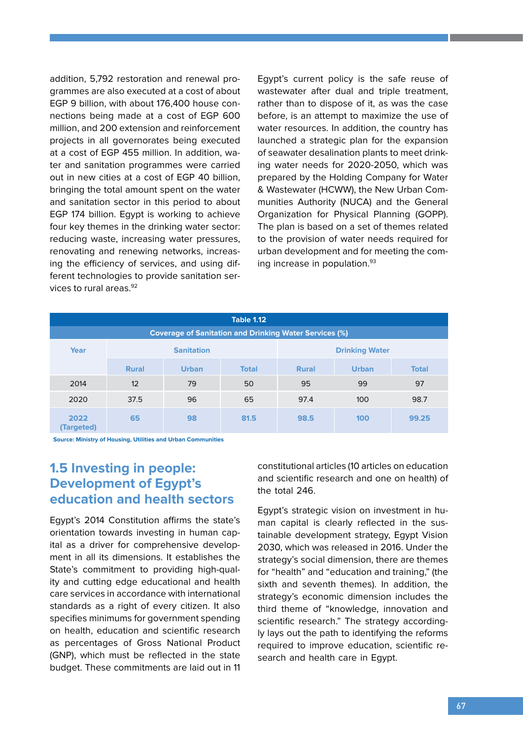addition, 5,792 restoration and renewal programmes are also executed at a cost of about EGP 9 billion, with about 176,400 house connections being made at a cost of EGP 600 million, and 200 extension and reinforcement projects in all governorates being executed at a cost of EGP 455 million. In addition, water and sanitation programmes were carried out in new cities at a cost of EGP 40 billion, bringing the total amount spent on the water and sanitation sector in this period to about EGP 174 billion. Egypt is working to achieve four key themes in the drinking water sector: reducing waste, increasing water pressures, renovating and renewing networks, increasing the efficiency of services, and using different technologies to provide sanitation services to rural areas.[92]

Egypt's current policy is the safe reuse of wastewater after dual and triple treatment, rather than to dispose of it, as was the case before, is an attempt to maximize the use of water resources. In addition, the country has launched a strategic plan for the expansion of seawater desalination plants to meet drinking water needs for 2020-2050, which was prepared by the Holding Company for Water & Wastewater (HCWW), the New Urban Communities Authority (NUCA) and the General Organization for Physical Planning (GOPP). The plan is based on a set of themes related to the provision of water needs required for urban development and for meeting the coming increase in population.[93]

**Table 1.12**

**Coverage of Sanitation and Drinking Water Services (%)**

| Year | Sanitation | | | Drinking Water | | |
|---|---|---|---|---|---|---|
| | Rural | Urban | Total | Rural | Urban | Total |
| 2014 | 12 | 79 | 50 | 95 | 99 | 97 |
| 2020 | 37.5 | 96 | 65 | 97.4 | 100 | 98.7 |
| 2022 (Targeted) | 65 | 98 | 81.5 | 98.5 | 100 | 99.25 |

Source: Ministry of Housing, Utilities and Urban Communities

## 1.5 Investing in people: Development of Egypt's education and health sectors

Egypt's 2014 Constitution affirms the state's orientation towards investing in human capital as a driver for comprehensive development in all its dimensions. It establishes the State's commitment to providing high-quality and cutting edge educational and health care services in accordance with international standards as a right of every citizen. It also specifies minimums for government spending on health, education and scientific research as percentages of Gross National Product (GNP), which must be reflected in the state budget. These commitments are laid out in 11 constitutional articles (10 articles on education and scientific research and one on health) of the total 246.

Egypt's strategic vision on investment in human capital is clearly reflected in the sustainable development strategy, Egypt Vision 2030, which was released in 2016. Under the strategy's social dimension, there are themes for "health" and "education and training," (the sixth and seventh themes). In addition, the strategy's economic dimension includes the third theme of "knowledge, innovation and scientific research." The strategy accordingly lays out the path to identifying the reforms required to improve education, scientific research and health care in Egypt.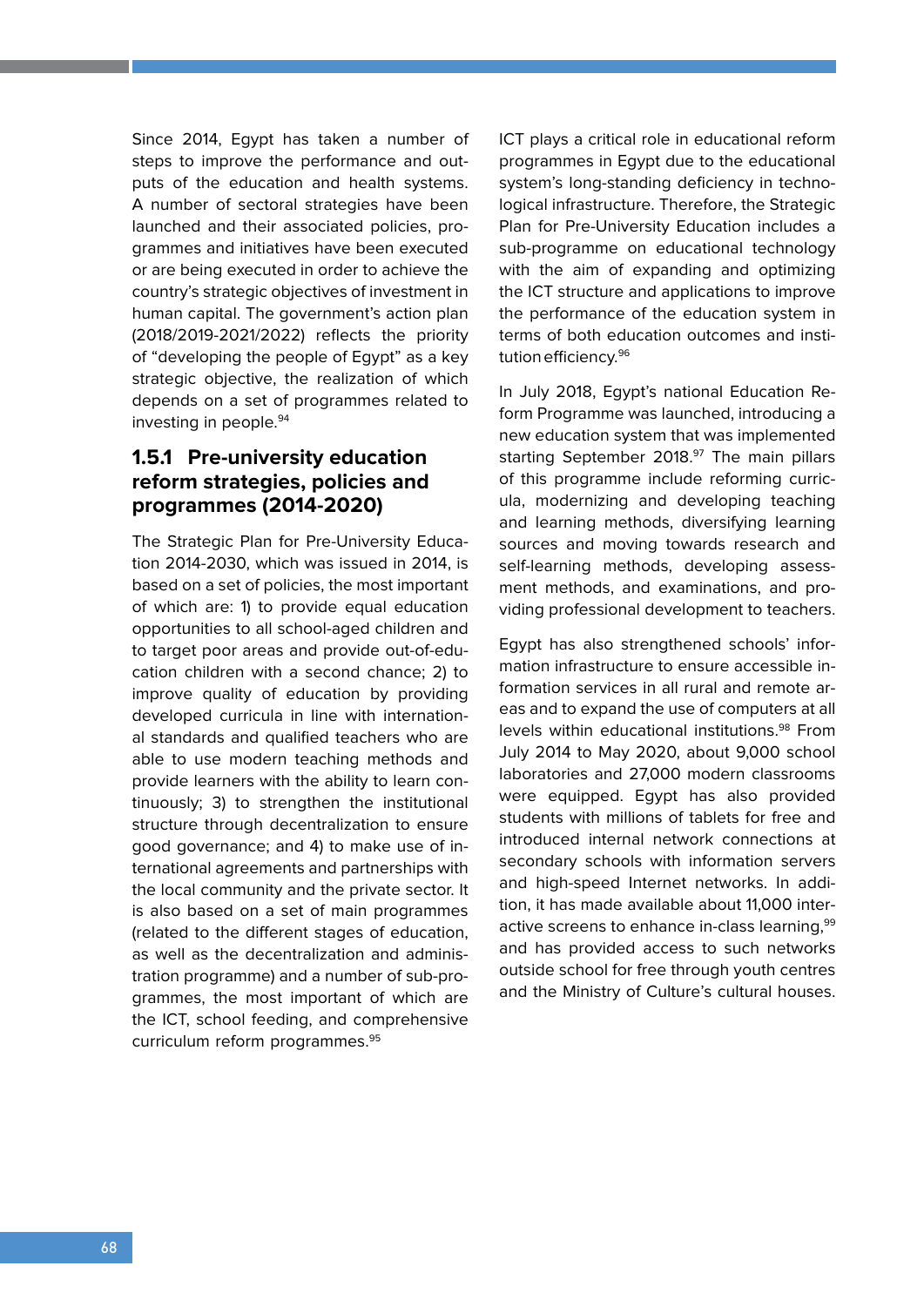Since 2014, Egypt has taken a number of steps to improve the performance and outputs of the education and health systems. A number of sectoral strategies have been launched and their associated policies, programmes and initiatives have been executed or are being executed in order to achieve the country's strategic objectives of investment in human capital. The government's action plan (2018/2019-2021/2022) reflects the priority of "developing the people of Egypt" as a key strategic objective, the realization of which depends on a set of programmes related to investing in people.[94]

### 1.5.1 Pre-university education reform strategies, policies and programmes (2014-2020)

The Strategic Plan for Pre-University Education 2014-2030, which was issued in 2014, is based on a set of policies, the most important of which are: 1) to provide equal education opportunities to all school-aged children and to target poor areas and provide out-of-education children with a second chance; 2) to improve quality of education by providing developed curricula in line with international standards and qualified teachers who are able to use modern teaching methods and provide learners with the ability to learn continuously; 3) to strengthen the institutional structure through decentralization to ensure good governance; and 4) to make use of international agreements and partnerships with the local community and the private sector. It is also based on a set of main programmes (related to the different stages of education, as well as the decentralization and administration programme) and a number of sub-programmes, the most important of which are the ICT, school feeding, and comprehensive curriculum reform programmes.[95]

ICT plays a critical role in educational reform programmes in Egypt due to the educational system's long-standing deficiency in technological infrastructure. Therefore, the Strategic Plan for Pre-University Education includes a sub-programme on educational technology with the aim of expanding and optimizing the ICT structure and applications to improve the performance of the education system in terms of both education outcomes and institution efficiency.[96]

In July 2018, Egypt's national Education Reform Programme was launched, introducing a new education system that was implemented starting September 2018.[97] The main pillars of this programme include reforming curricula, modernizing and developing teaching and learning methods, diversifying learning sources and moving towards research and self-learning methods, developing assessment methods, and examinations, and providing professional development to teachers.

Egypt has also strengthened schools' information infrastructure to ensure accessible information services in all rural and remote areas and to expand the use of computers at all levels within educational institutions.[98] From July 2014 to May 2020, about 9,000 school laboratories and 27,000 modern classrooms were equipped. Egypt has also provided students with millions of tablets for free and introduced internal network connections at secondary schools with information servers and high-speed Internet networks. In addition, it has made available about 11,000 interactive screens to enhance in-class learning,[99] and has provided access to such networks outside school for free through youth centres and the Ministry of Culture's cultural houses.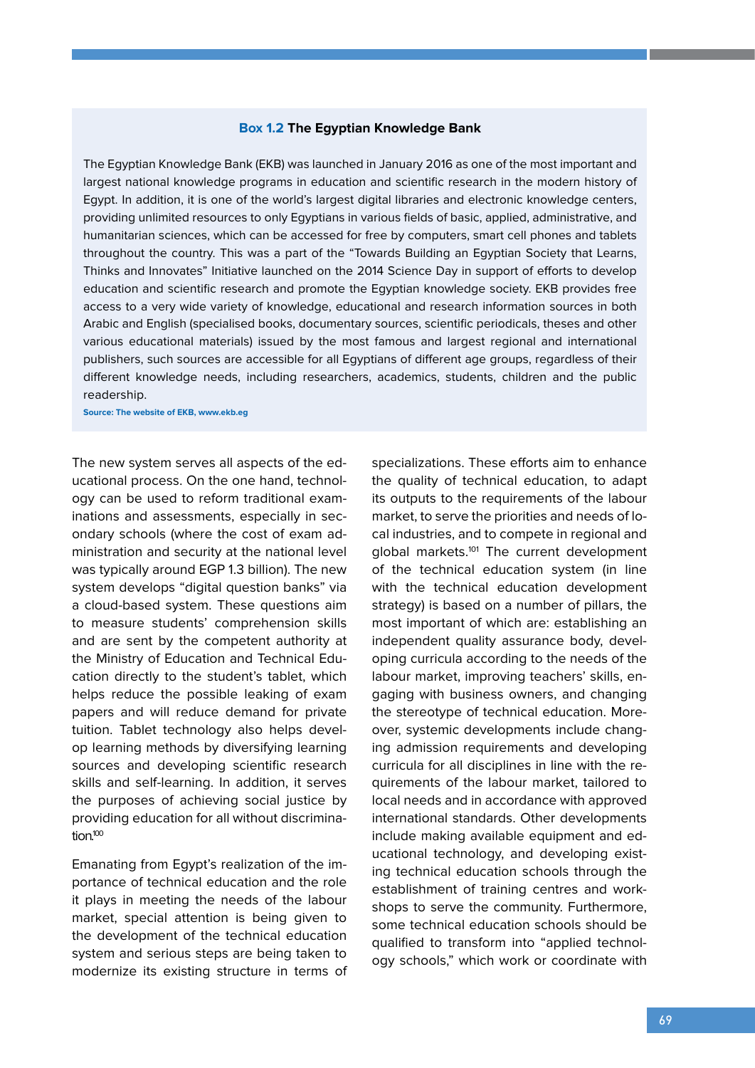**Box 1.2 The Egyptian Knowledge Bank**

The Egyptian Knowledge Bank (EKB) was launched in January 2016 as one of the most important and largest national knowledge programs in education and scientific research in the modern history of Egypt. In addition, it is one of the world's largest digital libraries and electronic knowledge centers, providing unlimited resources to only Egyptians in various fields of basic, applied, administrative, and humanitarian sciences, which can be accessed for free by computers, smart cell phones and tablets throughout the country. This was a part of the "Towards Building an Egyptian Society that Learns, Thinks and Innovates" Initiative launched on the 2014 Science Day in support of efforts to develop education and scientific research and promote the Egyptian knowledge society. EKB provides free access to a very wide variety of knowledge, educational and research information sources in both Arabic and English (specialised books, documentary sources, scientific periodicals, theses and other various educational materials) issued by the most famous and largest regional and international publishers, such sources are accessible for all Egyptians of different age groups, regardless of their different knowledge needs, including researchers, academics, students, children and the public readership.

**Source: The website of EKB, www.ekb.eg**

The new system serves all aspects of the educational process. On the one hand, technology can be used to reform traditional examinations and assessments, especially in secondary schools (where the cost of exam administration and security at the national level was typically around EGP 1.3 billion). The new system develops "digital question banks" via a cloud-based system. These questions aim to measure students' comprehension skills and are sent by the competent authority at the Ministry of Education and Technical Education directly to the student's tablet, which helps reduce the possible leaking of exam papers and will reduce demand for private tuition. Tablet technology also helps develop learning methods by diversifying learning sources and developing scientific research skills and self-learning. In addition, it serves the purposes of achieving social justice by providing education for all without discrimination.[100]

Emanating from Egypt's realization of the importance of technical education and the role it plays in meeting the needs of the labour market, special attention is being given to the development of the technical education system and serious steps are being taken to modernize its existing structure in terms of specializations. These efforts aim to enhance the quality of technical education, to adapt its outputs to the requirements of the labour market, to serve the priorities and needs of local industries, and to compete in regional and global markets.[101] The current development of the technical education system (in line with the technical education development strategy) is based on a number of pillars, the most important of which are: establishing an independent quality assurance body, developing curricula according to the needs of the labour market, improving teachers' skills, engaging with business owners, and changing the stereotype of technical education. Moreover, systemic developments include changing admission requirements and developing curricula for all disciplines in line with the requirements of the labour market, tailored to local needs and in accordance with approved international standards. Other developments include making available equipment and educational technology, and developing existing technical education schools through the establishment of training centres and workshops to serve the community. Furthermore, some technical education schools should be qualified to transform into "applied technology schools," which work or coordinate with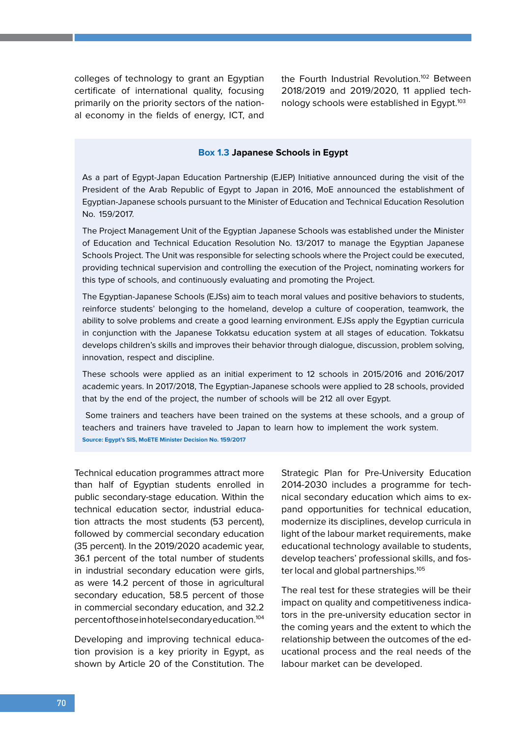colleges of technology to grant an Egyptian certificate of international quality, focusing primarily on the priority sectors of the national economy in the fields of energy, ICT, and the Fourth Industrial Revolution.[102] Between 2018/2019 and 2019/2020, 11 applied technology schools were established in Egypt.[103]

### Box 1.3 Japanese Schools in Egypt

As a part of Egypt-Japan Education Partnership (EJEP) Initiative announced during the visit of the President of the Arab Republic of Egypt to Japan in 2016, MoE announced the establishment of Egyptian-Japanese schools pursuant to the Minister of Education and Technical Education Resolution No. 159/2017.

The Project Management Unit of the Egyptian Japanese Schools was established under the Minister of Education and Technical Education Resolution No. 13/2017 to manage the Egyptian Japanese Schools Project. The Unit was responsible for selecting schools where the Project could be executed, providing technical supervision and controlling the execution of the Project, nominating workers for this type of schools, and continuously evaluating and promoting the Project.

The Egyptian-Japanese Schools (EJSs) aim to teach moral values and positive behaviors to students, reinforce students' belonging to the homeland, develop a culture of cooperation, teamwork, the ability to solve problems and create a good learning environment. EJSs apply the Egyptian curricula in conjunction with the Japanese Tokkatsu education system at all stages of education. Tokkatsu develops children's skills and improves their behavior through dialogue, discussion, problem solving, innovation, respect and discipline.

These schools were applied as an initial experiment to 12 schools in 2015/2016 and 2016/2017 academic years. In 2017/2018, The Egyptian-Japanese schools were applied to 28 schools, provided that by the end of the project, the number of schools will be 212 all over Egypt.

Some trainers and teachers have been trained on the systems at these schools, and a group of teachers and trainers have traveled to Japan to learn how to implement the work system.

**Source: Egypt's SIS, MoETE Minister Decision No. 159/2017**

Technical education programmes attract more than half of Egyptian students enrolled in public secondary-stage education. Within the technical education sector, industrial education attracts the most students (53 percent), followed by commercial secondary education (35 percent). In the 2019/2020 academic year, 36.1 percent of the total number of students in industrial secondary education were girls, as were 14.2 percent of those in agricultural secondary education, 58.5 percent of those in commercial secondary education, and 32.2 percent of those in hotel secondary education.[104]

Developing and improving technical education provision is a key priority in Egypt, as shown by Article 20 of the Constitution. The Strategic Plan for Pre-University Education 2014-2030 includes a programme for technical secondary education which aims to expand opportunities for technical education, modernize its disciplines, develop curricula in light of the labour market requirements, make educational technology available to students, develop teachers' professional skills, and foster local and global partnerships.[105]

The real test for these strategies will be their impact on quality and competitiveness indicators in the pre-university education sector in the coming years and the extent to which the relationship between the outcomes of the educational process and the real needs of the labour market can be developed.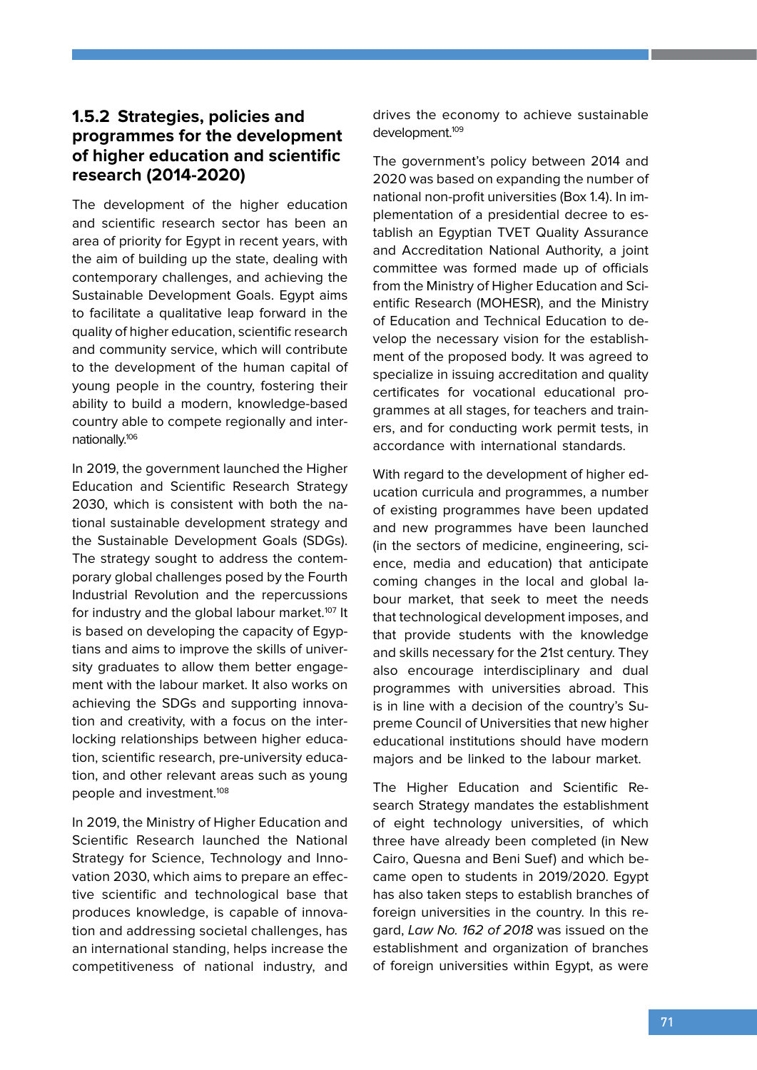### 1.5.2 Strategies, policies and programmes for the development of higher education and scientific research (2014-2020)

The development of the higher education and scientific research sector has been an area of priority for Egypt in recent years, with the aim of building up the state, dealing with contemporary challenges, and achieving the Sustainable Development Goals. Egypt aims to facilitate a qualitative leap forward in the quality of higher education, scientific research and community service, which will contribute to the development of the human capital of young people in the country, fostering their ability to build a modern, knowledge-based country able to compete regionally and internationally.[106]

In 2019, the government launched the Higher Education and Scientific Research Strategy 2030, which is consistent with both the national sustainable development strategy and the Sustainable Development Goals (SDGs). The strategy sought to address the contemporary global challenges posed by the Fourth Industrial Revolution and the repercussions for industry and the global labour market.[107] It is based on developing the capacity of Egyptians and aims to improve the skills of university graduates to allow them better engagement with the labour market. It also works on achieving the SDGs and supporting innovation and creativity, with a focus on the interlocking relationships between higher education, scientific research, pre-university education, and other relevant areas such as young people and investment.[108]

In 2019, the Ministry of Higher Education and Scientific Research launched the National Strategy for Science, Technology and Innovation 2030, which aims to prepare an effective scientific and technological base that produces knowledge, is capable of innovation and addressing societal challenges, has an international standing, helps increase the competitiveness of national industry, and drives the economy to achieve sustainable development.[109]

The government's policy between 2014 and 2020 was based on expanding the number of national non-profit universities (Box 1.4). In implementation of a presidential decree to establish an Egyptian TVET Quality Assurance and Accreditation National Authority, a joint committee was formed made up of officials from the Ministry of Higher Education and Scientific Research (MOHESR), and the Ministry of Education and Technical Education to develop the necessary vision for the establishment of the proposed body. It was agreed to specialize in issuing accreditation and quality certificates for vocational educational programmes at all stages, for teachers and trainers, and for conducting work permit tests, in accordance with international standards.

With regard to the development of higher education curricula and programmes, a number of existing programmes have been updated and new programmes have been launched (in the sectors of medicine, engineering, science, media and education) that anticipate coming changes in the local and global labour market, that seek to meet the needs that technological development imposes, and that provide students with the knowledge and skills necessary for the 21st century. They also encourage interdisciplinary and dual programmes with universities abroad. This is in line with a decision of the country's Supreme Council of Universities that new higher educational institutions should have modern majors and be linked to the labour market.

The Higher Education and Scientific Research Strategy mandates the establishment of eight technology universities, of which three have already been completed (in New Cairo, Quesna and Beni Suef) and which became open to students in 2019/2020. Egypt has also taken steps to establish branches of foreign universities in the country. In this regard, *Law No. 162 of 2018* was issued on the establishment and organization of branches of foreign universities within Egypt, as were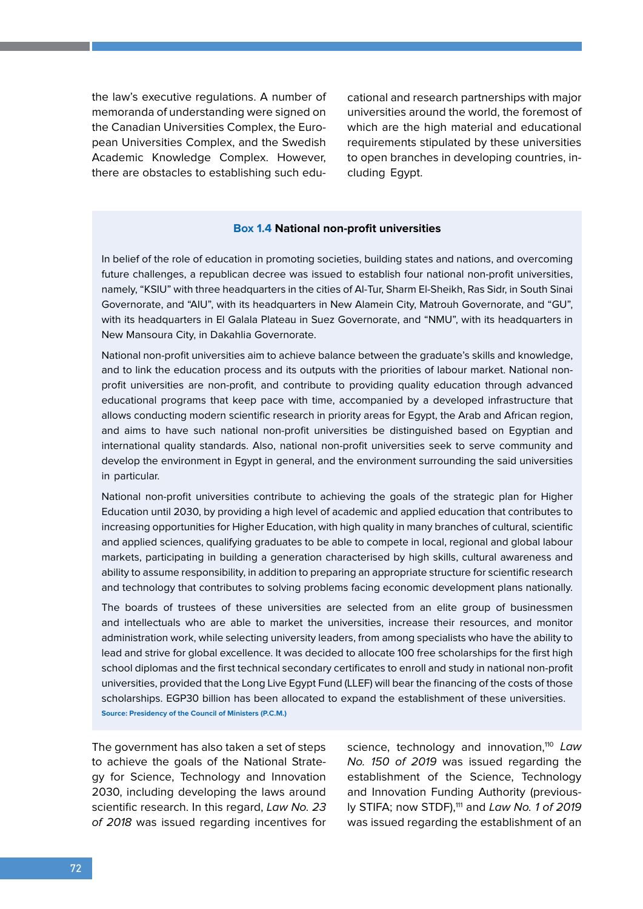the law's executive regulations. A number of memoranda of understanding were signed on the Canadian Universities Complex, the European Universities Complex, and the Swedish Academic Knowledge Complex. However, there are obstacles to establishing such educational and research partnerships with major universities around the world, the foremost of which are the high material and educational requirements stipulated by these universities to open branches in developing countries, including Egypt.

**Box 1.4 National non-profit universities**

In belief of the role of education in promoting societies, building states and nations, and overcoming future challenges, a republican decree was issued to establish four national non-profit universities, namely, "KSIU" with three headquarters in the cities of Al-Tur, Sharm El-Sheikh, Ras Sidr, in South Sinai Governorate, and "AIU", with its headquarters in New Alamein City, Matrouh Governorate, and "GU", with its headquarters in El Galala Plateau in Suez Governorate, and "NMU", with its headquarters in New Mansoura City, in Dakahlia Governorate.

National non-profit universities aim to achieve balance between the graduate's skills and knowledge, and to link the education process and its outputs with the priorities of labour market. National non-profit universities are non-profit, and contribute to providing quality education through advanced educational programs that keep pace with time, accompanied by a developed infrastructure that allows conducting modern scientific research in priority areas for Egypt, the Arab and African region, and aims to have such national non-profit universities be distinguished based on Egyptian and international quality standards. Also, national non-profit universities seek to serve community and develop the environment in Egypt in general, and the environment surrounding the said universities in particular.

National non-profit universities contribute to achieving the goals of the strategic plan for Higher Education until 2030, by providing a high level of academic and applied education that contributes to increasing opportunities for Higher Education, with high quality in many branches of cultural, scientific and applied sciences, qualifying graduates to be able to compete in local, regional and global labour markets, participating in building a generation characterised by high skills, cultural awareness and ability to assume responsibility, in addition to preparing an appropriate structure for scientific research and technology that contributes to solving problems facing economic development plans nationally.

The boards of trustees of these universities are selected from an elite group of businessmen and intellectuals who are able to market the universities, increase their resources, and monitor administration work, while selecting university leaders, from among specialists who have the ability to lead and strive for global excellence. It was decided to allocate 100 free scholarships for the first high school diplomas and the first technical secondary certificates to enroll and study in national non-profit universities, provided that the Long Live Egypt Fund (LLEF) will bear the financing of the costs of those scholarships. EGP30 billion has been allocated to expand the establishment of these universities.

Source: Presidency of the Council of Ministers (P.C.M.)

The government has also taken a set of steps to achieve the goals of the National Strategy for Science, Technology and Innovation 2030, including developing the laws around scientific research. In this regard, *Law No. 23 of 2018* was issued regarding incentives for science, technology and innovation,[110] *Law No. 150 of 2019* was issued regarding the establishment of the Science, Technology and Innovation Funding Authority (previously STIFA; now STDF),[111] and *Law No. 1 of 2019* was issued regarding the establishment of an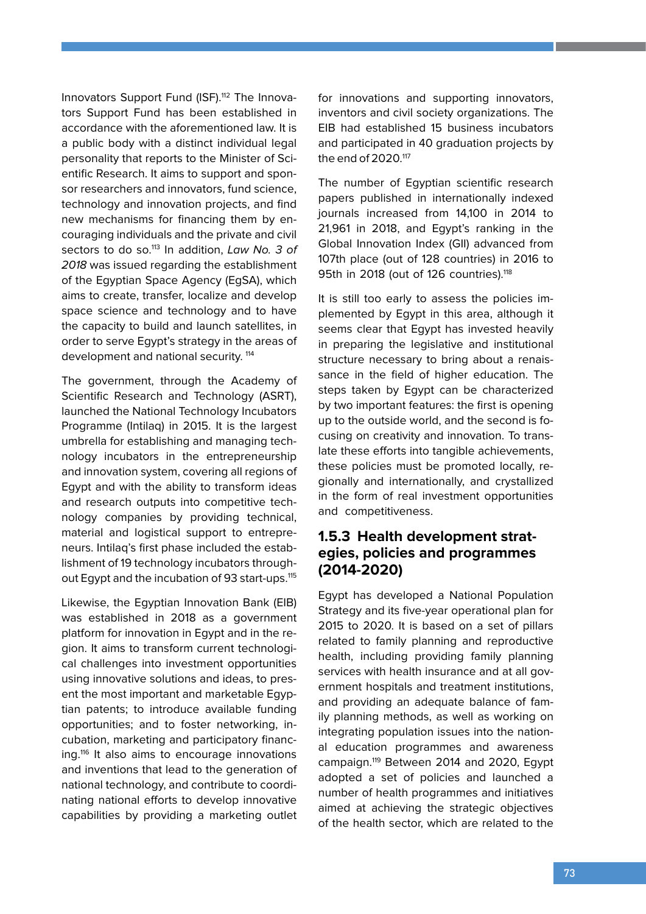Innovators Support Fund (ISF).[112] The Innovators Support Fund has been established in accordance with the aforementioned law. It is a public body with a distinct individual legal personality that reports to the Minister of Scientific Research. It aims to support and sponsor researchers and innovators, fund science, technology and innovation projects, and find new mechanisms for financing them by encouraging individuals and the private and civil sectors to do so.[113] In addition, *Law No. 3 of 2018* was issued regarding the establishment of the Egyptian Space Agency (EgSA), which aims to create, transfer, localize and develop space science and technology and to have the capacity to build and launch satellites, in order to serve Egypt's strategy in the areas of development and national security. [114]

The government, through the Academy of Scientific Research and Technology (ASRT), launched the National Technology Incubators Programme (Intilaq) in 2015. It is the largest umbrella for establishing and managing technology incubators in the entrepreneurship and innovation system, covering all regions of Egypt and with the ability to transform ideas and research outputs into competitive technology companies by providing technical, material and logistical support to entrepreneurs. Intilaq's first phase included the establishment of 19 technology incubators throughout Egypt and the incubation of 93 start-ups.[115]

Likewise, the Egyptian Innovation Bank (EIB) was established in 2018 as a government platform for innovation in Egypt and in the region. It aims to transform current technological challenges into investment opportunities using innovative solutions and ideas, to present the most important and marketable Egyptian patents; to introduce available funding opportunities; and to foster networking, incubation, marketing and participatory financing.[116] It also aims to encourage innovations and inventions that lead to the generation of national technology, and contribute to coordinating national efforts to develop innovative capabilities by providing a marketing outlet for innovations and supporting innovators, inventors and civil society organizations. The EIB had established 15 business incubators and participated in 40 graduation projects by the end of 2020.[117]

The number of Egyptian scientific research papers published in internationally indexed journals increased from 14,100 in 2014 to 21,961 in 2018, and Egypt's ranking in the Global Innovation Index (GII) advanced from 107th place (out of 128 countries) in 2016 to 95th in 2018 (out of 126 countries).[118]

It is still too early to assess the policies implemented by Egypt in this area, although it seems clear that Egypt has invested heavily in preparing the legislative and institutional structure necessary to bring about a renaissance in the field of higher education. The steps taken by Egypt can be characterized by two important features: the first is opening up to the outside world, and the second is focusing on creativity and innovation. To translate these efforts into tangible achievements, these policies must be promoted locally, regionally and internationally, and crystallized in the form of real investment opportunities and competitiveness.

### 1.5.3 Health development strategies, policies and programmes (2014-2020)

Egypt has developed a National Population Strategy and its five-year operational plan for 2015 to 2020. It is based on a set of pillars related to family planning and reproductive health, including providing family planning services with health insurance and at all government hospitals and treatment institutions, and providing an adequate balance of family planning methods, as well as working on integrating population issues into the national education programmes and awareness campaign.[119] Between 2014 and 2020, Egypt adopted a set of policies and launched a number of health programmes and initiatives aimed at achieving the strategic objectives of the health sector, which are related to the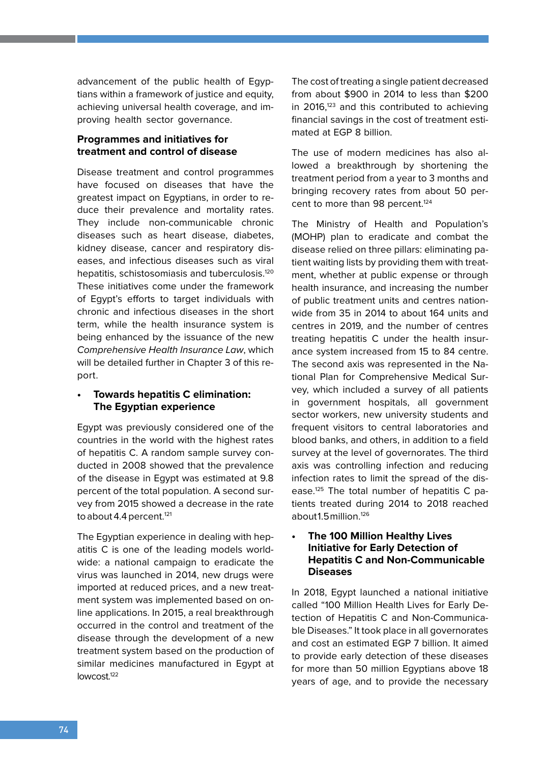advancement of the public health of Egyptians within a framework of justice and equity, achieving universal health coverage, and improving health sector governance.

### Programmes and initiatives for treatment and control of disease

Disease treatment and control programmes have focused on diseases that have the greatest impact on Egyptians, in order to reduce their prevalence and mortality rates. They include non-communicable chronic diseases such as heart disease, diabetes, kidney disease, cancer and respiratory diseases, and infectious diseases such as viral hepatitis, schistosomiasis and tuberculosis.[120] These initiatives come under the framework of Egypt's efforts to target individuals with chronic and infectious diseases in the short term, while the health insurance system is being enhanced by the issuance of the new *Comprehensive Health Insurance Law*, which will be detailed further in Chapter 3 of this report.

- **Towards hepatitis C elimination: The Egyptian experience**

Egypt was previously considered one of the countries in the world with the highest rates of hepatitis C. A random sample survey conducted in 2008 showed that the prevalence of the disease in Egypt was estimated at 9.8 percent of the total population. A second survey from 2015 showed a decrease in the rate to about 4.4 percent.[121]

The Egyptian experience in dealing with hepatitis C is one of the leading models worldwide: a national campaign to eradicate the virus was launched in 2014, new drugs were imported at reduced prices, and a new treatment system was implemented based on online applications. In 2015, a real breakthrough occurred in the control and treatment of the disease through the development of a new treatment system based on the production of similar medicines manufactured in Egypt at lowcost.[122]

The cost of treating a single patient decreased from about $900 in 2014 to less than $200 in 2016,[123] and this contributed to achieving financial savings in the cost of treatment estimated at EGP 8 billion.

The use of modern medicines has also allowed a breakthrough by shortening the treatment period from a year to 3 months and bringing recovery rates from about 50 percent to more than 98 percent.[124]

The Ministry of Health and Population's (MOHP) plan to eradicate and combat the disease relied on three pillars: eliminating patient waiting lists by providing them with treatment, whether at public expense or through health insurance, and increasing the number of public treatment units and centres nationwide from 35 in 2014 to about 164 units and centres in 2019, and the number of centres treating hepatitis C under the health insurance system increased from 15 to 84 centre. The second axis was represented in the National Plan for Comprehensive Medical Survey, which included a survey of all patients in government hospitals, all government sector workers, new university students and frequent visitors to central laboratories and blood banks, and others, in addition to a field survey at the level of governorates. The third axis was controlling infection and reducing infection rates to limit the spread of the disease.[125] The total number of hepatitis C patients treated during 2014 to 2018 reached about1.5million.[126]

- **The 100 Million Healthy Lives Initiative for Early Detection of Hepatitis C and Non-Communicable Diseases**

In 2018, Egypt launched a national initiative called "100 Million Health Lives for Early Detection of Hepatitis C and Non-Communicable Diseases." It took place in all governorates and cost an estimated EGP 7 billion. It aimed to provide early detection of these diseases for more than 50 million Egyptians above 18 years of age, and to provide the necessary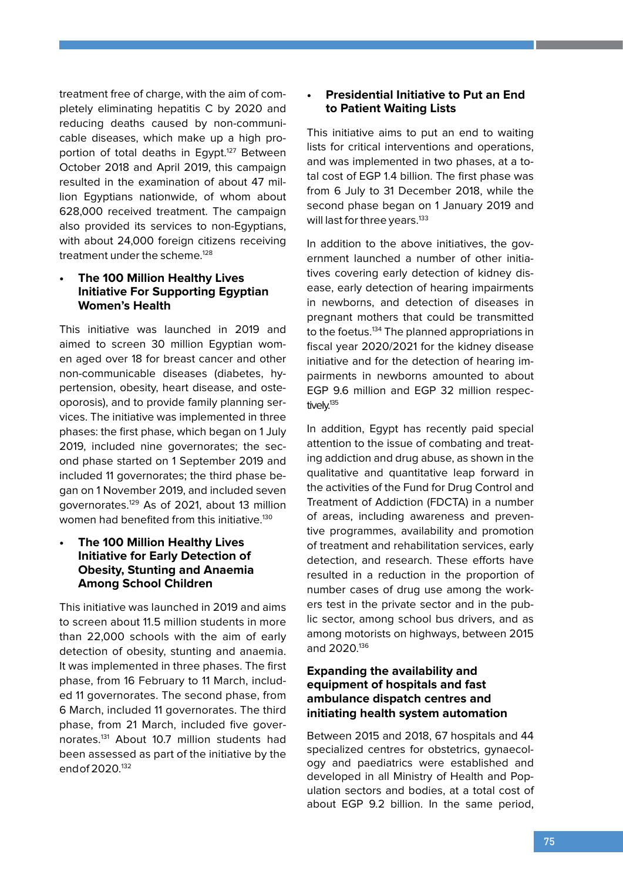treatment free of charge, with the aim of completely eliminating hepatitis C by 2020 and reducing deaths caused by non-communicable diseases, which make up a high proportion of total deaths in Egypt.[127] Between October 2018 and April 2019, this campaign resulted in the examination of about 47 million Egyptians nationwide, of whom about 628,000 received treatment. The campaign also provided its services to non-Egyptians, with about 24,000 foreign citizens receiving treatment under the scheme.[128]

- **The 100 Million Healthy Lives Initiative For Supporting Egyptian Women's Health**

This initiative was launched in 2019 and aimed to screen 30 million Egyptian women aged over 18 for breast cancer and other non-communicable diseases (diabetes, hypertension, obesity, heart disease, and osteoporosis), and to provide family planning services. The initiative was implemented in three phases: the first phase, which began on 1 July 2019, included nine governorates; the second phase started on 1 September 2019 and included 11 governorates; the third phase began on 1 November 2019, and included seven governorates.[129] As of 2021, about 13 million women had benefited from this initiative.[130]

- **The 100 Million Healthy Lives Initiative for Early Detection of Obesity, Stunting and Anaemia Among School Children**

This initiative was launched in 2019 and aims to screen about 11.5 million students in more than 22,000 schools with the aim of early detection of obesity, stunting and anaemia. It was implemented in three phases. The first phase, from 16 February to 11 March, included 11 governorates. The second phase, from 6 March, included 11 governorates. The third phase, from 21 March, included five governorates.[131] About 10.7 million students had been assessed as part of the initiative by the end of 2020.[132]

- **Presidential Initiative to Put an End to Patient Waiting Lists**

This initiative aims to put an end to waiting lists for critical interventions and operations, and was implemented in two phases, at a total cost of EGP 1.4 billion. The first phase was from 6 July to 31 December 2018, while the second phase began on 1 January 2019 and will last for three years.[133]

In addition to the above initiatives, the government launched a number of other initiatives covering early detection of kidney disease, early detection of hearing impairments in newborns, and detection of diseases in pregnant mothers that could be transmitted to the foetus.[134] The planned appropriations in fiscal year 2020/2021 for the kidney disease initiative and for the detection of hearing impairments in newborns amounted to about EGP 9.6 million and EGP 32 million respectively.[135]

In addition, Egypt has recently paid special attention to the issue of combating and treating addiction and drug abuse, as shown in the qualitative and quantitative leap forward in the activities of the Fund for Drug Control and Treatment of Addiction (FDCTA) in a number of areas, including awareness and preventive programmes, availability and promotion of treatment and rehabilitation services, early detection, and research. These efforts have resulted in a reduction in the proportion of number cases of drug use among the workers test in the private sector and in the public sector, among school bus drivers, and as among motorists on highways, between 2015 and 2020.[136]

### Expanding the availability and equipment of hospitals and fast ambulance dispatch centres and initiating health system automation

Between 2015 and 2018, 67 hospitals and 44 specialized centres for obstetrics, gynaecology and paediatrics were established and developed in all Ministry of Health and Population sectors and bodies, at a total cost of about EGP 9.2 billion. In the same period,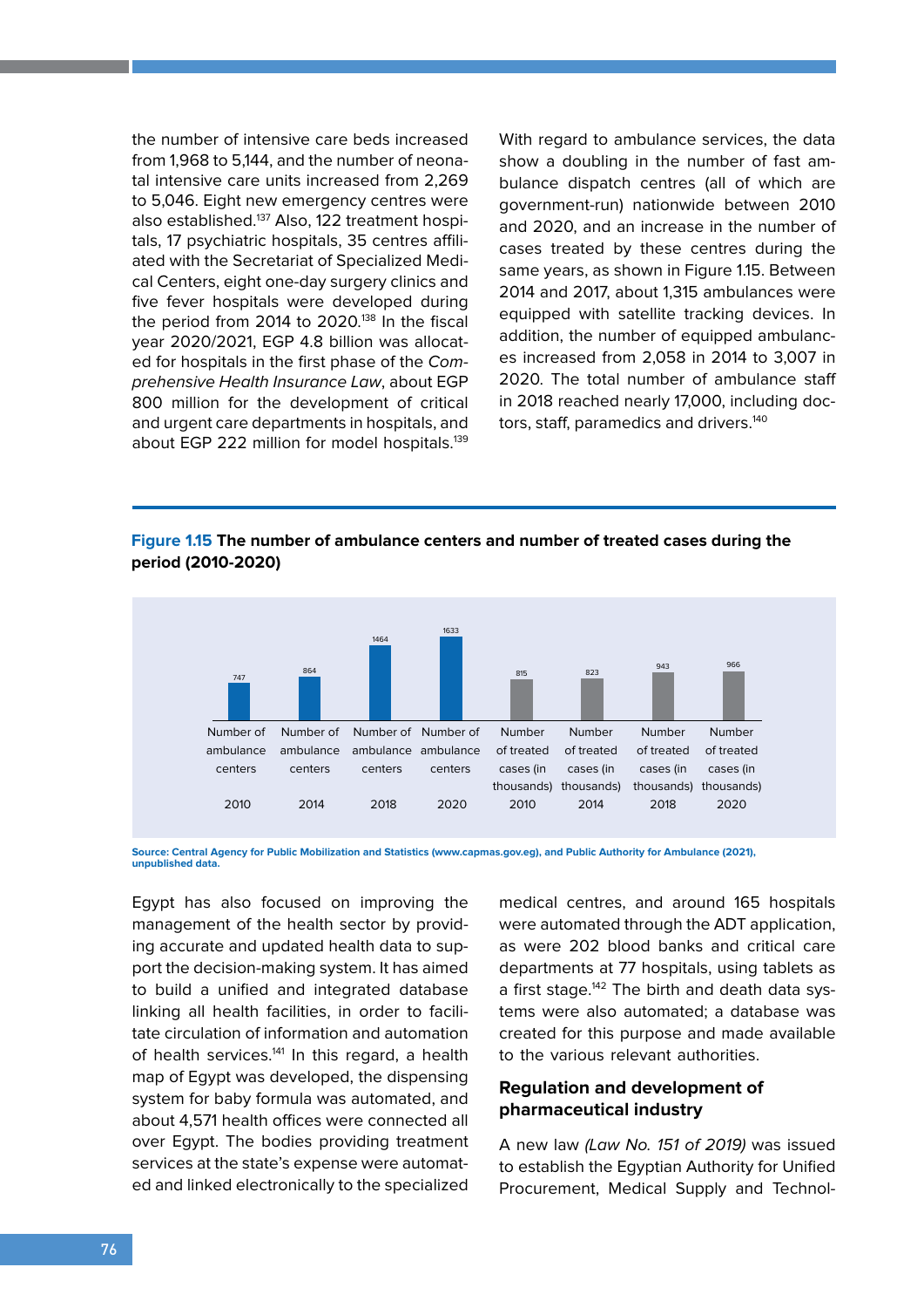the number of intensive care beds increased from 1,968 to 5,144, and the number of neonatal intensive care units increased from 2,269 to 5,046. Eight new emergency centres were also established.[137] Also, 122 treatment hospitals, 17 psychiatric hospitals, 35 centres affiliated with the Secretariat of Specialized Medical Centers, eight one-day surgery clinics and five fever hospitals were developed during the period from 2014 to 2020.[138] In the fiscal year 2020/2021, EGP 4.8 billion was allocated for hospitals in the first phase of the *Comprehensive Health Insurance Law*, about EGP 800 million for the development of critical and urgent care departments in hospitals, and about EGP 222 million for model hospitals.[139]

With regard to ambulance services, the data show a doubling in the number of fast ambulance dispatch centres (all of which are government-run) nationwide between 2010 and 2020, and an increase in the number of cases treated by these centres during the same years, as shown in Figure 1.15. Between 2014 and 2017, about 1,315 ambulances were equipped with satellite tracking devices. In addition, the number of equipped ambulances increased from 2,058 in 2014 to 3,007 in 2020. The total number of ambulance staff in 2018 reached nearly 17,000, including doctors, staff, paramedics and drivers.[140]

**Figure 1.15 The number of ambulance centers and number of treated cases during the period (2010-2020)**

| Indicator | 2010 | 2014 | 2018 | 2020 |
|---|---|---|---|---|
| Number of ambulance centers | 747 | 864 | 1464 | 1633 |
| Number of treated cases (in thousands) | 815 | 823 | 943 | 966 |

Source: Central Agency for Public Mobilization and Statistics (www.capmas.gov.eg), and Public Authority for Ambulance (2021), unpublished data.

Egypt has also focused on improving the management of the health sector by providing accurate and updated health data to support the decision-making system. It has aimed to build a unified and integrated database linking all health facilities, in order to facilitate circulation of information and automation of health services.[141] In this regard, a health map of Egypt was developed, the dispensing system for baby formula was automated, and about 4,571 health offices were connected all over Egypt. The bodies providing treatment services at the state's expense were automated and linked electronically to the specialized medical centres, and around 165 hospitals were automated through the ADT application, as were 202 blood banks and critical care departments at 77 hospitals, using tablets as a first stage.[142] The birth and death data systems were also automated; a database was created for this purpose and made available to the various relevant authorities.

### Regulation and development of pharmaceutical industry

A new law *(Law No. 151 of 2019)* was issued to establish the Egyptian Authority for Unified Procurement, Medical Supply and Technol-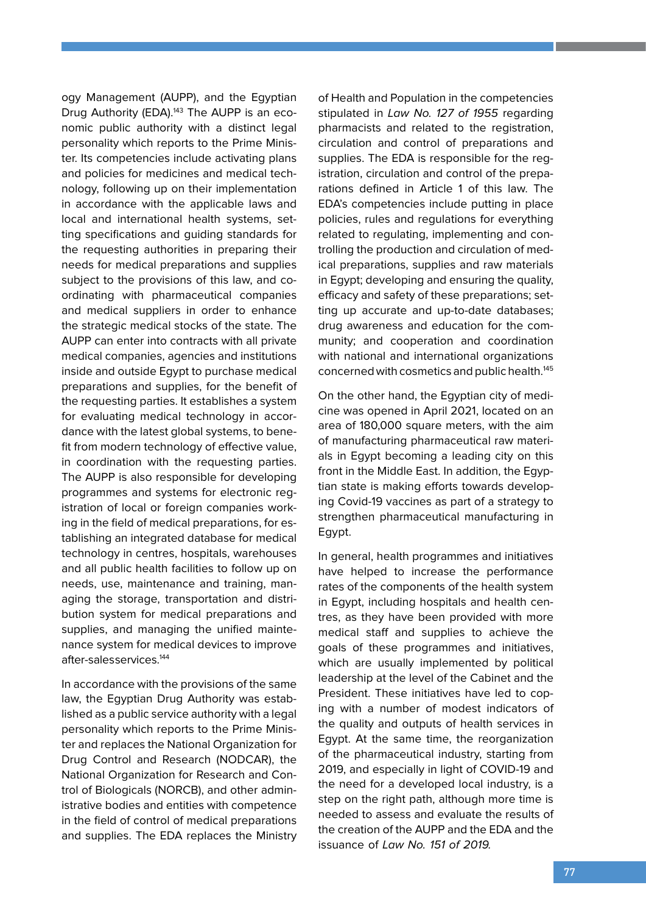ogy Management (AUPP), and the Egyptian Drug Authority (EDA).[143] The AUPP is an economic public authority with a distinct legal personality which reports to the Prime Minister. Its competencies include activating plans and policies for medicines and medical technology, following up on their implementation in accordance with the applicable laws and local and international health systems, setting specifications and guiding standards for the requesting authorities in preparing their needs for medical preparations and supplies subject to the provisions of this law, and coordinating with pharmaceutical companies and medical suppliers in order to enhance the strategic medical stocks of the state. The AUPP can enter into contracts with all private medical companies, agencies and institutions inside and outside Egypt to purchase medical preparations and supplies, for the benefit of the requesting parties. It establishes a system for evaluating medical technology in accordance with the latest global systems, to benefit from modern technology of effective value, in coordination with the requesting parties. The AUPP is also responsible for developing programmes and systems for electronic registration of local or foreign companies working in the field of medical preparations, for establishing an integrated database for medical technology in centres, hospitals, warehouses and all public health facilities to follow up on needs, use, maintenance and training, managing the storage, transportation and distribution system for medical preparations and supplies, and managing the unified maintenance system for medical devices to improve after-salesservices.[144]

In accordance with the provisions of the same law, the Egyptian Drug Authority was established as a public service authority with a legal personality which reports to the Prime Minister and replaces the National Organization for Drug Control and Research (NODCAR), the National Organization for Research and Control of Biologicals (NORCB), and other administrative bodies and entities with competence in the field of control of medical preparations and supplies. The EDA replaces the Ministry of Health and Population in the competencies stipulated in *Law No. 127 of 1955* regarding pharmacists and related to the registration, circulation and control of preparations and supplies. The EDA is responsible for the registration, circulation and control of the preparations defined in Article 1 of this law. The EDA's competencies include putting in place policies, rules and regulations for everything related to regulating, implementing and controlling the production and circulation of medical preparations, supplies and raw materials in Egypt; developing and ensuring the quality, efficacy and safety of these preparations; setting up accurate and up-to-date databases; drug awareness and education for the community; and cooperation and coordination with national and international organizations concerned with cosmetics and public health.[145]

On the other hand, the Egyptian city of medicine was opened in April 2021, located on an area of 180,000 square meters, with the aim of manufacturing pharmaceutical raw materials in Egypt becoming a leading city on this front in the Middle East. In addition, the Egyptian state is making efforts towards developing Covid-19 vaccines as part of a strategy to strengthen pharmaceutical manufacturing in Egypt.

In general, health programmes and initiatives have helped to increase the performance rates of the components of the health system in Egypt, including hospitals and health centres, as they have been provided with more medical staff and supplies to achieve the goals of these programmes and initiatives, which are usually implemented by political leadership at the level of the Cabinet and the President. These initiatives have led to coping with a number of modest indicators of the quality and outputs of health services in Egypt. At the same time, the reorganization of the pharmaceutical industry, starting from 2019, and especially in light of COVID-19 and the need for a developed local industry, is a step on the right path, although more time is needed to assess and evaluate the results of the creation of the AUPP and the EDA and the issuance of *Law No. 151 of 2019*.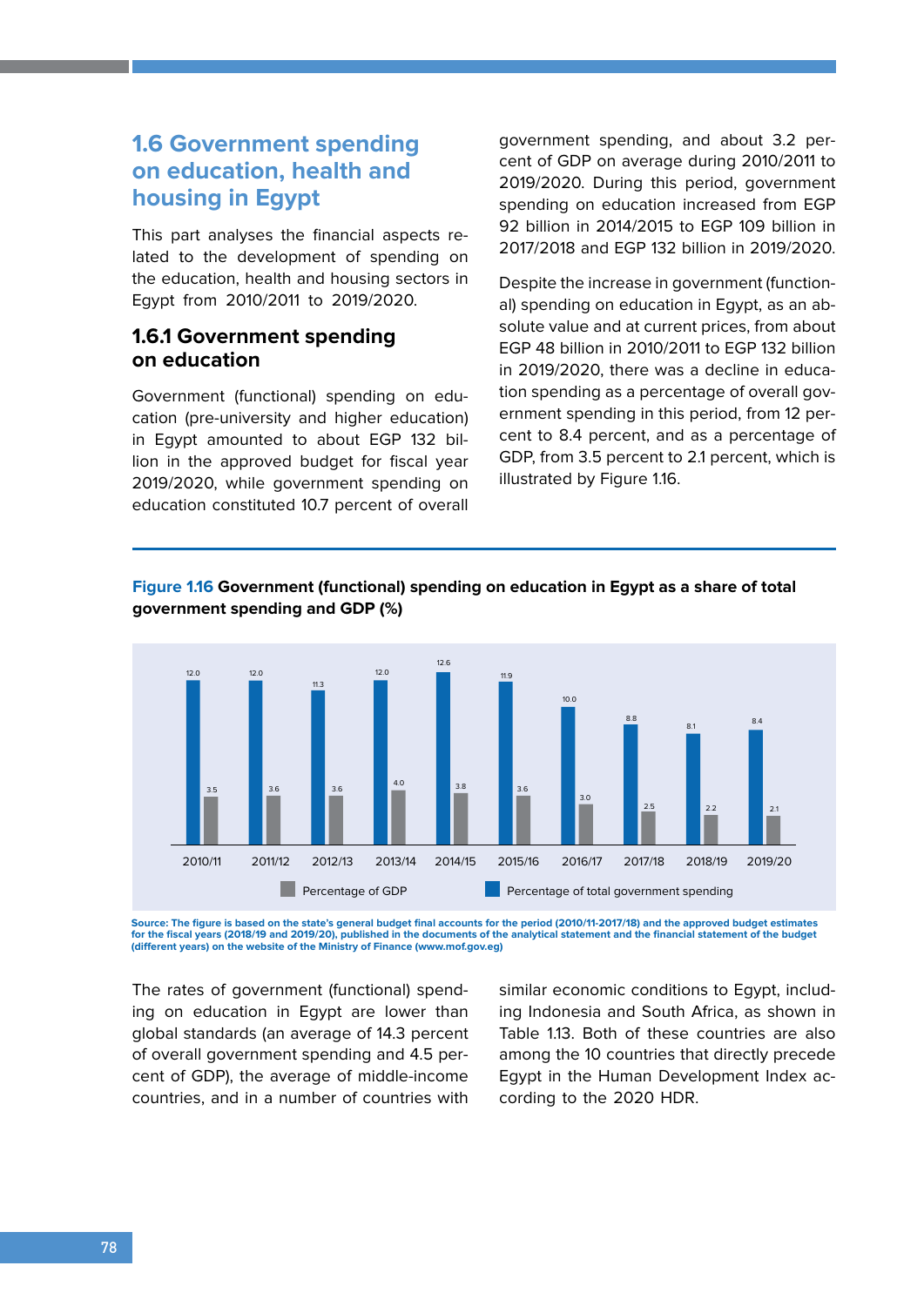## 1.6 Government spending on education, health and housing in Egypt

This part analyses the financial aspects related to the development of spending on the education, health and housing sectors in Egypt from 2010/2011 to 2019/2020.

### 1.6.1 Government spending on education

Government (functional) spending on education (pre-university and higher education) in Egypt amounted to about EGP 132 billion in the approved budget for fiscal year 2019/2020, while government spending on education constituted 10.7 percent of overall government spending, and about 3.2 percent of GDP on average during 2010/2011 to 2019/2020. During this period, government spending on education increased from EGP 92 billion in 2014/2015 to EGP 109 billion in 2017/2018 and EGP 132 billion in 2019/2020.

Despite the increase in government (functional) spending on education in Egypt, as an absolute value and at current prices, from about EGP 48 billion in 2010/2011 to EGP 132 billion in 2019/2020, there was a decline in education spending as a percentage of overall government spending in this period, from 12 percent to 8.4 percent, and as a percentage of GDP, from 3.5 percent to 2.1 percent, which is illustrated by Figure 1.16.

**Figure 1.16 Government (functional) spending on education in Egypt as a share of total government spending and GDP (%)**

| | 2010/11 | 2011/12 | 2012/13 | 2013/14 | 2014/15 | 2015/16 | 2016/17 | 2017/18 | 2018/19 | 2019/20 |
|---|---|---|---|---|---|---|---|---|---|---|
| Percentage of total government spending | 12.0 | 12.0 | 11.3 | 12.0 | 12.6 | 11.9 | 10.0 | 8.8 | 8.1 | 8.4 |
| Percentage of GDP | 3.5 | 3.6 | 3.6 | 4.0 | 3.8 | 3.6 | 3.0 | 2.5 | 2.2 | 2.1 |

Source: The figure is based on the state's general budget final accounts for the period (2010/11-2017/18) and the approved budget estimates for the fiscal years (2018/19 and 2019/20), published in the documents of the analytical statement and the financial statement of the budget (different years) on the website of the Ministry of Finance (www.mof.gov.eg)

The rates of government (functional) spending on education in Egypt are lower than global standards (an average of 14.3 percent of overall government spending and 4.5 percent of GDP), the average of middle-income countries, and in a number of countries with similar economic conditions to Egypt, including Indonesia and South Africa, as shown in Table 1.13. Both of these countries are also among the 10 countries that directly precede Egypt in the Human Development Index according to the 2020 HDR.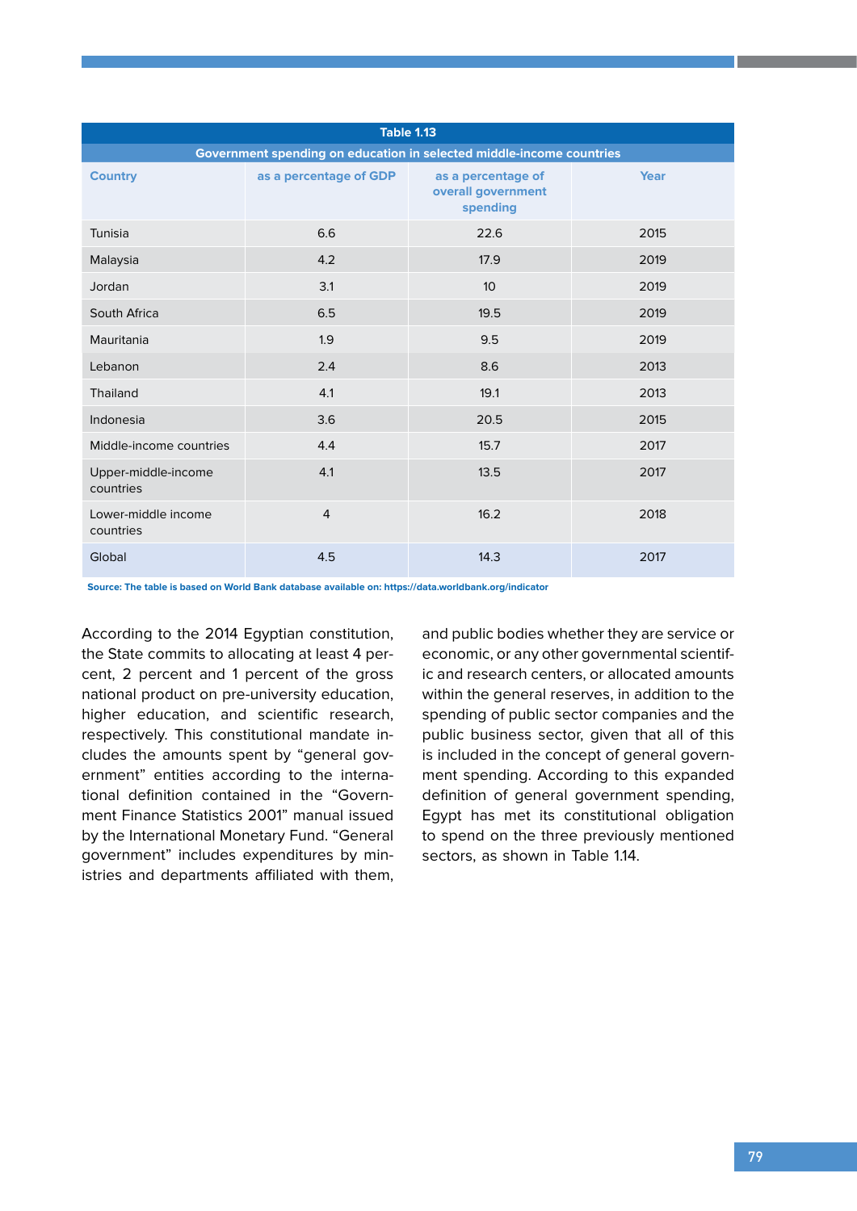**Table 1.13**

**Government spending on education in selected middle-income countries**

| Country | as a percentage of GDP | as a percentage of overall government spending | Year |
|---|---|---|---|
| Tunisia | 6.6 | 22.6 | 2015 |
| Malaysia | 4.2 | 17.9 | 2019 |
| Jordan | 3.1 | 10 | 2019 |
| South Africa | 6.5 | 19.5 | 2019 |
| Mauritania | 1.9 | 9.5 | 2019 |
| Lebanon | 2.4 | 8.6 | 2013 |
| Thailand | 4.1 | 19.1 | 2013 |
| Indonesia | 3.6 | 20.5 | 2015 |
| Middle-income countries | 4.4 | 15.7 | 2017 |
| Upper-middle-income countries | 4.1 | 13.5 | 2017 |
| Lower-middle income countries | 4 | 16.2 | 2018 |
| Global | 4.5 | 14.3 | 2017 |

**Source: The table is based on World Bank database available on: https://data.worldbank.org/indicator**

According to the 2014 Egyptian constitution, the State commits to allocating at least 4 percent, 2 percent and 1 percent of the gross national product on pre-university education, higher education, and scientific research, respectively. This constitutional mandate includes the amounts spent by "general government" entities according to the international definition contained in the "Government Finance Statistics 2001" manual issued by the International Monetary Fund. "General government" includes expenditures by ministries and departments affiliated with them, and public bodies whether they are service or economic, or any other governmental scientific and research centers, or allocated amounts within the general reserves, in addition to the spending of public sector companies and the public business sector, given that all of this is included in the concept of general government spending. According to this expanded definition of general government spending, Egypt has met its constitutional obligation to spend on the three previously mentioned sectors, as shown in Table 1.14.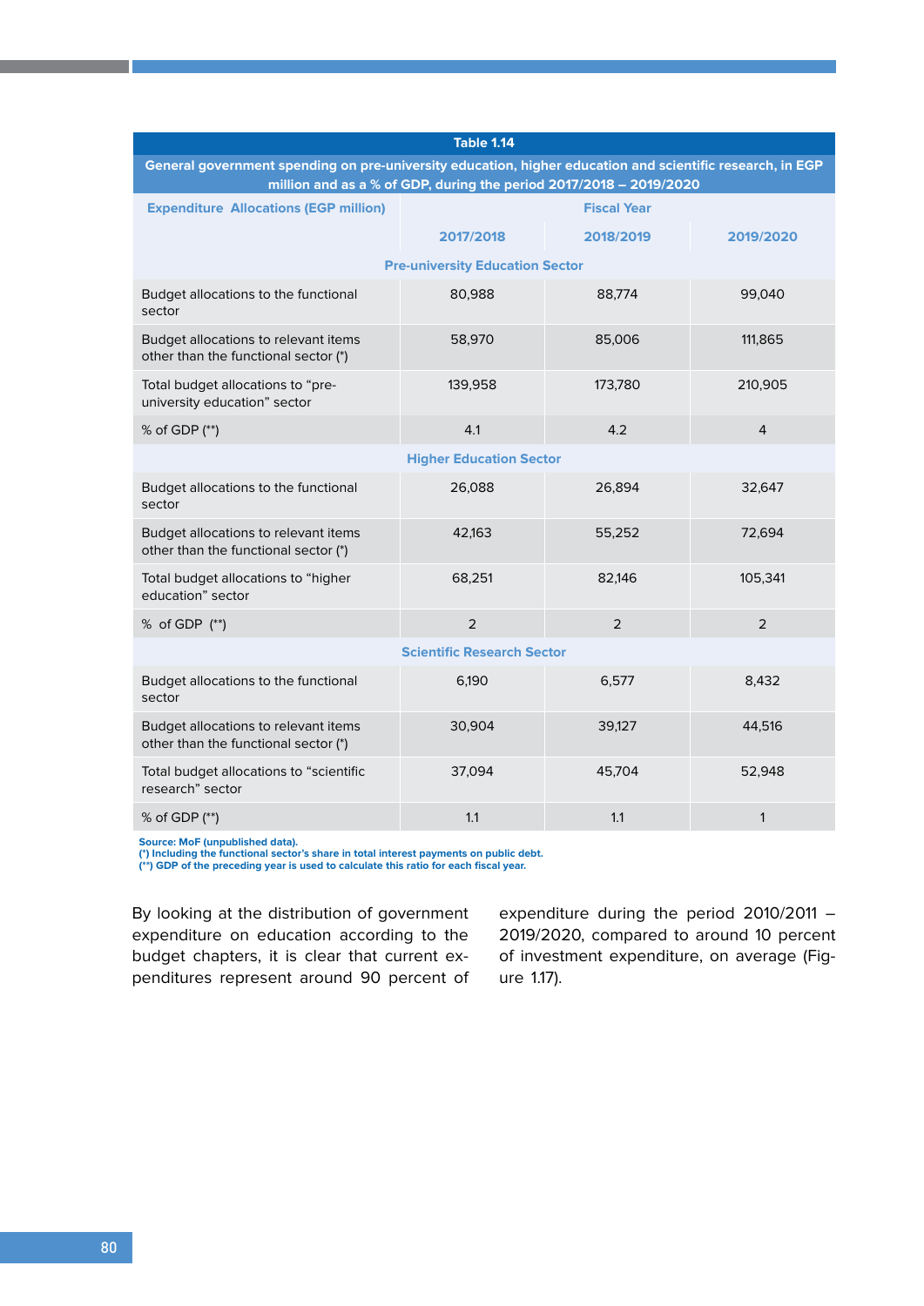Table 1.14

General government spending on pre-university education, higher education and scientific research, in EGP million and as a % of GDP, during the period 2017/2018 – 2019/2020

| Expenditure Allocations (EGP million) | Fiscal Year | | |
|---|---|---|---|
| | 2017/2018 | 2018/2019 | 2019/2020 |
| **Pre-university Education Sector** | | | |
| Budget allocations to the functional sector | 80,988 | 88,774 | 99,040 |
| Budget allocations to relevant items other than the functional sector (*) | 58,970 | 85,006 | 111,865 |
| Total budget allocations to "pre-university education" sector | 139,958 | 173,780 | 210,905 |
| % of GDP (**) | 4.1 | 4.2 | 4 |
| **Higher Education Sector** | | | |
| Budget allocations to the functional sector | 26,088 | 26,894 | 32,647 |
| Budget allocations to relevant items other than the functional sector (*) | 42,163 | 55,252 | 72,694 |
| Total budget allocations to "higher education" sector | 68,251 | 82,146 | 105,341 |
| % of GDP (**) | 2 | 2 | 2 |
| **Scientific Research Sector** | | | |
| Budget allocations to the functional sector | 6,190 | 6,577 | 8,432 |
| Budget allocations to relevant items other than the functional sector (*) | 30,904 | 39,127 | 44,516 |
| Total budget allocations to "scientific research" sector | 37,094 | 45,704 | 52,948 |
| % of GDP (**) | 1.1 | 1.1 | 1 |

Source: MoF (unpublished data).
(*) Including the functional sector's share in total interest payments on public debt.
(**) GDP of the preceding year is used to calculate this ratio for each fiscal year.

By looking at the distribution of government expenditure on education according to the budget chapters, it is clear that current expenditures represent around 90 percent of expenditure during the period 2010/2011 – 2019/2020, compared to around 10 percent of investment expenditure, on average (Figure 1.17).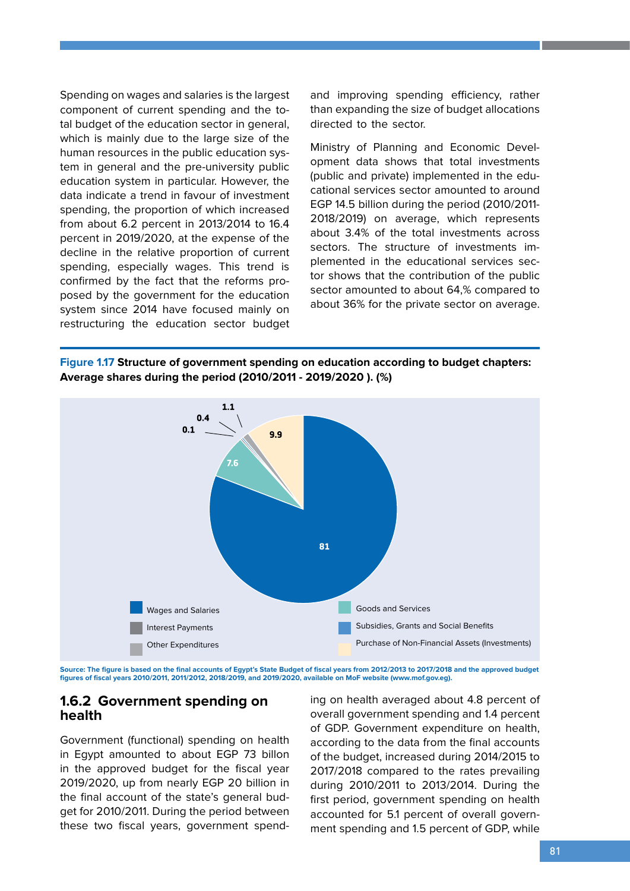Spending on wages and salaries is the largest component of current spending and the total budget of the education sector in general, which is mainly due to the large size of the human resources in the public education system in general and the pre-university public education system in particular. However, the data indicate a trend in favour of investment spending, the proportion of which increased from about 6.2 percent in 2013/2014 to 16.4 percent in 2019/2020, at the expense of the decline in the relative proportion of current spending, especially wages. This trend is confirmed by the fact that the reforms proposed by the government for the education system since 2014 have focused mainly on restructuring the education sector budget and improving spending efficiency, rather than expanding the size of budget allocations directed to the sector.

Ministry of Planning and Economic Development data shows that total investments (public and private) implemented in the educational services sector amounted to around EGP 14.5 billion during the period (2010/2011-2018/2019) on average, which represents about 3.4% of the total investments across sectors. The structure of investments implemented in the educational services sector shows that the contribution of the public sector amounted to about 64,% compared to about 36% for the private sector on average.

**Figure 1.17 Structure of government spending on education according to budget chapters: Average shares during the period (2010/2011 - 2019/2020 ). (%)**

| Budget chapter | Share (%) |
|---|---|
| Wages and Salaries | 81 |
| Goods and Services | 7.6 |
| Interest Payments | 0.1 |
| Subsidies, Grants and Social Benefits | 0.4 |
| Other Expenditures | 1.1 |
| Purchase of Non-Financial Assets (Investments) | 9.9 |

Source: The figure is based on the final accounts of Egypt's State Budget of fiscal years from 2012/2013 to 2017/2018 and the approved budget figures of fiscal years 2010/2011, 2011/2012, 2018/2019, and 2019/2020, available on MoF website (www.mof.gov.eg).

### 1.6.2 Government spending on health

Government (functional) spending on health in Egypt amounted to about EGP 73 billon in the approved budget for the fiscal year 2019/2020, up from nearly EGP 20 billion in the final account of the state's general budget for 2010/2011. During the period between these two fiscal years, government spending on health averaged about 4.8 percent of overall government spending and 1.4 percent of GDP. Government expenditure on health, according to the data from the final accounts of the budget, increased during 2014/2015 to 2017/2018 compared to the rates prevailing during 2010/2011 to 2013/2014. During the first period, government spending on health accounted for 5.1 percent of overall government spending and 1.5 percent of GDP, while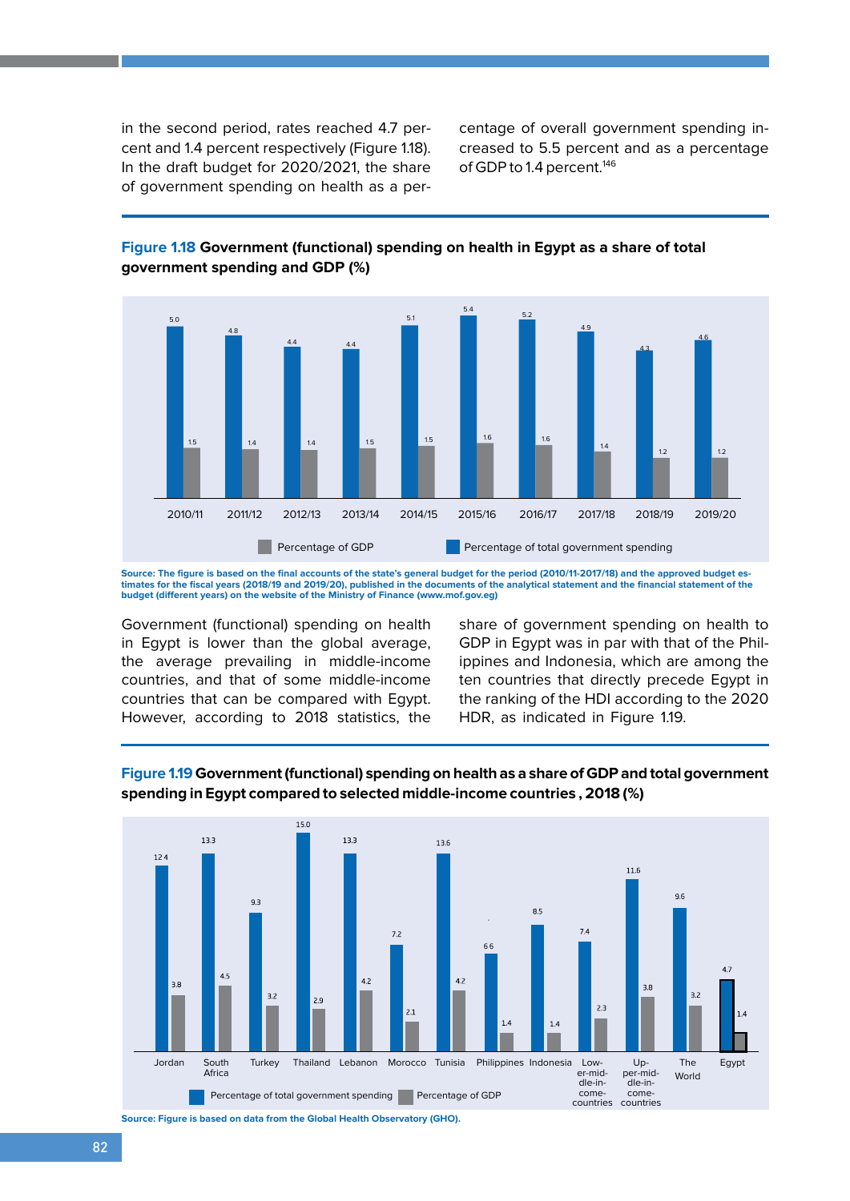in the second period, rates reached 4.7 percent and 1.4 percent respectively (Figure 1.18). In the draft budget for 2020/2021, the share of government spending on health as a percentage of overall government spending increased to 5.5 percent and as a percentage of GDP to 1.4 percent.[146]

**Figure 1.18 Government (functional) spending on health in Egypt as a share of total government spending and GDP (%)**

| Year | Percentage of total government spending | Percentage of GDP |
|---|---|---|
| 2010/11 | 5.0 | 1.5 |
| 2011/12 | 4.8 | 1.4 |
| 2012/13 | 4.4 | 1.4 |
| 2013/14 | 4.4 | 1.5 |
| 2014/15 | 5.1 | 1.5 |
| 2015/16 | 5.4 | 1.6 |
| 2016/17 | 5.2 | 1.6 |
| 2017/18 | 4.9 | 1.4 |
| 2018/19 | 4.3 | 1.2 |
| 2019/20 | 4.6 | 1.2 |

Source: The figure is based on the final accounts of the state's general budget for the period (2010/11-2017/18) and the approved budget estimates for the fiscal years (2018/19 and 2019/20), published in the documents of the analytical statement and the financial statement of the budget (different years) on the website of the Ministry of Finance (www.mof.gov.eg)

Government (functional) spending on health in Egypt is lower than the global average, the average prevailing in middle-income countries, and that of some middle-income countries that can be compared with Egypt. However, according to 2018 statistics, the share of government spending on health to GDP in Egypt was in par with that of the Philippines and Indonesia, which are among the ten countries that directly precede Egypt in the ranking of the HDI according to the 2020 HDR, as indicated in Figure 1.19.

**Figure 1.19 Government (functional) spending on health as a share of GDP and total government spending in Egypt compared to selected middle-income countries , 2018 (%)**

| Country | Percentage of total government spending | Percentage of GDP |
|---|---|---|
| Jordan | 12.4 | 3.8 |
| South Africa | 13.3 | 4.5 |
| Turkey | 9.3 | 3.2 |
| Thailand | 15.0 | 2.9 |
| Lebanon | 13.3 | 4.2 |
| Morocco | 7.2 | 2.1 |
| Tunisia | 13.6 | 4.2 |
| Philippines | 6.6 | 1.4 |
| Indonesia | 8.5 | 1.4 |
| Lower-middle-income-countries | 7.4 | 2.3 |
| Upper-middle-income-countries | 11.6 | 3.8 |
| The World | 9.6 | 3.2 |
| Egypt | 4.7 | 1.4 |

Source: Figure is based on data from the Global Health Observatory (GHO).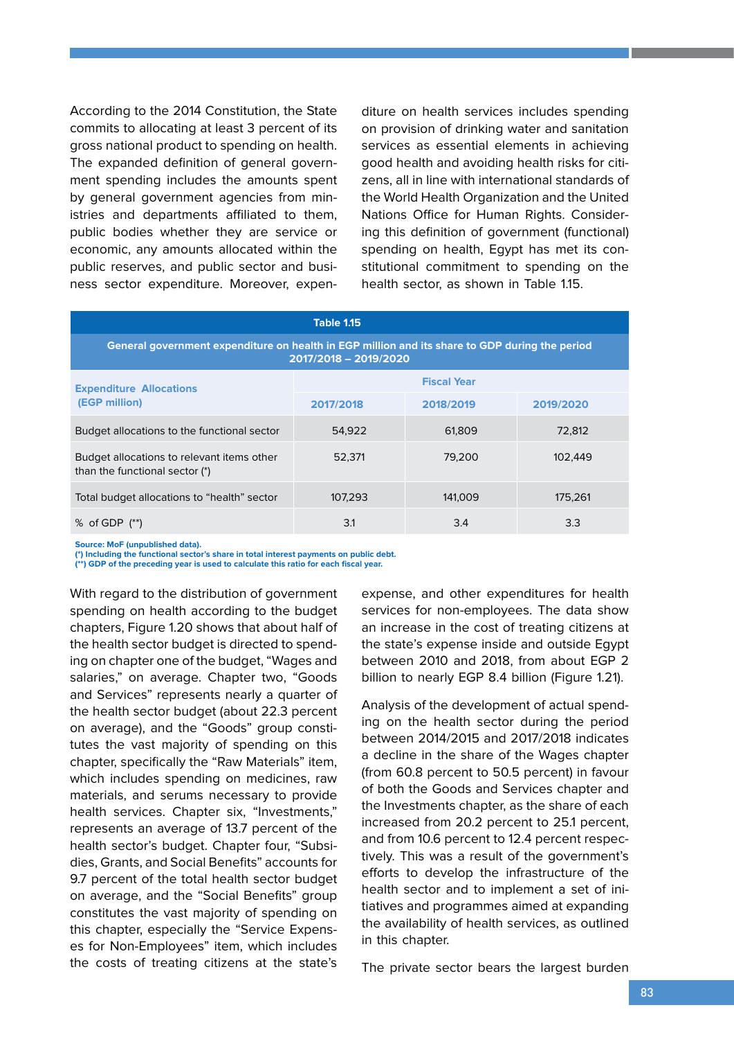According to the 2014 Constitution, the State commits to allocating at least 3 percent of its gross national product to spending on health. The expanded definition of general government spending includes the amounts spent by general government agencies from ministries and departments affiliated to them, public bodies whether they are service or economic, any amounts allocated within the public reserves, and public sector and business sector expenditure. Moreover, expenditure on health services includes spending on provision of drinking water and sanitation services as essential elements in achieving good health and avoiding health risks for citizens, all in line with international standards of the World Health Organization and the United Nations Office for Human Rights. Considering this definition of government (functional) spending on health, Egypt has met its constitutional commitment to spending on the health sector, as shown in Table 1.15.

**Table 1.15**

**General government expenditure on health in EGP million and its share to GDP during the period 2017/2018 – 2019/2020**

| Expenditure Allocations (EGP million) | Fiscal Year | | |
|---|---|---|---|
| | 2017/2018 | 2018/2019 | 2019/2020 |
| Budget allocations to the functional sector | 54,922 | 61,809 | 72,812 |
| Budget allocations to relevant items other than the functional sector (*) | 52,371 | 79,200 | 102,449 |
| Total budget allocations to "health" sector | 107,293 | 141,009 | 175,261 |
| % of GDP (**) | 3.1 | 3.4 | 3.3 |

Source: MoF (unpublished data).
(*) Including the functional sector's share in total interest payments on public debt.
(**) GDP of the preceding year is used to calculate this ratio for each fiscal year.

With regard to the distribution of government spending on health according to the budget chapters, Figure 1.20 shows that about half of the health sector budget is directed to spending on chapter one of the budget, "Wages and salaries," on average. Chapter two, "Goods and Services" represents nearly a quarter of the health sector budget (about 22.3 percent on average), and the "Goods" group constitutes the vast majority of spending on this chapter, specifically the "Raw Materials" item, which includes spending on medicines, raw materials, and serums necessary to provide health services. Chapter six, "Investments," represents an average of 13.7 percent of the health sector's budget. Chapter four, "Subsidies, Grants, and Social Benefits" accounts for 9.7 percent of the total health sector budget on average, and the "Social Benefits" group constitutes the vast majority of spending on this chapter, especially the "Service Expenses for Non-Employees" item, which includes the costs of treating citizens at the state's expense, and other expenditures for health services for non-employees. The data show an increase in the cost of treating citizens at the state's expense inside and outside Egypt between 2010 and 2018, from about EGP 2 billion to nearly EGP 8.4 billion (Figure 1.21).

Analysis of the development of actual spending on the health sector during the period between 2014/2015 and 2017/2018 indicates a decline in the share of the Wages chapter (from 60.8 percent to 50.5 percent) in favour of both the Goods and Services chapter and the Investments chapter, as the share of each increased from 20.2 percent to 25.1 percent, and from 10.6 percent to 12.4 percent respectively. This was a result of the government's efforts to develop the infrastructure of the health sector and to implement a set of initiatives and programmes aimed at expanding the availability of health services, as outlined in this chapter.

The private sector bears the largest burden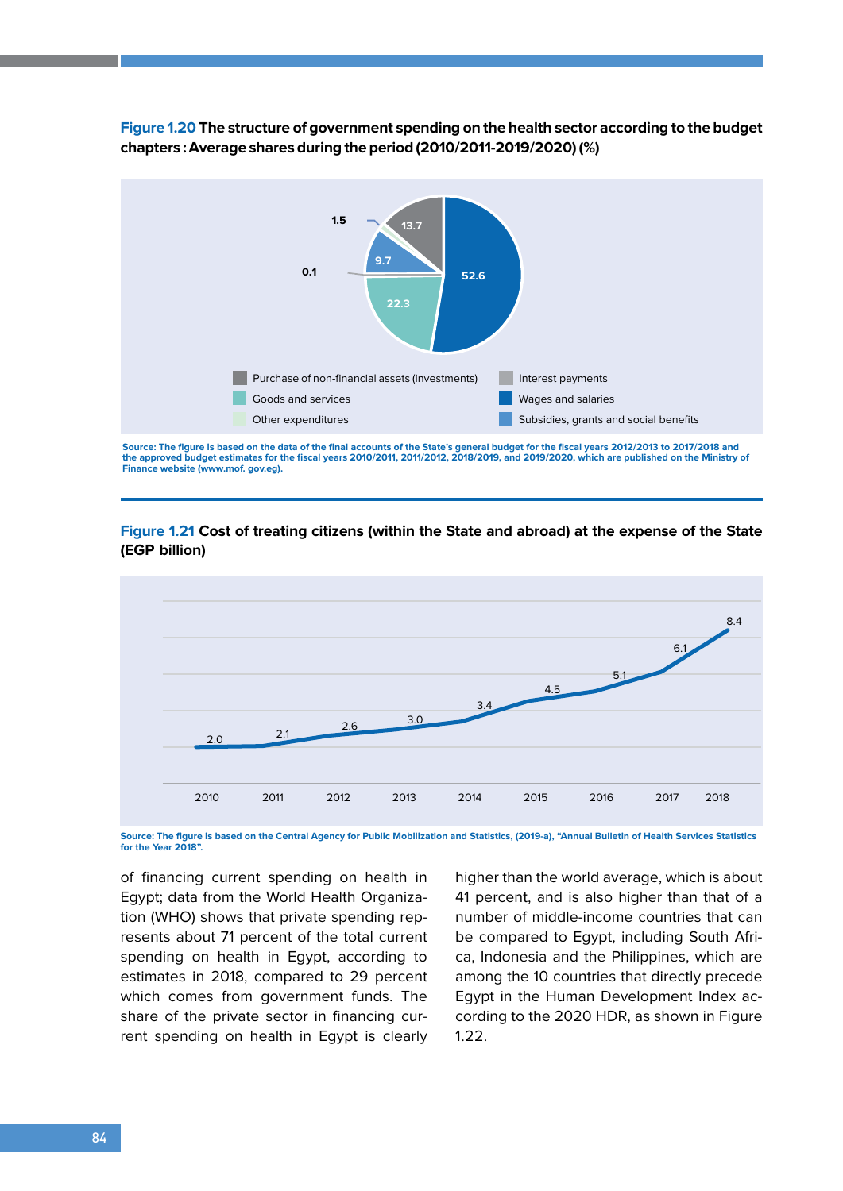**Figure 1.20 The structure of government spending on the health sector according to the budget chapters : Average shares during the period (2010/2011-2019/2020) (%)**

| Category | % |
|---|---|
| Wages and salaries | 52.6 |
| Goods and services | 22.3 |
| Interest payments | 0.1 |
| Subsidies, grants and social benefits | 9.7 |
| Other expenditures | 1.5 |
| Purchase of non-financial assets (investments) | 13.7 |

Source: The figure is based on the data of the final accounts of the State's general budget for the fiscal years 2012/2013 to 2017/2018 and the approved budget estimates for the fiscal years 2010/2011, 2011/2012, 2018/2019, and 2019/2020, which are published on the Ministry of Finance website (www.mof. gov.eg).

**Figure 1.21 Cost of treating citizens (within the State and abroad) at the expense of the State (EGP billion)**

| Year | 2010 | 2011 | 2012 | 2013 | 2014 | 2015 | 2016 | 2017 | 2018 |
|---|---|---|---|---|---|---|---|---|---|
| EGP billion | 2.0 | 2.1 | 2.6 | 3.0 | 3.4 | 4.5 | 5.1 | 6.1 | 8.4 |

Source: The figure is based on the Central Agency for Public Mobilization and Statistics, (2019-a), "Annual Bulletin of Health Services Statistics for the Year 2018".

of financing current spending on health in Egypt; data from the World Health Organization (WHO) shows that private spending represents about 71 percent of the total current spending on health in Egypt, according to estimates in 2018, compared to 29 percent which comes from government funds. The share of the private sector in financing current spending on health in Egypt is clearly higher than the world average, which is about 41 percent, and is also higher than that of a number of middle-income countries that can be compared to Egypt, including South Africa, Indonesia and the Philippines, which are among the 10 countries that directly precede Egypt in the Human Development Index according to the 2020 HDR, as shown in Figure 1.22.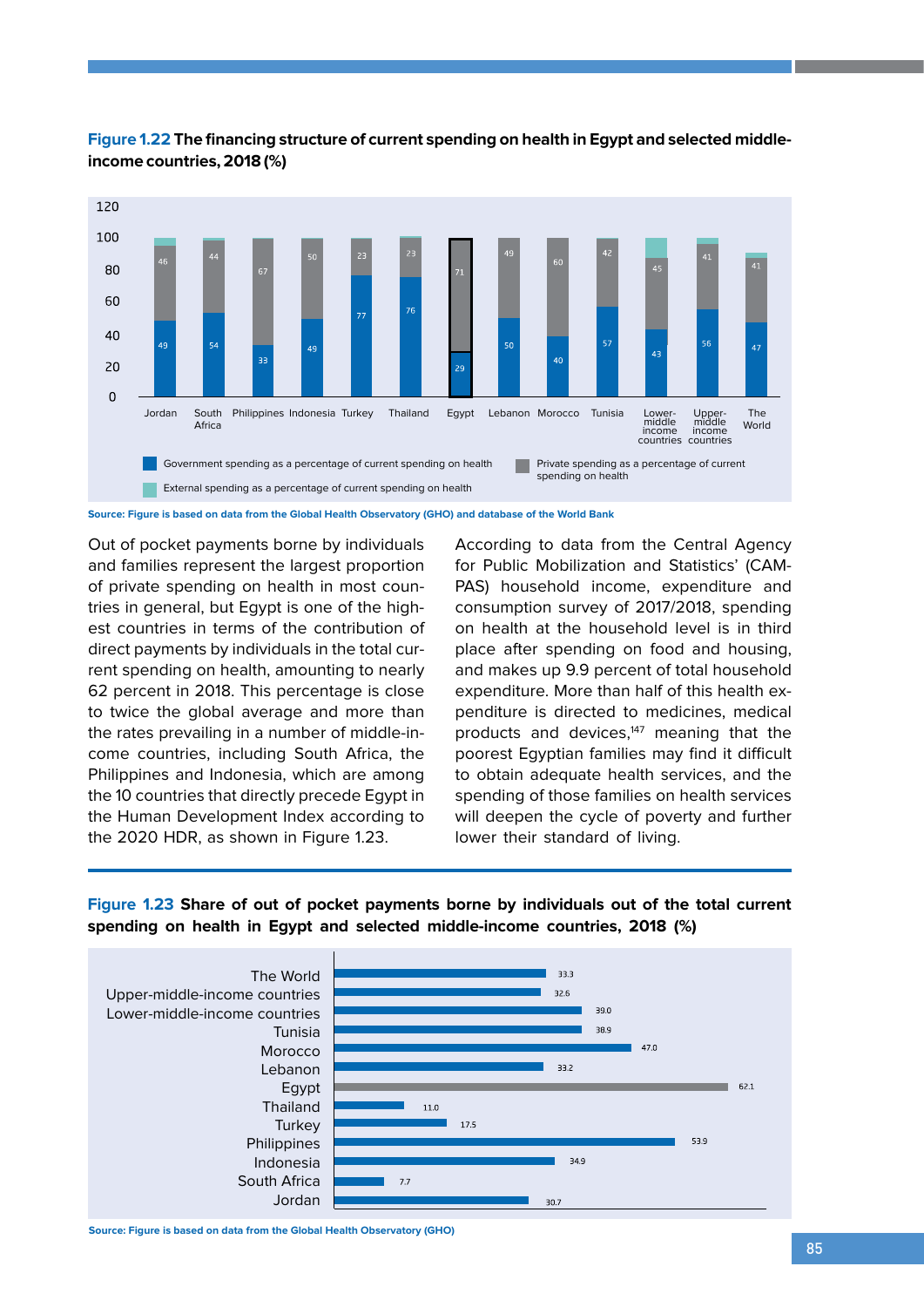**Figure 1.22 The financing structure of current spending on health in Egypt and selected middle-income countries, 2018 (%)**

| Country | Government spending as a percentage of current spending on health | Private spending as a percentage of current spending on health |
|---|---|---|
| Jordan | 49 | 46 |
| South Africa | 54 | 44 |
| Philippines | 33 | 67 |
| Indonesia | 49 | 50 |
| Turkey | 77 | 23 |
| Thailand | 76 | 23 |
| Egypt | 29 | 71 |
| Lebanon | 50 | 49 |
| Morocco | 40 | 60 |
| Tunisia | 57 | 42 |
| Lower-middle income countries | 43 | 45 |
| Upper-middle income countries | 56 | 41 |
| The World | 47 | 41 |

Government spending as a percentage of current spending on health; Private spending as a percentage of current spending on health; External spending as a percentage of current spending on health

Source: Figure is based on data from the Global Health Observatory (GHO) and database of the World Bank

Out of pocket payments borne by individuals and families represent the largest proportion of private spending on health in most countries in general, but Egypt is one of the highest countries in terms of the contribution of direct payments by individuals in the total current spending on health, amounting to nearly 62 percent in 2018. This percentage is close to twice the global average and more than the rates prevailing in a number of middle-income countries, including South Africa, the Philippines and Indonesia, which are among the 10 countries that directly precede Egypt in the Human Development Index according to the 2020 HDR, as shown in Figure 1.23.

According to data from the Central Agency for Public Mobilization and Statistics' (CAMPAS) household income, expenditure and consumption survey of 2017/2018, spending on health at the household level is in third place after spending on food and housing, and makes up 9.9 percent of total household expenditure. More than half of this health expenditure is directed to medicines, medical products and devices,[147] meaning that the poorest Egyptian families may find it difficult to obtain adequate health services, and the spending of those families on health services will deepen the cycle of poverty and further lower their standard of living.

**Figure 1.23 Share of out of pocket payments borne by individuals out of the total current spending on health in Egypt and selected middle-income countries, 2018 (%)**

| Country | Share (%) |
|---|---|
| The World | 33.3 |
| Upper-middle-income countries | 32.6 |
| Lower-middle-income countries | 39.0 |
| Tunisia | 38.9 |
| Morocco | 47.0 |
| Lebanon | 33.2 |
| Egypt | 62.1 |
| Thailand | 11.0 |
| Turkey | 17.5 |
| Philippines | 53.9 |
| Indonesia | 34.9 |
| South Africa | 7.7 |
| Jordan | 30.7 |

Source: Figure is based on data from the Global Health Observatory (GHO)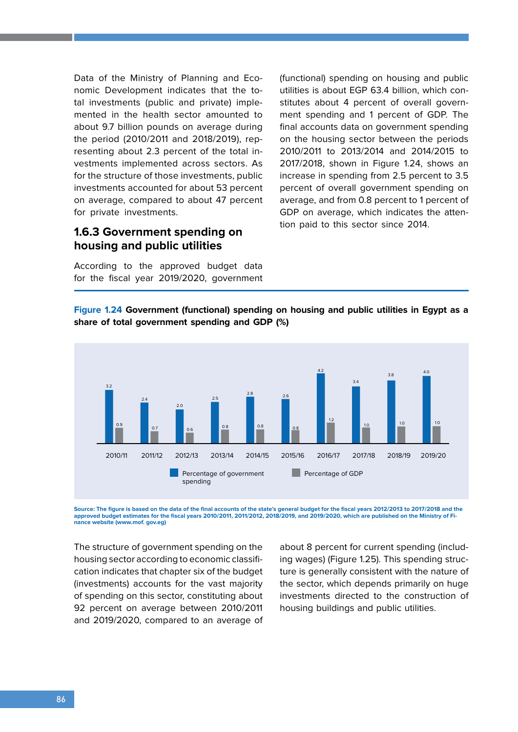Data of the Ministry of Planning and Economic Development indicates that the total investments (public and private) implemented in the health sector amounted to about 9.7 billion pounds on average during the period (2010/2011 and 2018/2019), representing about 2.3 percent of the total investments implemented across sectors. As for the structure of those investments, public investments accounted for about 53 percent on average, compared to about 47 percent for private investments.

### 1.6.3 Government spending on housing and public utilities

According to the approved budget data for the fiscal year 2019/2020, government (functional) spending on housing and public utilities is about EGP 63.4 billion, which constitutes about 4 percent of overall government spending and 1 percent of GDP. The final accounts data on government spending on the housing sector between the periods 2010/2011 to 2013/2014 and 2014/2015 to 2017/2018, shown in Figure 1.24, shows an increase in spending from 2.5 percent to 3.5 percent of overall government spending on average, and from 0.8 percent to 1 percent of GDP on average, which indicates the attention paid to this sector since 2014.

**Figure 1.24 Government (functional) spending on housing and public utilities in Egypt as a share of total government spending and GDP (%)**

| | 2010/11 | 2011/12 | 2012/13 | 2013/14 | 2014/15 | 2015/16 | 2016/17 | 2017/18 | 2018/19 | 2019/20 |
|---|---|---|---|---|---|---|---|---|---|---|
| Percentage of government spending | 3.2 | 2.4 | 2.0 | 2.5 | 2.8 | 2.6 | 4.2 | 3.4 | 3.8 | 4.0 |
| Percentage of GDP | 0.9 | 0.7 | 0.6 | 0.8 | 0.8 | 0.8 | 1.2 | 1.0 | 1.0 | 1.0 |

Source: The figure is based on the data of the final accounts of the state's general budget for the fiscal years 2012/2013 to 2017/2018 and the approved budget estimates for the fiscal years 2010/2011, 2011/2012, 2018/2019, and 2019/2020, which are published on the Ministry of Finance website (www.mof. gov.eg)

The structure of government spending on the housing sector according to economic classification indicates that chapter six of the budget (investments) accounts for the vast majority of spending on this sector, constituting about 92 percent on average between 2010/2011 and 2019/2020, compared to an average of about 8 percent for current spending (including wages) (Figure 1.25). This spending structure is generally consistent with the nature of the sector, which depends primarily on huge investments directed to the construction of housing buildings and public utilities.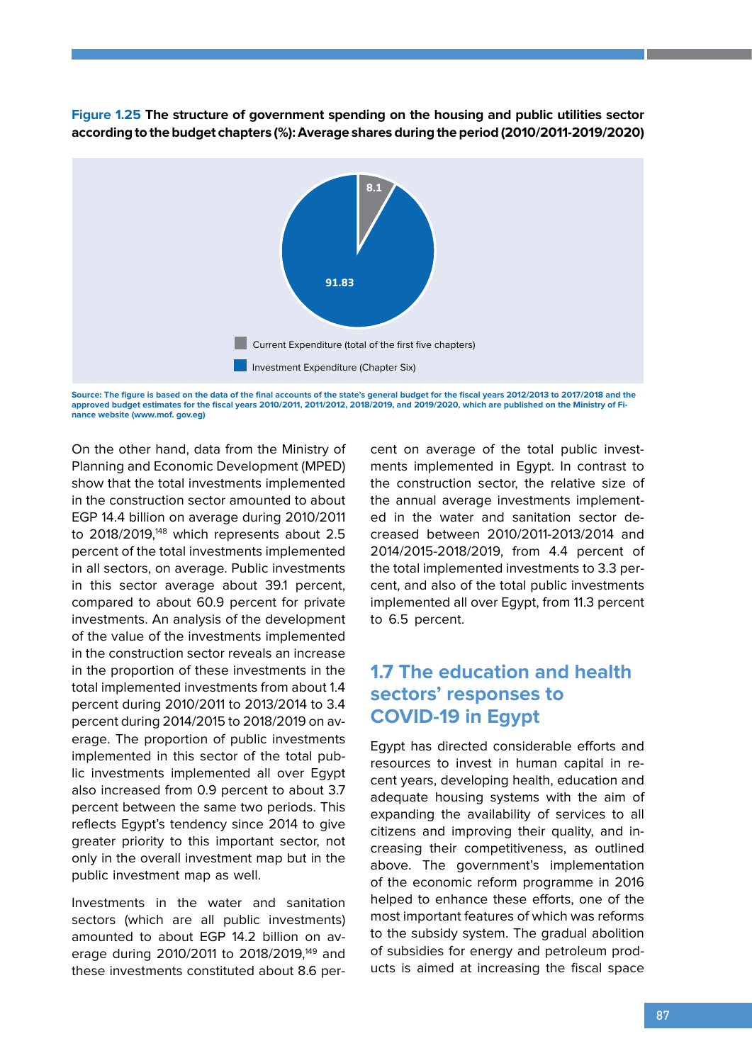**Figure 1.25 The structure of government spending on the housing and public utilities sector according to the budget chapters (%): Average shares during the period (2010/2011-2019/2020)**

8.1

91.83

Current Expenditure (total of the first five chapters)

Investment Expenditure (Chapter Six)

Source: The figure is based on the data of the final accounts of the state's general budget for the fiscal years 2012/2013 to 2017/2018 and the approved budget estimates for the fiscal years 2010/2011, 2011/2012, 2018/2019, and 2019/2020, which are published on the Ministry of Finance website (www.mof. gov.eg)

On the other hand, data from the Ministry of Planning and Economic Development (MPED) show that the total investments implemented in the construction sector amounted to about EGP 14.4 billion on average during 2010/2011 to 2018/2019,[148] which represents about 2.5 percent of the total investments implemented in all sectors, on average. Public investments in this sector average about 39.1 percent, compared to about 60.9 percent for private investments. An analysis of the development of the value of the investments implemented in the construction sector reveals an increase in the proportion of these investments in the total implemented investments from about 1.4 percent during 2010/2011 to 2013/2014 to 3.4 percent during 2014/2015 to 2018/2019 on average. The proportion of public investments implemented in this sector of the total public investments implemented all over Egypt also increased from 0.9 percent to about 3.7 percent between the same two periods. This reflects Egypt's tendency since 2014 to give greater priority to this important sector, not only in the overall investment map but in the public investment map as well.

Investments in the water and sanitation sectors (which are all public investments) amounted to about EGP 14.2 billion on average during 2010/2011 to 2018/2019,[149] and these investments constituted about 8.6 percent on average of the total public investments implemented in Egypt. In contrast to the construction sector, the relative size of the annual average investments implemented in the water and sanitation sector decreased between 2010/2011-2013/2014 and 2014/2015-2018/2019, from 4.4 percent of the total implemented investments to 3.3 percent, and also of the total public investments implemented all over Egypt, from 11.3 percent to 6.5 percent.

## 1.7 The education and health sectors' responses to COVID-19 in Egypt

Egypt has directed considerable efforts and resources to invest in human capital in recent years, developing health, education and adequate housing systems with the aim of expanding the availability of services to all citizens and improving their quality, and increasing their competitiveness, as outlined above. The government's implementation of the economic reform programme in 2016 helped to enhance these efforts, one of the most important features of which was reforms to the subsidy system. The gradual abolition of subsidies for energy and petroleum products is aimed at increasing the fiscal space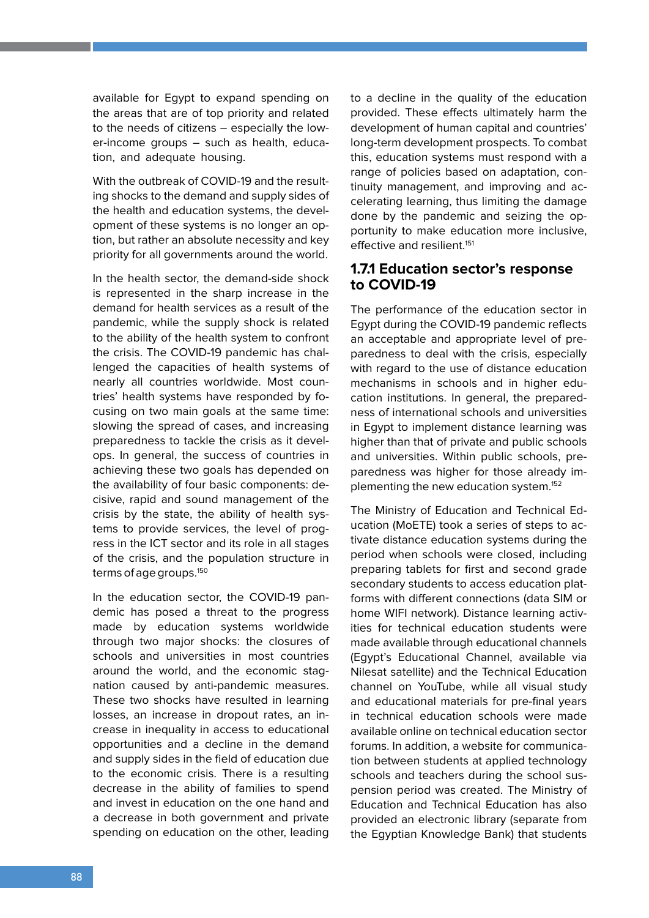available for Egypt to expand spending on the areas that are of top priority and related to the needs of citizens – especially the lower-income groups – such as health, education, and adequate housing.

With the outbreak of COVID-19 and the resulting shocks to the demand and supply sides of the health and education systems, the development of these systems is no longer an option, but rather an absolute necessity and key priority for all governments around the world.

In the health sector, the demand-side shock is represented in the sharp increase in the demand for health services as a result of the pandemic, while the supply shock is related to the ability of the health system to confront the crisis. The COVID-19 pandemic has challenged the capacities of health systems of nearly all countries worldwide. Most countries' health systems have responded by focusing on two main goals at the same time: slowing the spread of cases, and increasing preparedness to tackle the crisis as it develops. In general, the success of countries in achieving these two goals has depended on the availability of four basic components: decisive, rapid and sound management of the crisis by the state, the ability of health systems to provide services, the level of progress in the ICT sector and its role in all stages of the crisis, and the population structure in terms of age groups.[150]

In the education sector, the COVID-19 pandemic has posed a threat to the progress made by education systems worldwide through two major shocks: the closures of schools and universities in most countries around the world, and the economic stagnation caused by anti-pandemic measures. These two shocks have resulted in learning losses, an increase in dropout rates, an increase in inequality in access to educational opportunities and a decline in the demand and supply sides in the field of education due to the economic crisis. There is a resulting decrease in the ability of families to spend and invest in education on the one hand and a decrease in both government and private spending on education on the other, leading to a decline in the quality of the education provided. These effects ultimately harm the development of human capital and countries' long-term development prospects. To combat this, education systems must respond with a range of policies based on adaptation, continuity management, and improving and accelerating learning, thus limiting the damage done by the pandemic and seizing the opportunity to make education more inclusive, effective and resilient.[151]

### 1.7.1 Education sector's response to COVID-19

The performance of the education sector in Egypt during the COVID-19 pandemic reflects an acceptable and appropriate level of preparedness to deal with the crisis, especially with regard to the use of distance education mechanisms in schools and in higher education institutions. In general, the preparedness of international schools and universities in Egypt to implement distance learning was higher than that of private and public schools and universities. Within public schools, preparedness was higher for those already implementing the new education system.[152]

The Ministry of Education and Technical Education (MoETE) took a series of steps to activate distance education systems during the period when schools were closed, including preparing tablets for first and second grade secondary students to access education platforms with different connections (data SIM or home WIFI network). Distance learning activities for technical education students were made available through educational channels (Egypt's Educational Channel, available via Nilesat satellite) and the Technical Education channel on YouTube, while all visual study and educational materials for pre-final years in technical education schools were made available online on technical education sector forums. In addition, a website for communication between students at applied technology schools and teachers during the school suspension period was created. The Ministry of Education and Technical Education has also provided an electronic library (separate from the Egyptian Knowledge Bank) that students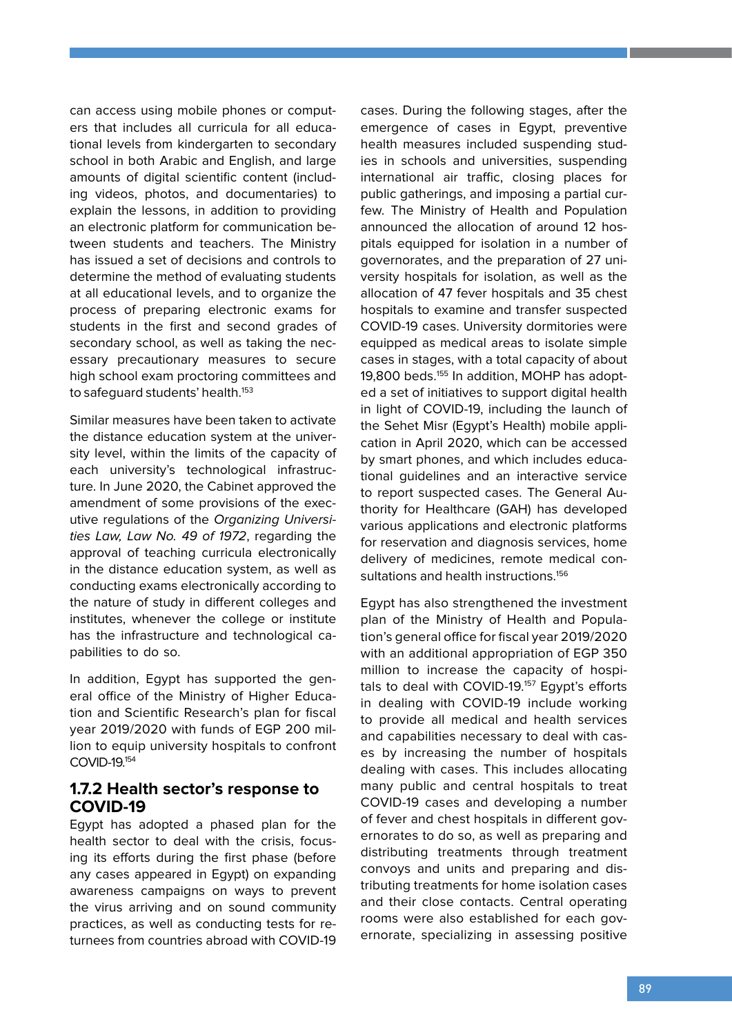can access using mobile phones or computers that includes all curricula for all educational levels from kindergarten to secondary school in both Arabic and English, and large amounts of digital scientific content (including videos, photos, and documentaries) to explain the lessons, in addition to providing an electronic platform for communication between students and teachers. The Ministry has issued a set of decisions and controls to determine the method of evaluating students at all educational levels, and to organize the process of preparing electronic exams for students in the first and second grades of secondary school, as well as taking the necessary precautionary measures to secure high school exam proctoring committees and to safeguard students' health.[153]

Similar measures have been taken to activate the distance education system at the university level, within the limits of the capacity of each university's technological infrastructure. In June 2020, the Cabinet approved the amendment of some provisions of the executive regulations of the *Organizing Universities Law, Law No. 49 of 1972*, regarding the approval of teaching curricula electronically in the distance education system, as well as conducting exams electronically according to the nature of study in different colleges and institutes, whenever the college or institute has the infrastructure and technological capabilities to do so.

In addition, Egypt has supported the general office of the Ministry of Higher Education and Scientific Research's plan for fiscal year 2019/2020 with funds of EGP 200 million to equip university hospitals to confront COVID-19.[154]

### 1.7.2 Health sector's response to COVID-19

Egypt has adopted a phased plan for the health sector to deal with the crisis, focusing its efforts during the first phase (before any cases appeared in Egypt) on expanding awareness campaigns on ways to prevent the virus arriving and on sound community practices, as well as conducting tests for returnees from countries abroad with COVID-19 cases. During the following stages, after the emergence of cases in Egypt, preventive health measures included suspending studies in schools and universities, suspending international air traffic, closing places for public gatherings, and imposing a partial curfew. The Ministry of Health and Population announced the allocation of around 12 hospitals equipped for isolation in a number of governorates, and the preparation of 27 university hospitals for isolation, as well as the allocation of 47 fever hospitals and 35 chest hospitals to examine and transfer suspected COVID-19 cases. University dormitories were equipped as medical areas to isolate simple cases in stages, with a total capacity of about 19,800 beds.[155] In addition, MOHP has adopted a set of initiatives to support digital health in light of COVID-19, including the launch of the Sehet Misr (Egypt's Health) mobile application in April 2020, which can be accessed by smart phones, and which includes educational guidelines and an interactive service to report suspected cases. The General Authority for Healthcare (GAH) has developed various applications and electronic platforms for reservation and diagnosis services, home delivery of medicines, remote medical consultations and health instructions.[156]

Egypt has also strengthened the investment plan of the Ministry of Health and Population's general office for fiscal year 2019/2020 with an additional appropriation of EGP 350 million to increase the capacity of hospitals to deal with COVID-19.[157] Egypt's efforts in dealing with COVID-19 include working to provide all medical and health services and capabilities necessary to deal with cases by increasing the number of hospitals dealing with cases. This includes allocating many public and central hospitals to treat COVID-19 cases and developing a number of fever and chest hospitals in different governorates to do so, as well as preparing and distributing treatments through treatment convoys and units and preparing and distributing treatments for home isolation cases and their close contacts. Central operating rooms were also established for each governorate, specializing in assessing positive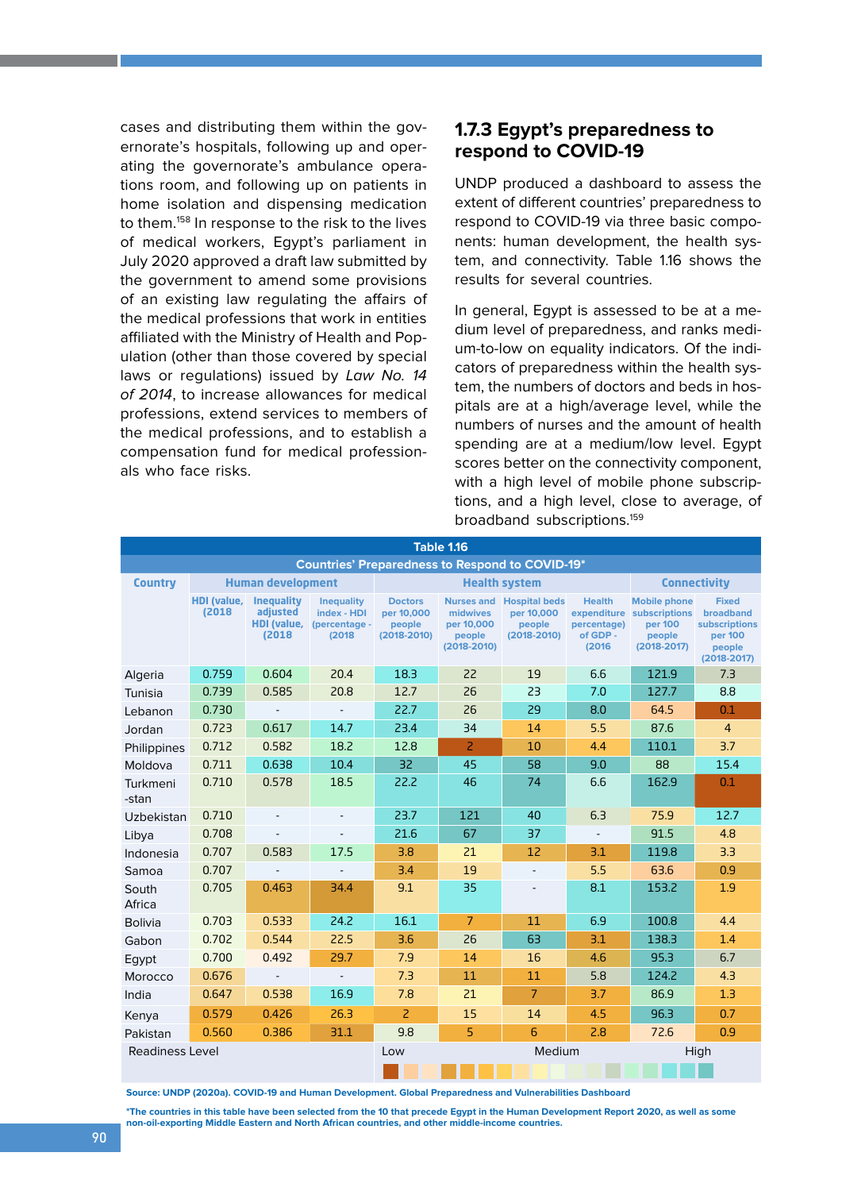cases and distributing them within the governorate's hospitals, following up and operating the governorate's ambulance operations room, and following up on patients in home isolation and dispensing medication to them.[158] In response to the risk to the lives of medical workers, Egypt's parliament in July 2020 approved a draft law submitted by the government to amend some provisions of an existing law regulating the affairs of the medical professions that work in entities affiliated with the Ministry of Health and Population (other than those covered by special laws or regulations) issued by *Law No. 14 of 2014*, to increase allowances for medical professions, extend services to members of the medical professions, and to establish a compensation fund for medical professionals who face risks.

### 1.7.3 Egypt's preparedness to respond to COVID-19

UNDP produced a dashboard to assess the extent of different countries' preparedness to respond to COVID-19 via three basic components: human development, the health system, and connectivity. Table 1.16 shows the results for several countries.

In general, Egypt is assessed to be at a medium level of preparedness, and ranks medium-to-low on equality indicators. Of the indicators of preparedness within the health system, the numbers of doctors and beds in hospitals are at a high/average level, while the numbers of nurses and the amount of health spending are at a medium/low level. Egypt scores better on the connectivity component, with a high level of mobile phone subscriptions, and a high level, close to average, of broadband subscriptions.[159]

**Table 1.16**

**Countries' Preparedness to Respond to COVID-19***

| Country | Human development | | | Health system | | | | Connectivity | |
|---|---|---|---|---|---|---|---|---|---|
| | HDI (value, (2018 | Inequality adjusted HDI (value, (2018 | Inequality index - HDI (percentage - (2018 | Doctors per 10,000 people (2018-2010) | Nurses and midwives per 10,000 people (2018-2010) | Hospital beds per 10,000 people (2018-2010) | Health expenditure percentage) of GDP - (2016 | Mobile phone subscriptions per 100 people (2018-2017) | Fixed broadband subscriptions per 100 people (2018-2017) |
| Algeria | 0.759 | 0.604 | 20.4 | 18.3 | 22 | 19 | 6.6 | 121.9 | 7.3 |
| Tunisia | 0.739 | 0.585 | 20.8 | 12.7 | 26 | 23 | 7.0 | 127.7 | 8.8 |
| Lebanon | 0.730 | - | - | 22.7 | 26 | 29 | 8.0 | 64.5 | 0.1 |
| Jordan | 0.723 | 0.617 | 14.7 | 23.4 | 34 | 14 | 5.5 | 87.6 | 4 |
| Philippines | 0.712 | 0.582 | 18.2 | 12.8 | 2 | 10 | 4.4 | 110.1 | 3.7 |
| Moldova | 0.711 | 0.638 | 10.4 | 32 | 45 | 58 | 9.0 | 88 | 15.4 |
| Turkmeni-stan | 0.710 | 0.578 | 18.5 | 22.2 | 46 | 74 | 6.6 | 162.9 | 0.1 |
| Uzbekistan | 0.710 | - | - | 23.7 | 121 | 40 | 6.3 | 75.9 | 12.7 |
| Libya | 0.708 | - | - | 21.6 | 67 | 37 | - | 91.5 | 4.8 |
| Indonesia | 0.707 | 0.583 | 17.5 | 3.8 | 21 | 12 | 3.1 | 119.8 | 3.3 |
| Samoa | 0.707 | - | - | 3.4 | 19 | - | 5.5 | 63.6 | 0.9 |
| South Africa | 0.705 | 0.463 | 34.4 | 9.1 | 35 | - | 8.1 | 153.2 | 1.9 |
| Bolivia | 0.703 | 0.533 | 24.2 | 16.1 | 7 | 11 | 6.9 | 100.8 | 4.4 |
| Gabon | 0.702 | 0.544 | 22.5 | 3.6 | 26 | 63 | 3.1 | 138.3 | 1.4 |
| Egypt | 0.700 | 0.492 | 29.7 | 7.9 | 14 | 16 | 4.6 | 95.3 | 6.7 |
| Morocco | 0.676 | - | - | 7.3 | 11 | 11 | 5.8 | 124.2 | 4.3 |
| India | 0.647 | 0.538 | 16.9 | 7.8 | 21 | 7 | 3.7 | 86.9 | 1.3 |
| Kenya | 0.579 | 0.426 | 26.3 | 2 | 15 | 14 | 4.5 | 96.3 | 0.7 |
| Pakistan | 0.560 | 0.386 | 31.1 | 9.8 | 5 | 6 | 2.8 | 72.6 | 0.9 |

Readiness Level: Low — Medium — High

Source: UNDP (2020a). COVID-19 and Human Development. Global Preparedness and Vulnerabilities Dashboard

*The countries in this table have been selected from the 10 that precede Egypt in the Human Development Report 2020, as well as some non-oil-exporting Middle Eastern and North African countries, and other middle-income countries.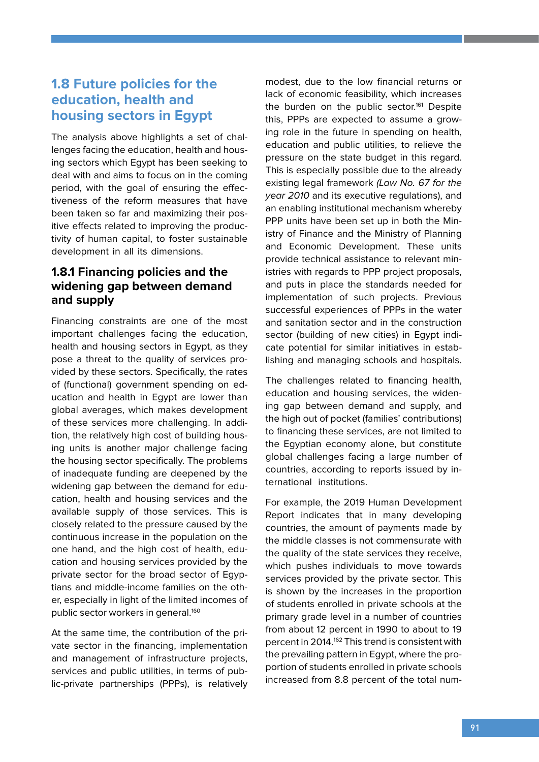## 1.8 Future policies for the education, health and housing sectors in Egypt

The analysis above highlights a set of challenges facing the education, health and housing sectors which Egypt has been seeking to deal with and aims to focus on in the coming period, with the goal of ensuring the effectiveness of the reform measures that have been taken so far and maximizing their positive effects related to improving the productivity of human capital, to foster sustainable development in all its dimensions.

### 1.8.1 Financing policies and the widening gap between demand and supply

Financing constraints are one of the most important challenges facing the education, health and housing sectors in Egypt, as they pose a threat to the quality of services provided by these sectors. Specifically, the rates of (functional) government spending on education and health in Egypt are lower than global averages, which makes development of these services more challenging. In addition, the relatively high cost of building housing units is another major challenge facing the housing sector specifically. The problems of inadequate funding are deepened by the widening gap between the demand for education, health and housing services and the available supply of those services. This is closely related to the pressure caused by the continuous increase in the population on the one hand, and the high cost of health, education and housing services provided by the private sector for the broad sector of Egyptians and middle-income families on the other, especially in light of the limited incomes of public sector workers in general.[160]

At the same time, the contribution of the private sector in the financing, implementation and management of infrastructure projects, services and public utilities, in terms of public-private partnerships (PPPs), is relatively modest, due to the low financial returns or lack of economic feasibility, which increases the burden on the public sector.[161] Despite this, PPPs are expected to assume a growing role in the future in spending on health, education and public utilities, to relieve the pressure on the state budget in this regard. This is especially possible due to the already existing legal framework *(Law No. 67 for the year 2010* and its executive regulations), and an enabling institutional mechanism whereby PPP units have been set up in both the Ministry of Finance and the Ministry of Planning and Economic Development. These units provide technical assistance to relevant ministries with regards to PPP project proposals, and puts in place the standards needed for implementation of such projects. Previous successful experiences of PPPs in the water and sanitation sector and in the construction sector (building of new cities) in Egypt indicate potential for similar initiatives in establishing and managing schools and hospitals.

The challenges related to financing health, education and housing services, the widening gap between demand and supply, and the high out of pocket (families' contributions) to financing these services, are not limited to the Egyptian economy alone, but constitute global challenges facing a large number of countries, according to reports issued by international institutions.

For example, the 2019 Human Development Report indicates that in many developing countries, the amount of payments made by the middle classes is not commensurate with the quality of the state services they receive, which pushes individuals to move towards services provided by the private sector. This is shown by the increases in the proportion of students enrolled in private schools at the primary grade level in a number of countries from about 12 percent in 1990 to about 19 percent in 2014.[162] This trend is consistent with the prevailing pattern in Egypt, where the proportion of students enrolled in private schools increased from 8.8 percent of the total num-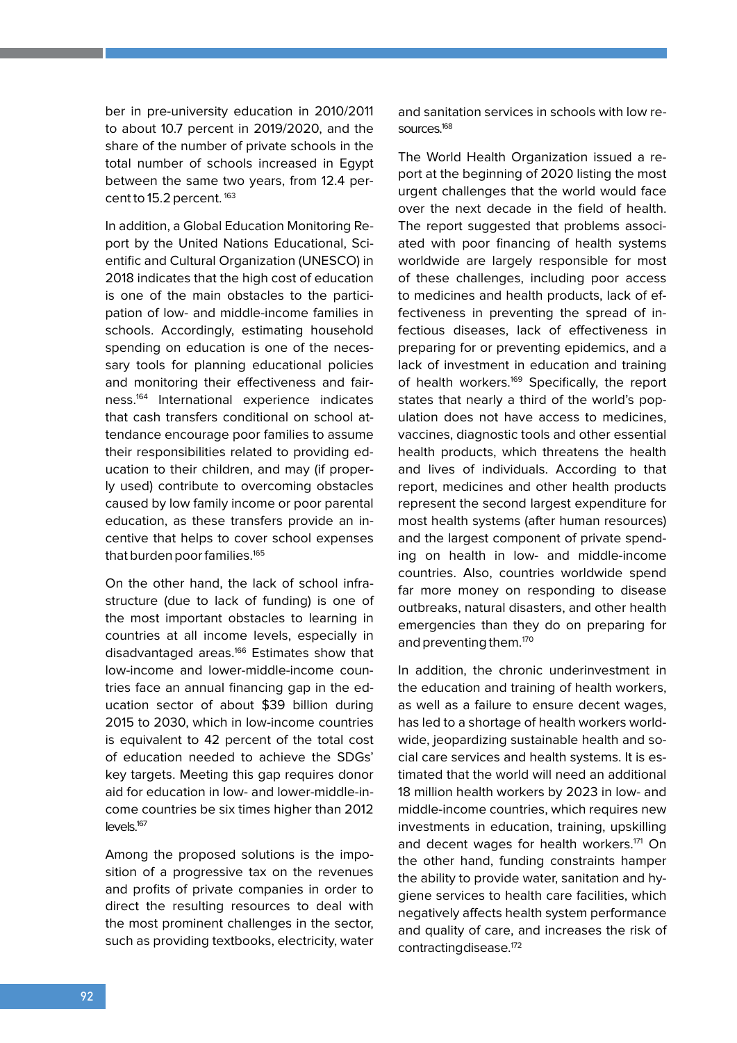ber in pre-university education in 2010/2011 to about 10.7 percent in 2019/2020, and the share of the number of private schools in the total number of schools increased in Egypt between the same two years, from 12.4 percent to 15.2 percent. [163]

In addition, a Global Education Monitoring Report by the United Nations Educational, Scientific and Cultural Organization (UNESCO) in 2018 indicates that the high cost of education is one of the main obstacles to the participation of low- and middle-income families in schools. Accordingly, estimating household spending on education is one of the necessary tools for planning educational policies and monitoring their effectiveness and fairness.[164] International experience indicates that cash transfers conditional on school attendance encourage poor families to assume their responsibilities related to providing education to their children, and may (if properly used) contribute to overcoming obstacles caused by low family income or poor parental education, as these transfers provide an incentive that helps to cover school expenses that burden poor families.[165]

On the other hand, the lack of school infrastructure (due to lack of funding) is one of the most important obstacles to learning in countries at all income levels, especially in disadvantaged areas.[166] Estimates show that low-income and lower-middle-income countries face an annual financing gap in the education sector of about $39 billion during 2015 to 2030, which in low-income countries is equivalent to 42 percent of the total cost of education needed to achieve the SDGs' key targets. Meeting this gap requires donor aid for education in low- and lower-middle-income countries be six times higher than 2012 levels.[167]

Among the proposed solutions is the imposition of a progressive tax on the revenues and profits of private companies in order to direct the resulting resources to deal with the most prominent challenges in the sector, such as providing textbooks, electricity, water and sanitation services in schools with low resources.[168]

The World Health Organization issued a report at the beginning of 2020 listing the most urgent challenges that the world would face over the next decade in the field of health. The report suggested that problems associated with poor financing of health systems worldwide are largely responsible for most of these challenges, including poor access to medicines and health products, lack of effectiveness in preventing the spread of infectious diseases, lack of effectiveness in preparing for or preventing epidemics, and a lack of investment in education and training of health workers.[169] Specifically, the report states that nearly a third of the world's population does not have access to medicines, vaccines, diagnostic tools and other essential health products, which threatens the health and lives of individuals. According to that report, medicines and other health products represent the second largest expenditure for most health systems (after human resources) and the largest component of private spending on health in low- and middle-income countries. Also, countries worldwide spend far more money on responding to disease outbreaks, natural disasters, and other health emergencies than they do on preparing for and preventing them.[170]

In addition, the chronic underinvestment in the education and training of health workers, as well as a failure to ensure decent wages, has led to a shortage of health workers worldwide, jeopardizing sustainable health and social care services and health systems. It is estimated that the world will need an additional 18 million health workers by 2023 in low- and middle-income countries, which requires new investments in education, training, upskilling and decent wages for health workers.[171] On the other hand, funding constraints hamper the ability to provide water, sanitation and hygiene services to health care facilities, which negatively affects health system performance and quality of care, and increases the risk of contracting disease.[172]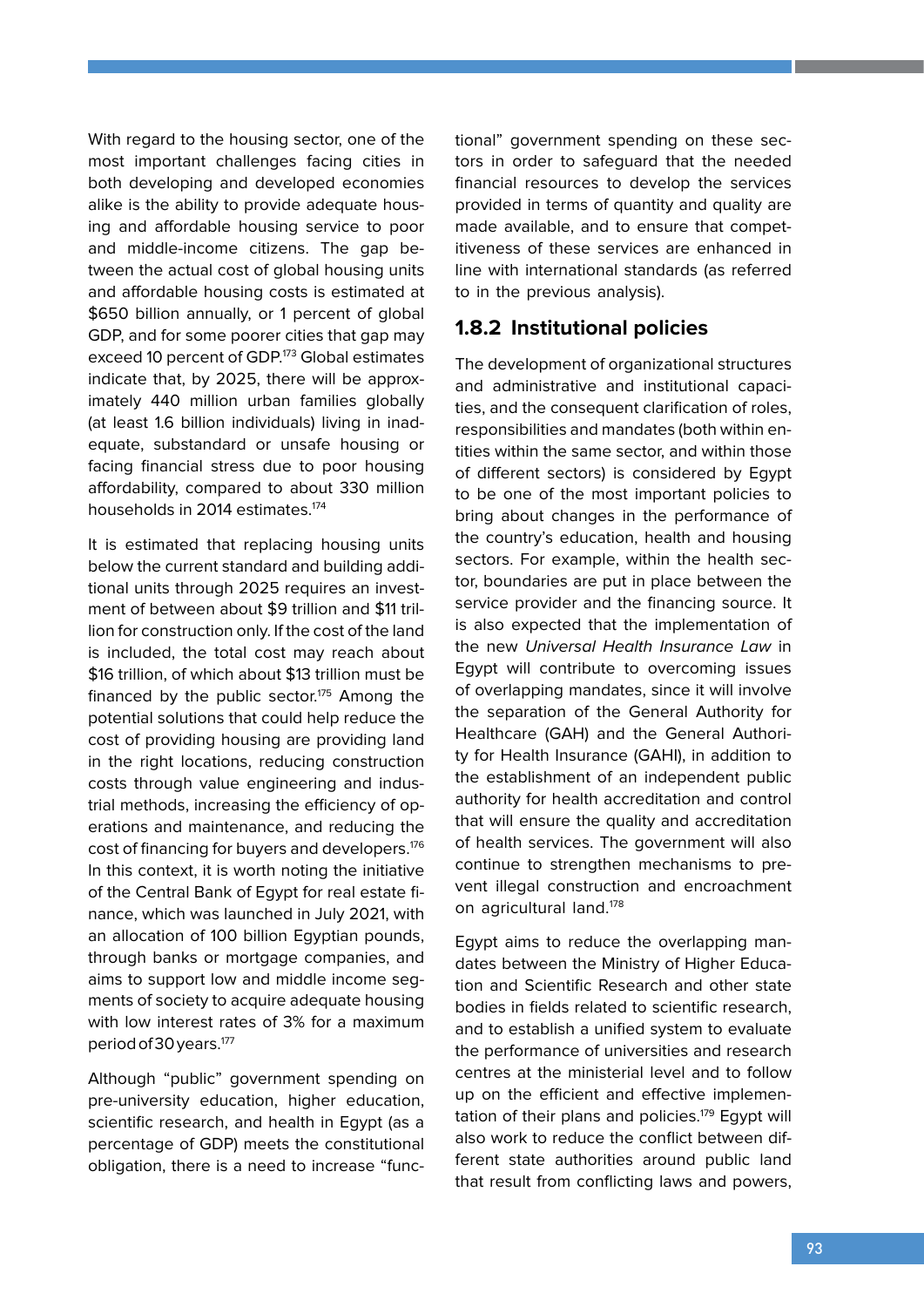With regard to the housing sector, one of the most important challenges facing cities in both developing and developed economies alike is the ability to provide adequate housing and affordable housing service to poor and middle-income citizens. The gap between the actual cost of global housing units and affordable housing costs is estimated at $650 billion annually, or 1 percent of global GDP, and for some poorer cities that gap may exceed 10 percent of GDP.[173] Global estimates indicate that, by 2025, there will be approximately 440 million urban families globally (at least 1.6 billion individuals) living in inadequate, substandard or unsafe housing or facing financial stress due to poor housing affordability, compared to about 330 million households in 2014 estimates.[174]

It is estimated that replacing housing units below the current standard and building additional units through 2025 requires an investment of between about $9 trillion and $11 trillion for construction only. If the cost of the land is included, the total cost may reach about $16 trillion, of which about $13 trillion must be financed by the public sector.[175] Among the potential solutions that could help reduce the cost of providing housing are providing land in the right locations, reducing construction costs through value engineering and industrial methods, increasing the efficiency of operations and maintenance, and reducing the cost of financing for buyers and developers.[176] In this context, it is worth noting the initiative of the Central Bank of Egypt for real estate finance, which was launched in July 2021, with an allocation of 100 billion Egyptian pounds, through banks or mortgage companies, and aims to support low and middle income segments of society to acquire adequate housing with low interest rates of 3% for a maximum period of 30 years.[177]

Although "public" government spending on pre-university education, higher education, scientific research, and health in Egypt (as a percentage of GDP) meets the constitutional obligation, there is a need to increase "functional" government spending on these sectors in order to safeguard that the needed financial resources to develop the services provided in terms of quantity and quality are made available, and to ensure that competitiveness of these services are enhanced in line with international standards (as referred to in the previous analysis).

## 1.8.2 Institutional policies

The development of organizational structures and administrative and institutional capacities, and the consequent clarification of roles, responsibilities and mandates (both within entities within the same sector, and within those of different sectors) is considered by Egypt to be one of the most important policies to bring about changes in the performance of the country's education, health and housing sectors. For example, within the health sector, boundaries are put in place between the service provider and the financing source. It is also expected that the implementation of the new *Universal Health Insurance Law* in Egypt will contribute to overcoming issues of overlapping mandates, since it will involve the separation of the General Authority for Healthcare (GAH) and the General Authority for Health Insurance (GAHI), in addition to the establishment of an independent public authority for health accreditation and control that will ensure the quality and accreditation of health services. The government will also continue to strengthen mechanisms to prevent illegal construction and encroachment on agricultural land.[178]

Egypt aims to reduce the overlapping mandates between the Ministry of Higher Education and Scientific Research and other state bodies in fields related to scientific research, and to establish a unified system to evaluate the performance of universities and research centres at the ministerial level and to follow up on the efficient and effective implementation of their plans and policies.[179] Egypt will also work to reduce the conflict between different state authorities around public land that result from conflicting laws and powers,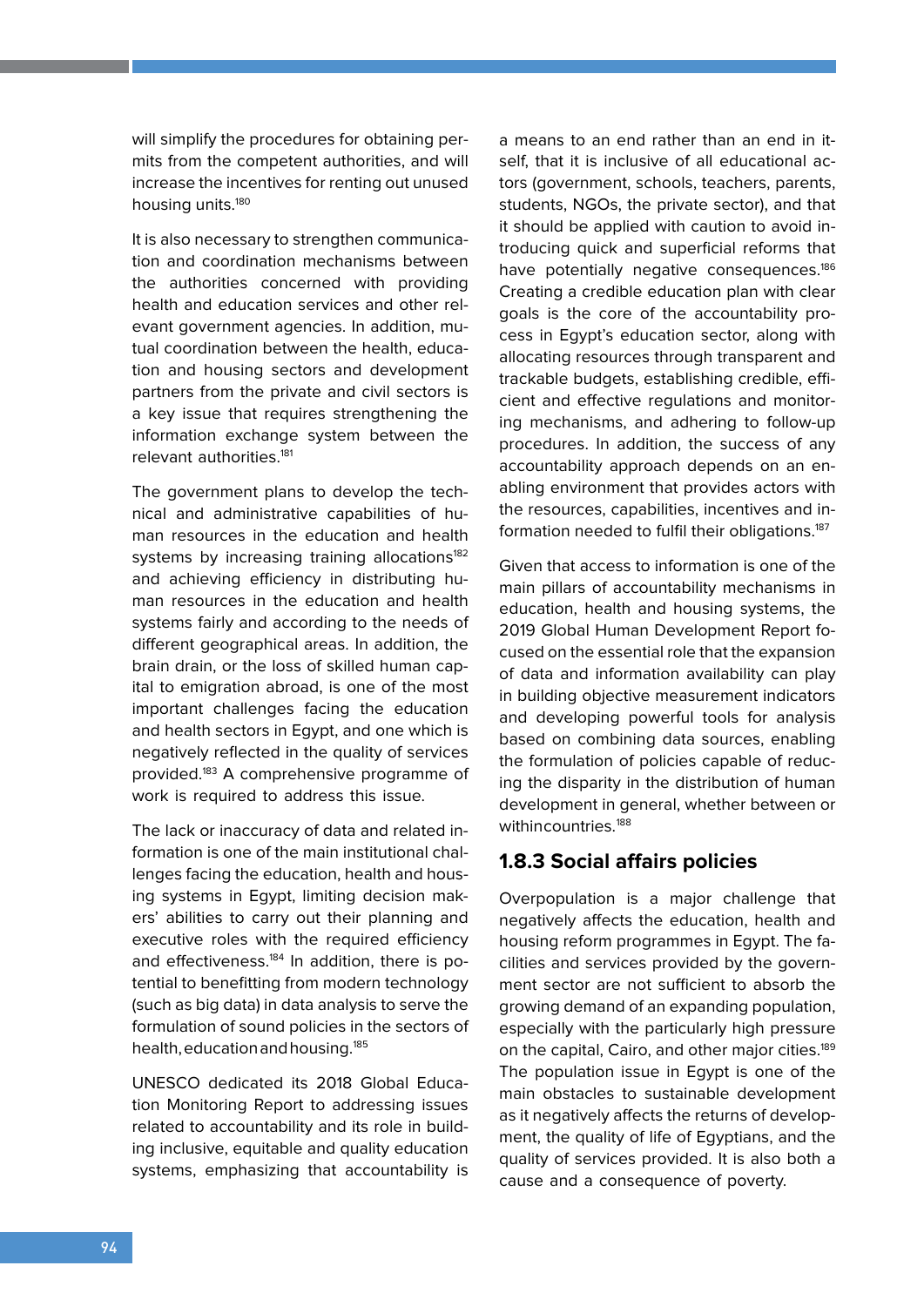will simplify the procedures for obtaining permits from the competent authorities, and will increase the incentives for renting out unused housing units.[180]

It is also necessary to strengthen communication and coordination mechanisms between the authorities concerned with providing health and education services and other relevant government agencies. In addition, mutual coordination between the health, education and housing sectors and development partners from the private and civil sectors is a key issue that requires strengthening the information exchange system between the relevant authorities.[181]

The government plans to develop the technical and administrative capabilities of human resources in the education and health systems by increasing training allocations[182] and achieving efficiency in distributing human resources in the education and health systems fairly and according to the needs of different geographical areas. In addition, the brain drain, or the loss of skilled human capital to emigration abroad, is one of the most important challenges facing the education and health sectors in Egypt, and one which is negatively reflected in the quality of services provided.[183] A comprehensive programme of work is required to address this issue.

The lack or inaccuracy of data and related information is one of the main institutional challenges facing the education, health and housing systems in Egypt, limiting decision makers' abilities to carry out their planning and executive roles with the required efficiency and effectiveness.[184] In addition, there is potential to benefitting from modern technology (such as big data) in data analysis to serve the formulation of sound policies in the sectors of health, education and housing.[185]

UNESCO dedicated its 2018 Global Education Monitoring Report to addressing issues related to accountability and its role in building inclusive, equitable and quality education systems, emphasizing that accountability is a means to an end rather than an end in itself, that it is inclusive of all educational actors (government, schools, teachers, parents, students, NGOs, the private sector), and that it should be applied with caution to avoid introducing quick and superficial reforms that have potentially negative consequences.[186] Creating a credible education plan with clear goals is the core of the accountability process in Egypt's education sector, along with allocating resources through transparent and trackable budgets, establishing credible, efficient and effective regulations and monitoring mechanisms, and adhering to follow-up procedures. In addition, the success of any accountability approach depends on an enabling environment that provides actors with the resources, capabilities, incentives and information needed to fulfil their obligations.[187]

Given that access to information is one of the main pillars of accountability mechanisms in education, health and housing systems, the 2019 Global Human Development Report focused on the essential role that the expansion of data and information availability can play in building objective measurement indicators and developing powerful tools for analysis based on combining data sources, enabling the formulation of policies capable of reducing the disparity in the distribution of human development in general, whether between or within countries.[188]

### 1.8.3 Social affairs policies

Overpopulation is a major challenge that negatively affects the education, health and housing reform programmes in Egypt. The facilities and services provided by the government sector are not sufficient to absorb the growing demand of an expanding population, especially with the particularly high pressure on the capital, Cairo, and other major cities.[189] The population issue in Egypt is one of the main obstacles to sustainable development as it negatively affects the returns of development, the quality of life of Egyptians, and the quality of services provided. It is also both a cause and a consequence of poverty.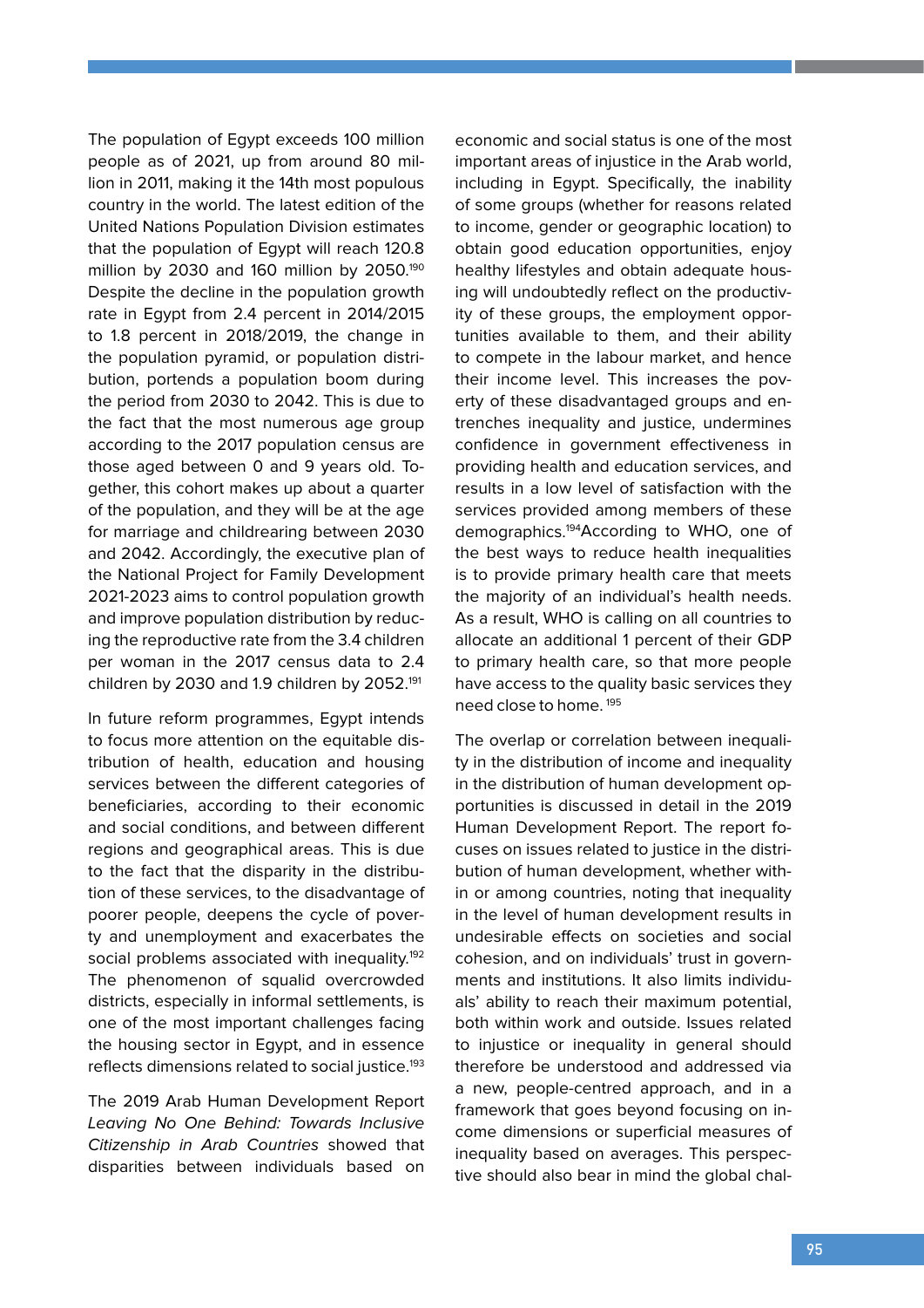The population of Egypt exceeds 100 million people as of 2021, up from around 80 million in 2011, making it the 14th most populous country in the world. The latest edition of the United Nations Population Division estimates that the population of Egypt will reach 120.8 million by 2030 and 160 million by 2050.[190] Despite the decline in the population growth rate in Egypt from 2.4 percent in 2014/2015 to 1.8 percent in 2018/2019, the change in the population pyramid, or population distribution, portends a population boom during the period from 2030 to 2042. This is due to the fact that the most numerous age group according to the 2017 population census are those aged between 0 and 9 years old. Together, this cohort makes up about a quarter of the population, and they will be at the age for marriage and childrearing between 2030 and 2042. Accordingly, the executive plan of the National Project for Family Development 2021-2023 aims to control population growth and improve population distribution by reducing the reproductive rate from the 3.4 children per woman in the 2017 census data to 2.4 children by 2030 and 1.9 children by 2052.[191]

In future reform programmes, Egypt intends to focus more attention on the equitable distribution of health, education and housing services between the different categories of beneficiaries, according to their economic and social conditions, and between different regions and geographical areas. This is due to the fact that the disparity in the distribution of these services, to the disadvantage of poorer people, deepens the cycle of poverty and unemployment and exacerbates the social problems associated with inequality.[192] The phenomenon of squalid overcrowded districts, especially in informal settlements, is one of the most important challenges facing the housing sector in Egypt, and in essence reflects dimensions related to social justice.[193]

The 2019 Arab Human Development Report *Leaving No One Behind: Towards Inclusive Citizenship in Arab Countries* showed that disparities between individuals based on economic and social status is one of the most important areas of injustice in the Arab world, including in Egypt. Specifically, the inability of some groups (whether for reasons related to income, gender or geographic location) to obtain good education opportunities, enjoy healthy lifestyles and obtain adequate housing will undoubtedly reflect on the productivity of these groups, the employment opportunities available to them, and their ability to compete in the labour market, and hence their income level. This increases the poverty of these disadvantaged groups and entrenches inequality and justice, undermines confidence in government effectiveness in providing health and education services, and results in a low level of satisfaction with the services provided among members of these demographics.[194] According to WHO, one of the best ways to reduce health inequalities is to provide primary health care that meets the majority of an individual's health needs. As a result, WHO is calling on all countries to allocate an additional 1 percent of their GDP to primary health care, so that more people have access to the quality basic services they need close to home.[195]

The overlap or correlation between inequality in the distribution of income and inequality in the distribution of human development opportunities is discussed in detail in the 2019 Human Development Report. The report focuses on issues related to justice in the distribution of human development, whether within or among countries, noting that inequality in the level of human development results in undesirable effects on societies and social cohesion, and on individuals' trust in governments and institutions. It also limits individuals' ability to reach their maximum potential, both within work and outside. Issues related to injustice or inequality in general should therefore be understood and addressed via a new, people-centred approach, and in a framework that goes beyond focusing on income dimensions or superficial measures of inequality based on averages. This perspective should also bear in mind the global chal-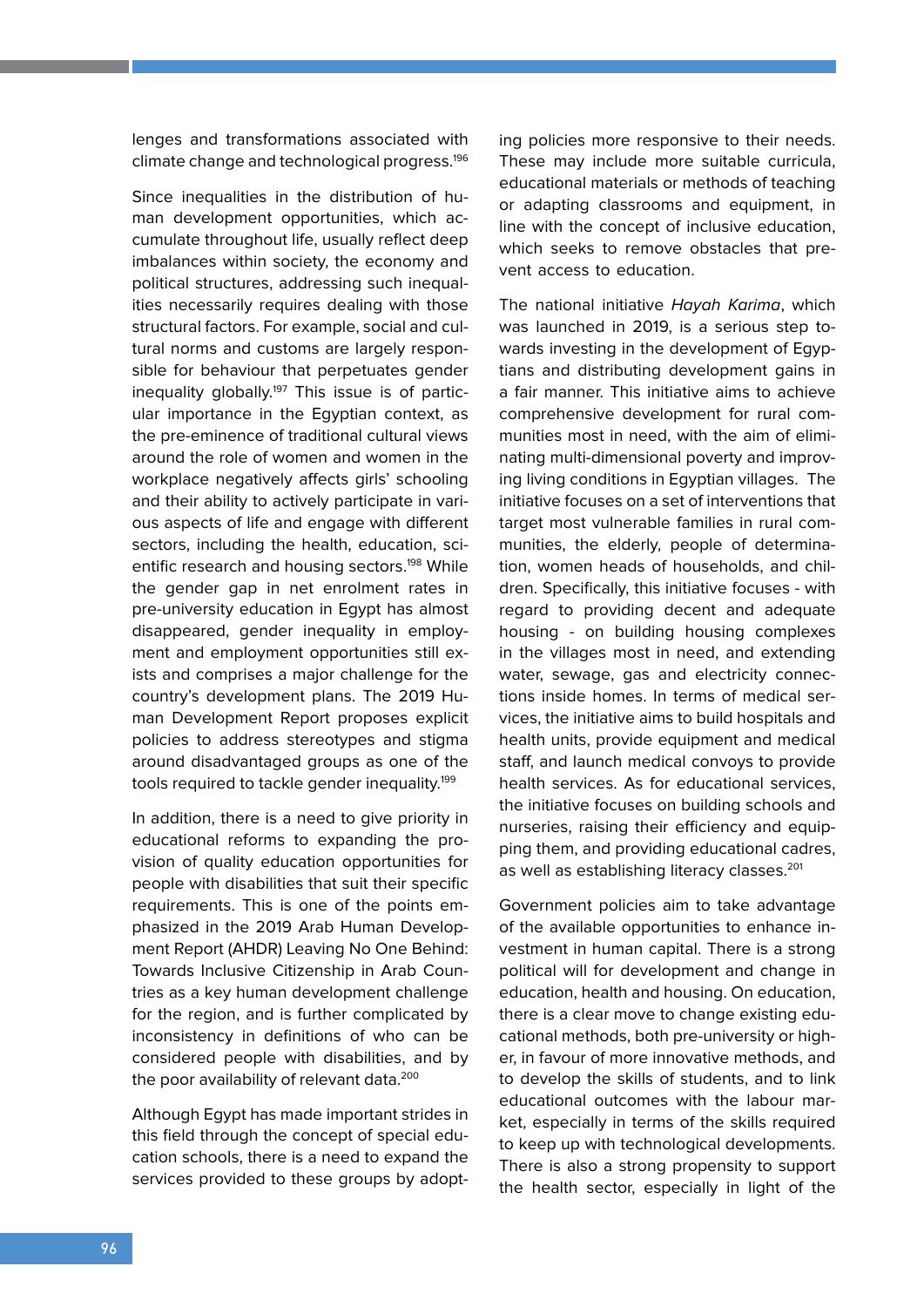lenges and transformations associated with climate change and technological progress.[196]

Since inequalities in the distribution of human development opportunities, which accumulate throughout life, usually reflect deep imbalances within society, the economy and political structures, addressing such inequalities necessarily requires dealing with those structural factors. For example, social and cultural norms and customs are largely responsible for behaviour that perpetuates gender inequality globally.[197] This issue is of particular importance in the Egyptian context, as the pre-eminence of traditional cultural views around the role of women and women in the workplace negatively affects girls' schooling and their ability to actively participate in various aspects of life and engage with different sectors, including the health, education, scientific research and housing sectors.[198] While the gender gap in net enrolment rates in pre-university education in Egypt has almost disappeared, gender inequality in employment and employment opportunities still exists and comprises a major challenge for the country's development plans. The 2019 Human Development Report proposes explicit policies to address stereotypes and stigma around disadvantaged groups as one of the tools required to tackle gender inequality.[199]

In addition, there is a need to give priority in educational reforms to expanding the provision of quality education opportunities for people with disabilities that suit their specific requirements. This is one of the points emphasized in the 2019 Arab Human Development Report (AHDR) Leaving No One Behind: Towards Inclusive Citizenship in Arab Countries as a key human development challenge for the region, and is further complicated by inconsistency in definitions of who can be considered people with disabilities, and by the poor availability of relevant data.[200]

Although Egypt has made important strides in this field through the concept of special education schools, there is a need to expand the services provided to these groups by adopting policies more responsive to their needs. These may include more suitable curricula, educational materials or methods of teaching or adapting classrooms and equipment, in line with the concept of inclusive education, which seeks to remove obstacles that prevent access to education.

The national initiative *Hayah Karima*, which was launched in 2019, is a serious step towards investing in the development of Egyptians and distributing development gains in a fair manner. This initiative aims to achieve comprehensive development for rural communities most in need, with the aim of eliminating multi-dimensional poverty and improving living conditions in Egyptian villages. The initiative focuses on a set of interventions that target most vulnerable families in rural communities, the elderly, people of determination, women heads of households, and children. Specifically, this initiative focuses - with regard to providing decent and adequate housing - on building housing complexes in the villages most in need, and extending water, sewage, gas and electricity connections inside homes. In terms of medical services, the initiative aims to build hospitals and health units, provide equipment and medical staff, and launch medical convoys to provide health services. As for educational services, the initiative focuses on building schools and nurseries, raising their efficiency and equipping them, and providing educational cadres, as well as establishing literacy classes.[201]

Government policies aim to take advantage of the available opportunities to enhance investment in human capital. There is a strong political will for development and change in education, health and housing. On education, there is a clear move to change existing educational methods, both pre-university or higher, in favour of more innovative methods, and to develop the skills of students, and to link educational outcomes with the labour market, especially in terms of the skills required to keep up with technological developments. There is also a strong propensity to support the health sector, especially in light of the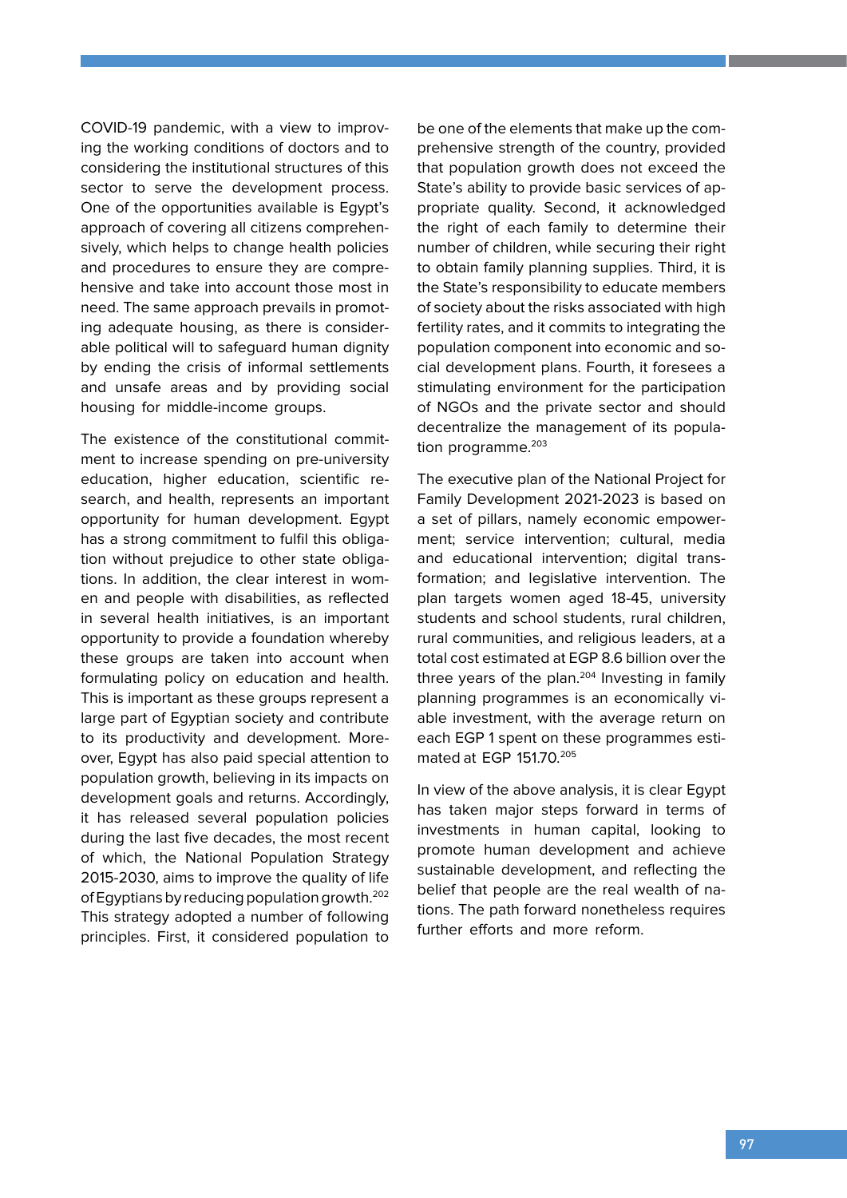COVID-19 pandemic, with a view to improving the working conditions of doctors and to considering the institutional structures of this sector to serve the development process. One of the opportunities available is Egypt's approach of covering all citizens comprehensively, which helps to change health policies and procedures to ensure they are comprehensive and take into account those most in need. The same approach prevails in promoting adequate housing, as there is considerable political will to safeguard human dignity by ending the crisis of informal settlements and unsafe areas and by providing social housing for middle-income groups.

The existence of the constitutional commitment to increase spending on pre-university education, higher education, scientific research, and health, represents an important opportunity for human development. Egypt has a strong commitment to fulfil this obligation without prejudice to other state obligations. In addition, the clear interest in women and people with disabilities, as reflected in several health initiatives, is an important opportunity to provide a foundation whereby these groups are taken into account when formulating policy on education and health. This is important as these groups represent a large part of Egyptian society and contribute to its productivity and development. Moreover, Egypt has also paid special attention to population growth, believing in its impacts on development goals and returns. Accordingly, it has released several population policies during the last five decades, the most recent of which, the National Population Strategy 2015-2030, aims to improve the quality of life of Egyptians by reducing population growth.[202] This strategy adopted a number of following principles. First, it considered population to be one of the elements that make up the comprehensive strength of the country, provided that population growth does not exceed the State's ability to provide basic services of appropriate quality. Second, it acknowledged the right of each family to determine their number of children, while securing their right to obtain family planning supplies. Third, it is the State's responsibility to educate members of society about the risks associated with high fertility rates, and it commits to integrating the population component into economic and social development plans. Fourth, it foresees a stimulating environment for the participation of NGOs and the private sector and should decentralize the management of its population programme.[203]

The executive plan of the National Project for Family Development 2021-2023 is based on a set of pillars, namely economic empowerment; service intervention; cultural, media and educational intervention; digital transformation; and legislative intervention. The plan targets women aged 18-45, university students and school students, rural children, rural communities, and religious leaders, at a total cost estimated at EGP 8.6 billion over the three years of the plan.[204] Investing in family planning programmes is an economically viable investment, with the average return on each EGP 1 spent on these programmes estimated at EGP 151.70.[205]

In view of the above analysis, it is clear Egypt has taken major steps forward in terms of investments in human capital, looking to promote human development and achieve sustainable development, and reflecting the belief that people are the real wealth of nations. The path forward nonetheless requires further efforts and more reform.